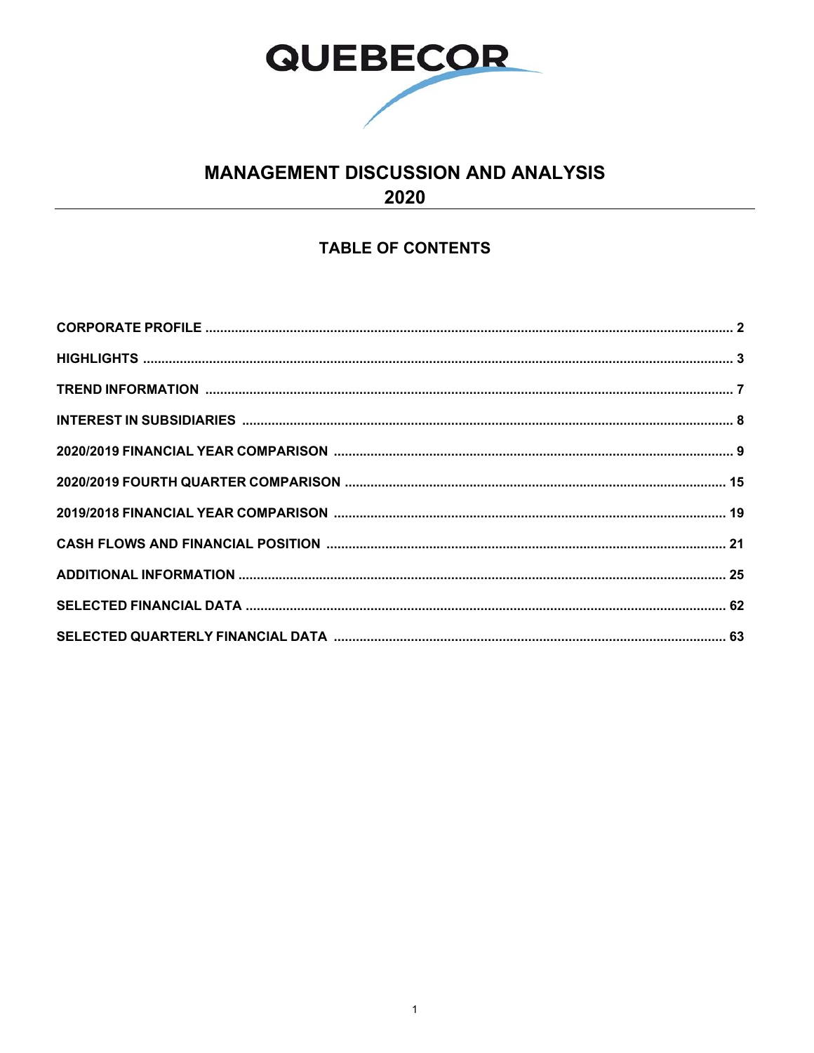QUEBECOR

# MANAGEMENT DISCUSSION AND ANALYSIS 2020

## TABLE OF CONTENTS

| | |
|---|---|
| CORPORATE PROFILE | 2 |
| HIGHLIGHTS | 3 |
| TREND INFORMATION | 7 |
| INTEREST IN SUBSIDIARIES | 8 |
| 2020/2019 FINANCIAL YEAR COMPARISON | 9 |
| 2020/2019 FOURTH QUARTER COMPARISON | 15 |
| 2019/2018 FINANCIAL YEAR COMPARISON | 19 |
| CASH FLOWS AND FINANCIAL POSITION | 21 |
| ADDITIONAL INFORMATION | 25 |
| SELECTED FINANCIAL DATA | 62 |
| SELECTED QUARTERLY FINANCIAL DATA | 63 |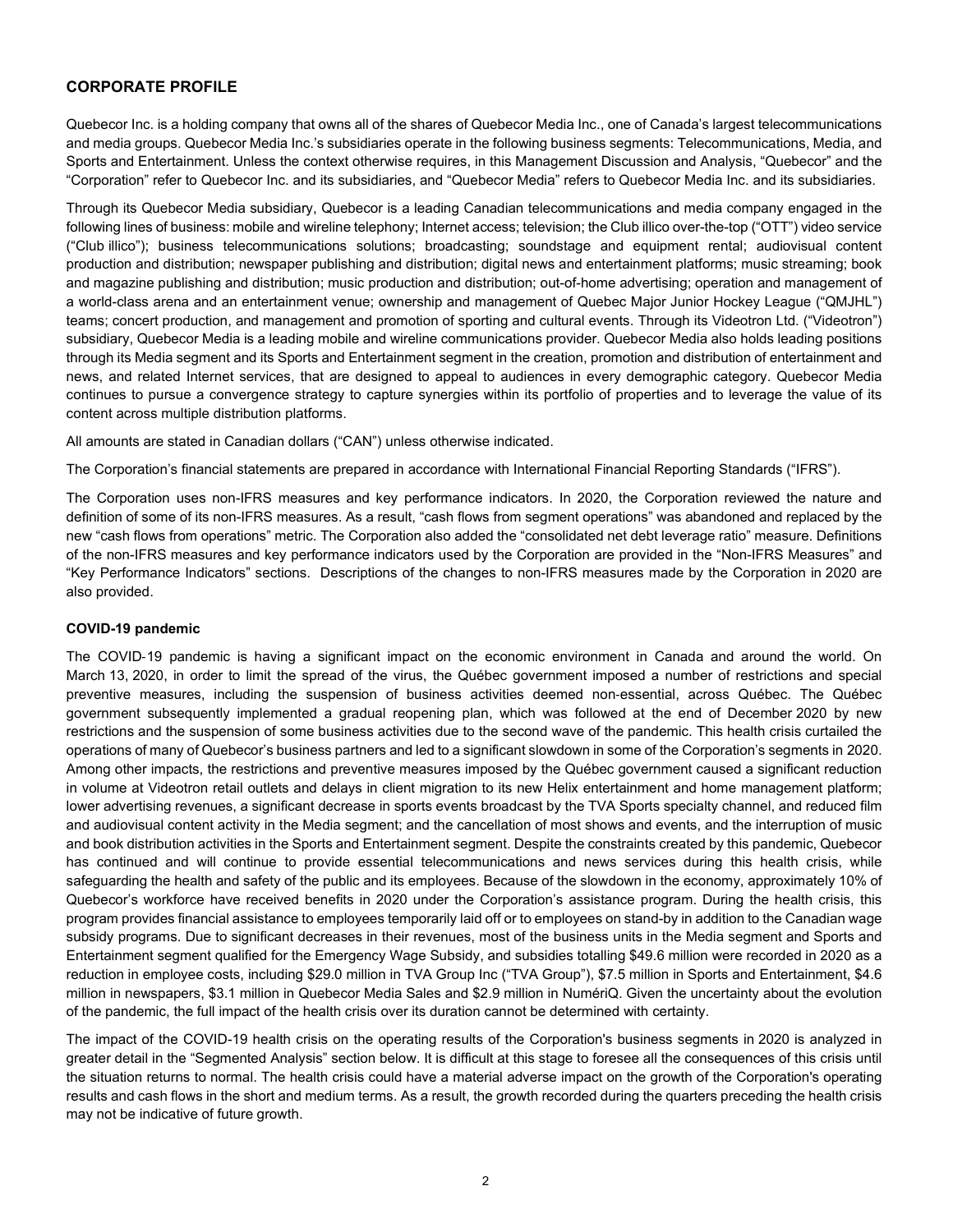## CORPORATE PROFILE

Quebecor Inc. is a holding company that owns all of the shares of Quebecor Media Inc., one of Canada's largest telecommunications and media groups. Quebecor Media Inc.'s subsidiaries operate in the following business segments: Telecommunications, Media, and Sports and Entertainment. Unless the context otherwise requires, in this Management Discussion and Analysis, "Quebecor" and the "Corporation" refer to Quebecor Inc. and its subsidiaries, and "Quebecor Media" refers to Quebecor Media Inc. and its subsidiaries.

Through its Quebecor Media subsidiary, Quebecor is a leading Canadian telecommunications and media company engaged in the following lines of business: mobile and wireline telephony; Internet access; television; the Club illico over-the-top ("OTT") video service ("Club illico"); business telecommunications solutions; broadcasting; soundstage and equipment rental; audiovisual content production and distribution; newspaper publishing and distribution; digital news and entertainment platforms; music streaming; book and magazine publishing and distribution; music production and distribution; out-of-home advertising; operation and management of a world-class arena and an entertainment venue; ownership and management of Quebec Major Junior Hockey League ("QMJHL") teams; concert production, and management and promotion of sporting and cultural events. Through its Videotron Ltd. ("Videotron") subsidiary, Quebecor Media is a leading mobile and wireline communications provider. Quebecor Media also holds leading positions through its Media segment and its Sports and Entertainment segment in the creation, promotion and distribution of entertainment and news, and related Internet services, that are designed to appeal to audiences in every demographic category. Quebecor Media continues to pursue a convergence strategy to capture synergies within its portfolio of properties and to leverage the value of its content across multiple distribution platforms.

All amounts are stated in Canadian dollars ("CAN") unless otherwise indicated.

The Corporation's financial statements are prepared in accordance with International Financial Reporting Standards ("IFRS").

The Corporation uses non-IFRS measures and key performance indicators. In 2020, the Corporation reviewed the nature and definition of some of its non-IFRS measures. As a result, "cash flows from segment operations" was abandoned and replaced by the new "cash flows from operations" metric. The Corporation also added the "consolidated net debt leverage ratio" measure. Definitions of the non-IFRS measures and key performance indicators used by the Corporation are provided in the "Non-IFRS Measures" and "Key Performance Indicators" sections. Descriptions of the changes to non-IFRS measures made by the Corporation in 2020 are also provided.

### COVID-19 pandemic

The COVID-19 pandemic is having a significant impact on the economic environment in Canada and around the world. On March 13, 2020, in order to limit the spread of the virus, the Québec government imposed a number of restrictions and special preventive measures, including the suspension of business activities deemed non-essential, across Québec. The Québec government subsequently implemented a gradual reopening plan, which was followed at the end of December 2020 by new restrictions and the suspension of some business activities due to the second wave of the pandemic. This health crisis curtailed the operations of many of Quebecor's business partners and led to a significant slowdown in some of the Corporation's segments in 2020. Among other impacts, the restrictions and preventive measures imposed by the Québec government caused a significant reduction in volume at Videotron retail outlets and delays in client migration to its new Helix entertainment and home management platform; lower advertising revenues, a significant decrease in sports events broadcast by the TVA Sports specialty channel, and reduced film and audiovisual content activity in the Media segment; and the cancellation of most shows and events, and the interruption of music and book distribution activities in the Sports and Entertainment segment. Despite the constraints created by this pandemic, Quebecor has continued and will continue to provide essential telecommunications and news services during this health crisis, while safeguarding the health and safety of the public and its employees. Because of the slowdown in the economy, approximately 10% of Quebecor's workforce have received benefits in 2020 under the Corporation's assistance program. During the health crisis, this program provides financial assistance to employees temporarily laid off or to employees on stand-by in addition to the Canadian wage subsidy programs. Due to significant decreases in their revenues, most of the business units in the Media segment and Sports and Entertainment segment qualified for the Emergency Wage Subsidy, and subsidies totalling $49.6 million were recorded in 2020 as a reduction in employee costs, including $29.0 million in TVA Group Inc ("TVA Group"), $7.5 million in Sports and Entertainment, $4.6 million in newspapers, $3.1 million in Quebecor Media Sales and $2.9 million in NumériQ. Given the uncertainty about the evolution of the pandemic, the full impact of the health crisis over its duration cannot be determined with certainty.

The impact of the COVID-19 health crisis on the operating results of the Corporation's business segments in 2020 is analyzed in greater detail in the "Segmented Analysis" section below. It is difficult at this stage to foresee all the consequences of this crisis until the situation returns to normal. The health crisis could have a material adverse impact on the growth of the Corporation's operating results and cash flows in the short and medium terms. As a result, the growth recorded during the quarters preceding the health crisis may not be indicative of future growth.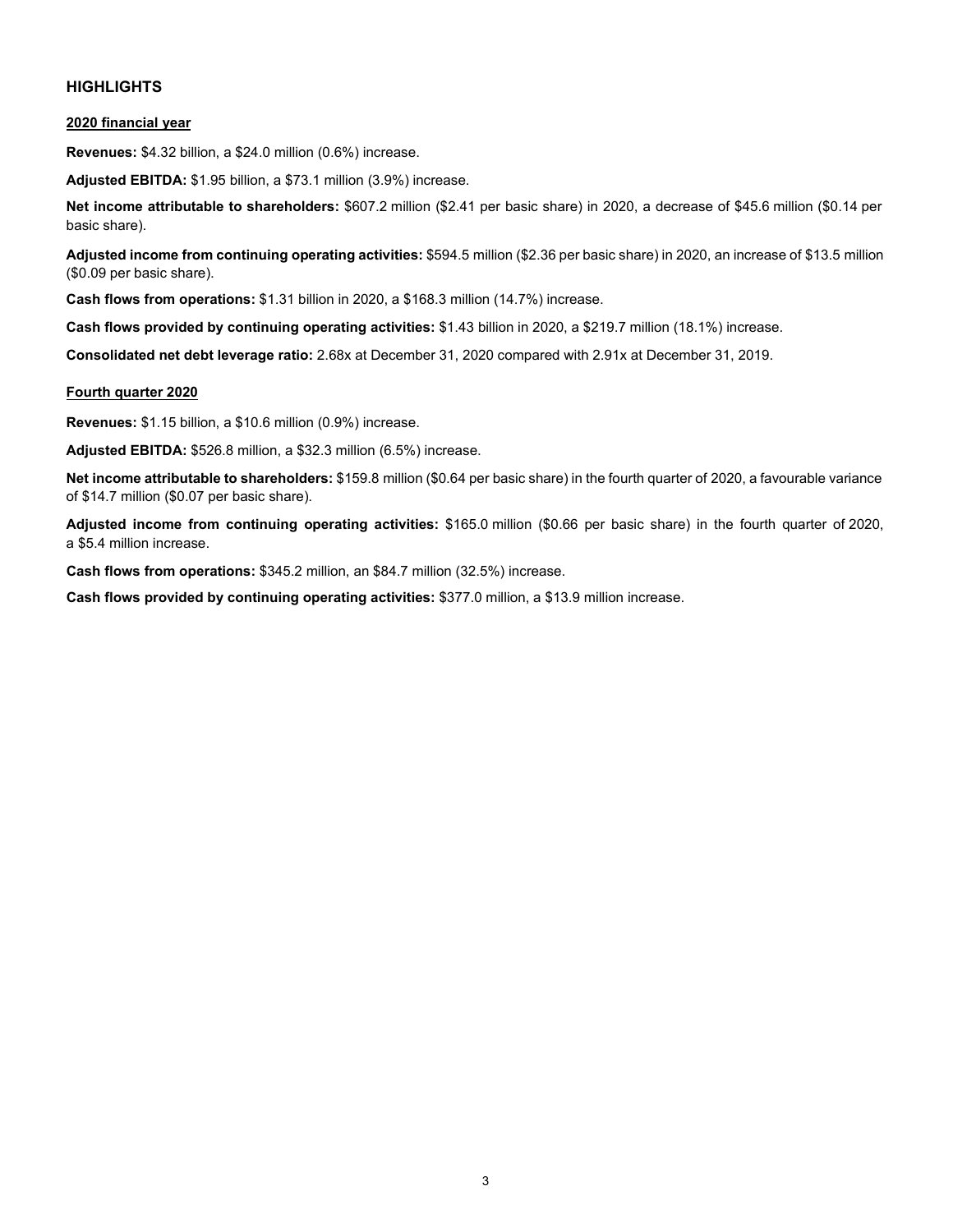## HIGHLIGHTS

### 2020 financial year

**Revenues:** $4.32 billion, a $24.0 million (0.6%) increase.

**Adjusted EBITDA:** $1.95 billion, a $73.1 million (3.9%) increase.

**Net income attributable to shareholders:** $607.2 million ($2.41 per basic share) in 2020, a decrease of $45.6 million ($0.14 per basic share).

**Adjusted income from continuing operating activities:** $594.5 million ($2.36 per basic share) in 2020, an increase of $13.5 million ($0.09 per basic share).

**Cash flows from operations:** $1.31 billion in 2020, a $168.3 million (14.7%) increase.

**Cash flows provided by continuing operating activities:** $1.43 billion in 2020, a $219.7 million (18.1%) increase.

**Consolidated net debt leverage ratio:** 2.68x at December 31, 2020 compared with 2.91x at December 31, 2019.

### Fourth quarter 2020

**Revenues:** $1.15 billion, a $10.6 million (0.9%) increase.

**Adjusted EBITDA:** $526.8 million, a $32.3 million (6.5%) increase.

**Net income attributable to shareholders:** $159.8 million ($0.64 per basic share) in the fourth quarter of 2020, a favourable variance of $14.7 million ($0.07 per basic share).

**Adjusted income from continuing operating activities:** $165.0 million ($0.66 per basic share) in the fourth quarter of 2020, a $5.4 million increase.

**Cash flows from operations:** $345.2 million, an $84.7 million (32.5%) increase.

**Cash flows provided by continuing operating activities:** $377.0 million, a $13.9 million increase.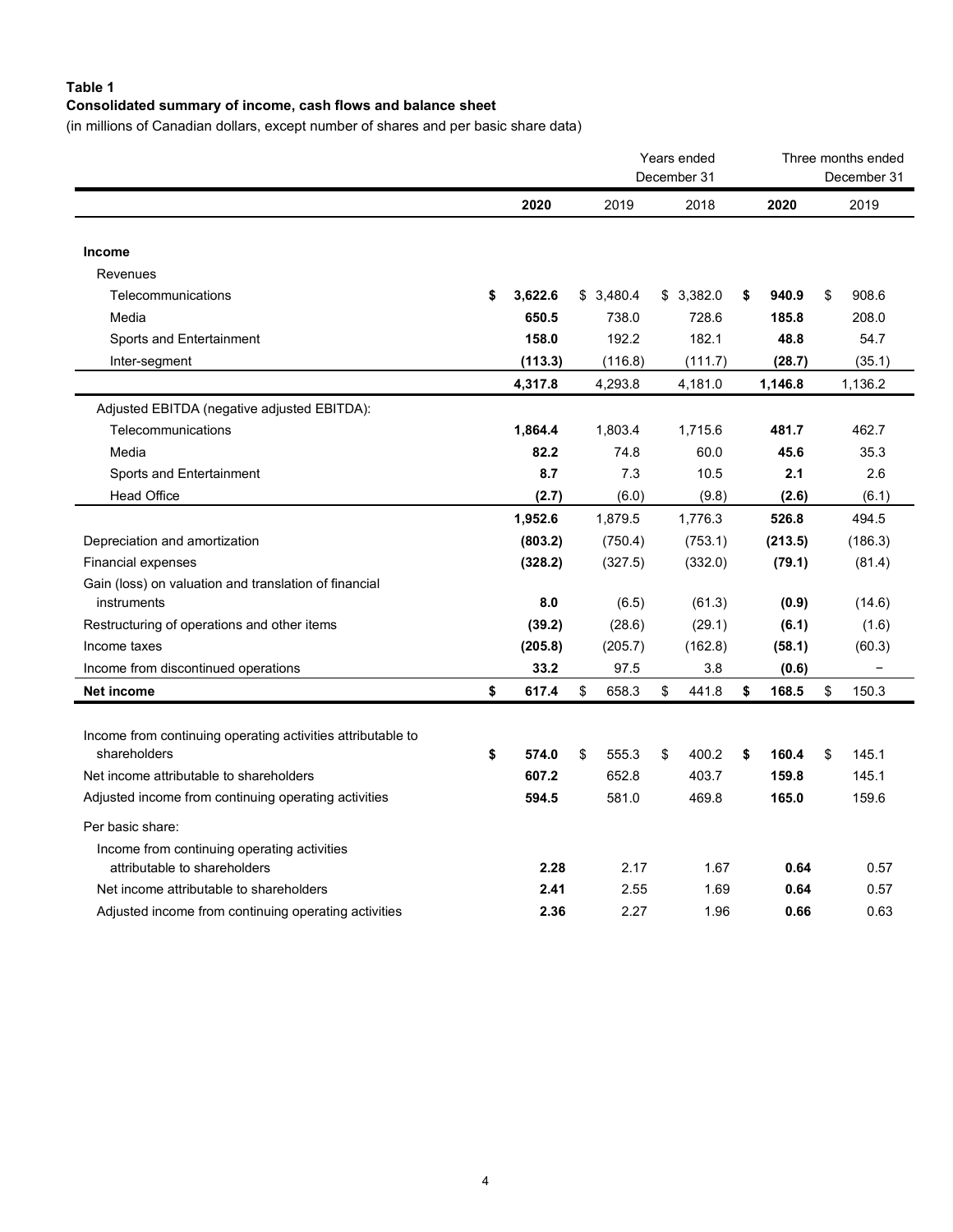**Table 1**

**Consolidated summary of income, cash flows and balance sheet**

(in millions of Canadian dollars, except number of shares and per basic share data)

| | Years ended December 31 | | | Three months ended December 31 | |
|---|---|---|---|---|---|
| | **2020** | 2019 | 2018 | **2020** | 2019 |
| **Income** | | | | | |
| Revenues | | | | | |
| Telecommunications | **$ 3,622.6** | $ 3,480.4 | $ 3,382.0 | **$ 940.9** | $ 908.6 |
| Media | **650.5** | 738.0 | 728.6 | **185.8** | 208.0 |
| Sports and Entertainment | **158.0** | 192.2 | 182.1 | **48.8** | 54.7 |
| Inter-segment | **(113.3)** | (116.8) | (111.7) | **(28.7)** | (35.1) |
| | **4,317.8** | 4,293.8 | 4,181.0 | **1,146.8** | 1,136.2 |
| Adjusted EBITDA (negative adjusted EBITDA): | | | | | |
| Telecommunications | **1,864.4** | 1,803.4 | 1,715.6 | **481.7** | 462.7 |
| Media | **82.2** | 74.8 | 60.0 | **45.6** | 35.3 |
| Sports and Entertainment | **8.7** | 7.3 | 10.5 | **2.1** | 2.6 |
| Head Office | **(2.7)** | (6.0) | (9.8) | **(2.6)** | (6.1) |
| | **1,952.6** | 1,879.5 | 1,776.3 | **526.8** | 494.5 |
| Depreciation and amortization | **(803.2)** | (750.4) | (753.1) | **(213.5)** | (186.3) |
| Financial expenses | **(328.2)** | (327.5) | (332.0) | **(79.1)** | (81.4) |
| Gain (loss) on valuation and translation of financial instruments | **8.0** | (6.5) | (61.3) | **(0.9)** | (14.6) |
| Restructuring of operations and other items | **(39.2)** | (28.6) | (29.1) | **(6.1)** | (1.6) |
| Income taxes | **(205.8)** | (205.7) | (162.8) | **(58.1)** | (60.3) |
| Income from discontinued operations | **33.2** | 97.5 | 3.8 | **(0.6)** | – |
| **Net income** | **$ 617.4** | $ 658.3 | $ 441.8 | **$ 168.5** | $ 150.3 |
| Income from continuing operating activities attributable to shareholders | **$ 574.0** | $ 555.3 | $ 400.2 | **$ 160.4** | $ 145.1 |
| Net income attributable to shareholders | **607.2** | 652.8 | 403.7 | **159.8** | 145.1 |
| Adjusted income from continuing operating activities | **594.5** | 581.0 | 469.8 | **165.0** | 159.6 |
| Per basic share: | | | | | |
| Income from continuing operating activities attributable to shareholders | **2.28** | 2.17 | 1.67 | **0.64** | 0.57 |
| Net income attributable to shareholders | **2.41** | 2.55 | 1.69 | **0.64** | 0.57 |
| Adjusted income from continuing operating activities | **2.36** | 2.27 | 1.96 | **0.66** | 0.63 |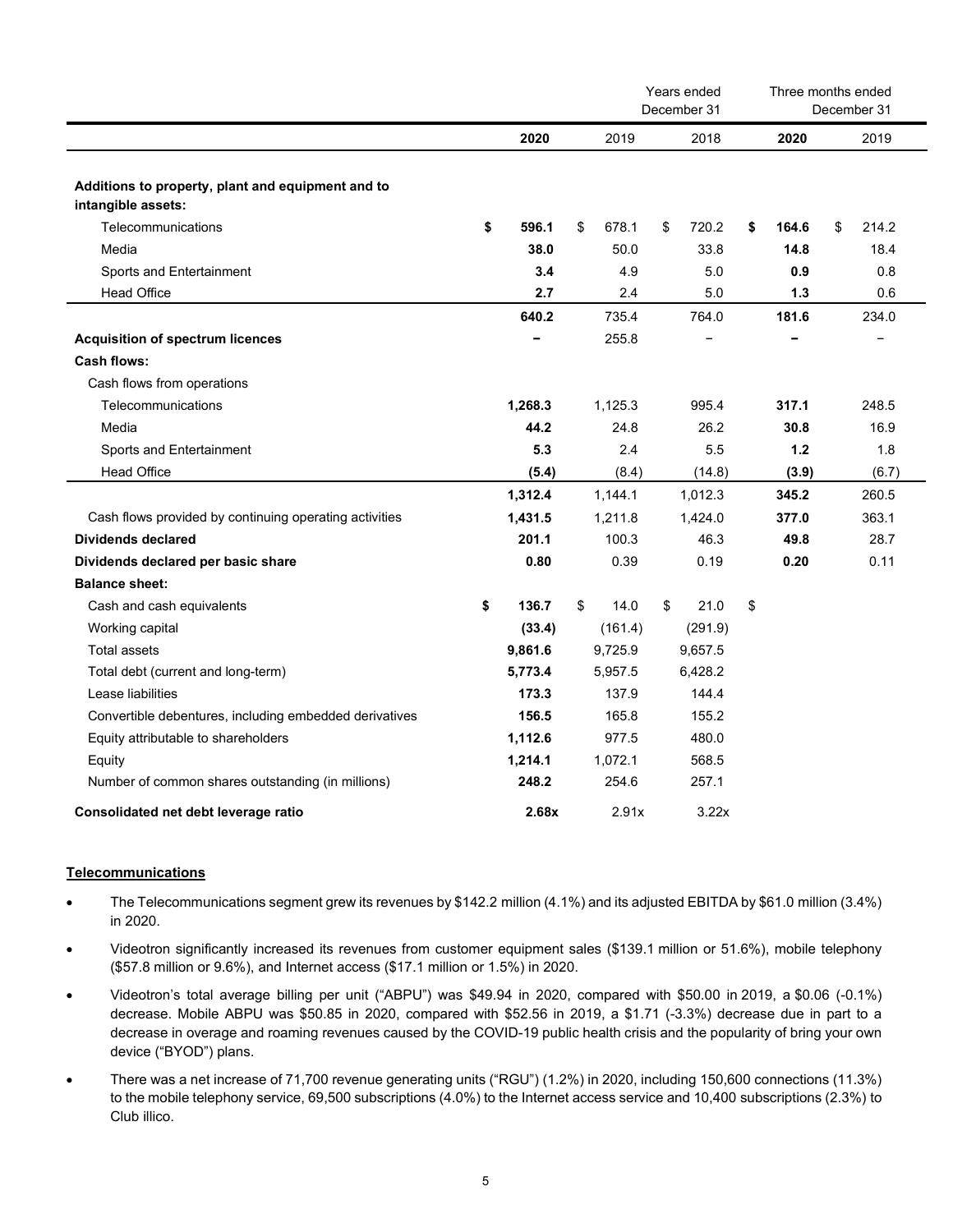| | Years ended December 31 | | | Three months ended December 31 | |
|---|---|---|---|---|---|
| | **2020** | 2019 | 2018 | **2020** | 2019 |
| **Additions to property, plant and equipment and to intangible assets:** | | | | | |
| Telecommunications | **$ 596.1** | $ 678.1 | $ 720.2 | **$ 164.6** | $ 214.2 |
| Media | **38.0** | 50.0 | 33.8 | **14.8** | 18.4 |
| Sports and Entertainment | **3.4** | 4.9 | 5.0 | **0.9** | 0.8 |
| Head Office | **2.7** | 2.4 | 5.0 | **1.3** | 0.6 |
| | **640.2** | 735.4 | 764.0 | **181.6** | 234.0 |
| **Acquisition of spectrum licences** | **–** | 255.8 | – | **–** | – |
| **Cash flows:** | | | | | |
| Cash flows from operations | | | | | |
| Telecommunications | **1,268.3** | 1,125.3 | 995.4 | **317.1** | 248.5 |
| Media | **44.2** | 24.8 | 26.2 | **30.8** | 16.9 |
| Sports and Entertainment | **5.3** | 2.4 | 5.5 | **1.2** | 1.8 |
| Head Office | **(5.4)** | (8.4) | (14.8) | **(3.9)** | (6.7) |
| | **1,312.4** | 1,144.1 | 1,012.3 | **345.2** | 260.5 |
| Cash flows provided by continuing operating activities | **1,431.5** | 1,211.8 | 1,424.0 | **377.0** | 363.1 |
| **Dividends declared** | **201.1** | 100.3 | 46.3 | **49.8** | 28.7 |
| **Dividends declared per basic share** | **0.80** | 0.39 | 0.19 | **0.20** | 0.11 |
| **Balance sheet:** | | | | | |
| Cash and cash equivalents | **$ 136.7** | $ 14.0 | $ 21.0 | $ | |
| Working capital | **(33.4)** | (161.4) | (291.9) | | |
| Total assets | **9,861.6** | 9,725.9 | 9,657.5 | | |
| Total debt (current and long-term) | **5,773.4** | 5,957.5 | 6,428.2 | | |
| Lease liabilities | **173.3** | 137.9 | 144.4 | | |
| Convertible debentures, including embedded derivatives | **156.5** | 165.8 | 155.2 | | |
| Equity attributable to shareholders | **1,112.6** | 977.5 | 480.0 | | |
| Equity | **1,214.1** | 1,072.1 | 568.5 | | |
| Number of common shares outstanding (in millions) | **248.2** | 254.6 | 257.1 | | |
| **Consolidated net debt leverage ratio** | **2.68x** | 2.91x | 3.22x | | |

## Telecommunications

- The Telecommunications segment grew its revenues by $142.2 million (4.1%) and its adjusted EBITDA by $61.0 million (3.4%) in 2020.
- Videotron significantly increased its revenues from customer equipment sales ($139.1 million or 51.6%), mobile telephony ($57.8 million or 9.6%), and Internet access ($17.1 million or 1.5%) in 2020.
- Videotron's total average billing per unit ("ABPU") was $49.94 in 2020, compared with $50.00 in 2019, a $0.06 (-0.1%) decrease. Mobile ABPU was $50.85 in 2020, compared with $52.56 in 2019, a $1.71 (-3.3%) decrease due in part to a decrease in overage and roaming revenues caused by the COVID-19 public health crisis and the popularity of bring your own device ("BYOD") plans.
- There was a net increase of 71,700 revenue generating units ("RGU") (1.2%) in 2020, including 150,600 connections (11.3%) to the mobile telephony service, 69,500 subscriptions (4.0%) to the Internet access service and 10,400 subscriptions (2.3%) to Club illico.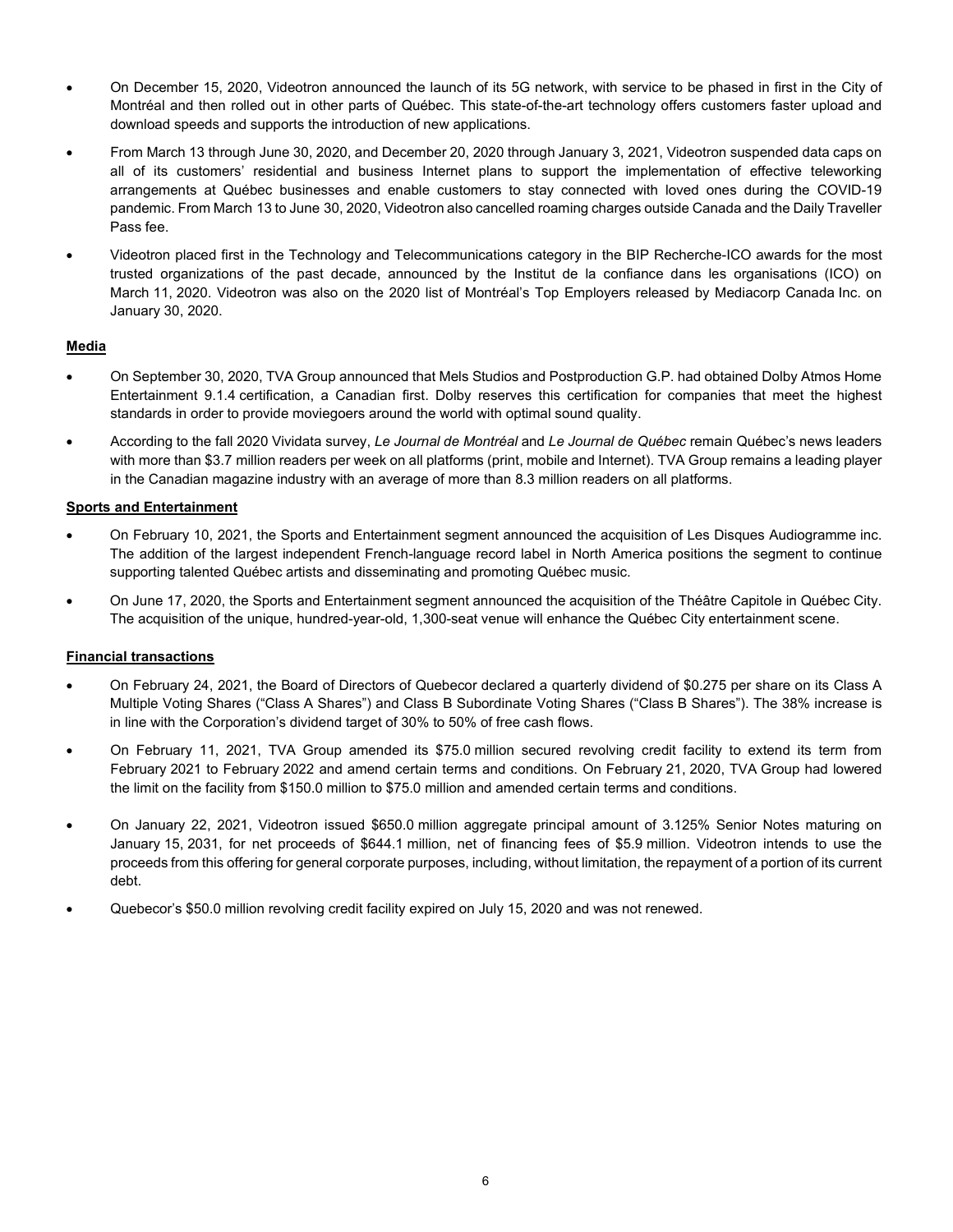- On December 15, 2020, Videotron announced the launch of its 5G network, with service to be phased in first in the City of Montréal and then rolled out in other parts of Québec. This state-of-the-art technology offers customers faster upload and download speeds and supports the introduction of new applications.
- From March 13 through June 30, 2020, and December 20, 2020 through January 3, 2021, Videotron suspended data caps on all of its customers' residential and business Internet plans to support the implementation of effective teleworking arrangements at Québec businesses and enable customers to stay connected with loved ones during the COVID-19 pandemic. From March 13 to June 30, 2020, Videotron also cancelled roaming charges outside Canada and the Daily Traveller Pass fee.
- Videotron placed first in the Technology and Telecommunications category in the BIP Recherche-ICO awards for the most trusted organizations of the past decade, announced by the Institut de la confiance dans les organisations (ICO) on March 11, 2020. Videotron was also on the 2020 list of Montréal's Top Employers released by Mediacorp Canada Inc. on January 30, 2020.

**Media**

- On September 30, 2020, TVA Group announced that Mels Studios and Postproduction G.P. had obtained Dolby Atmos Home Entertainment 9.1.4 certification, a Canadian first. Dolby reserves this certification for companies that meet the highest standards in order to provide moviegoers around the world with optimal sound quality.
- According to the fall 2020 Vividata survey, *Le Journal de Montréal* and *Le Journal de Québec* remain Québec's news leaders with more than $3.7 million readers per week on all platforms (print, mobile and Internet). TVA Group remains a leading player in the Canadian magazine industry with an average of more than 8.3 million readers on all platforms.

**Sports and Entertainment**

- On February 10, 2021, the Sports and Entertainment segment announced the acquisition of Les Disques Audiogramme inc. The addition of the largest independent French-language record label in North America positions the segment to continue supporting talented Québec artists and disseminating and promoting Québec music.
- On June 17, 2020, the Sports and Entertainment segment announced the acquisition of the Théâtre Capitole in Québec City. The acquisition of the unique, hundred-year-old, 1,300-seat venue will enhance the Québec City entertainment scene.

**Financial transactions**

- On February 24, 2021, the Board of Directors of Quebecor declared a quarterly dividend of $0.275 per share on its Class A Multiple Voting Shares ("Class A Shares") and Class B Subordinate Voting Shares ("Class B Shares"). The 38% increase is in line with the Corporation's dividend target of 30% to 50% of free cash flows.
- On February 11, 2021, TVA Group amended its $75.0 million secured revolving credit facility to extend its term from February 2021 to February 2022 and amend certain terms and conditions. On February 21, 2020, TVA Group had lowered the limit on the facility from $150.0 million to $75.0 million and amended certain terms and conditions.
- On January 22, 2021, Videotron issued $650.0 million aggregate principal amount of 3.125% Senior Notes maturing on January 15, 2031, for net proceeds of $644.1 million, net of financing fees of $5.9 million. Videotron intends to use the proceeds from this offering for general corporate purposes, including, without limitation, the repayment of a portion of its current debt.
- Quebecor's $50.0 million revolving credit facility expired on July 15, 2020 and was not renewed.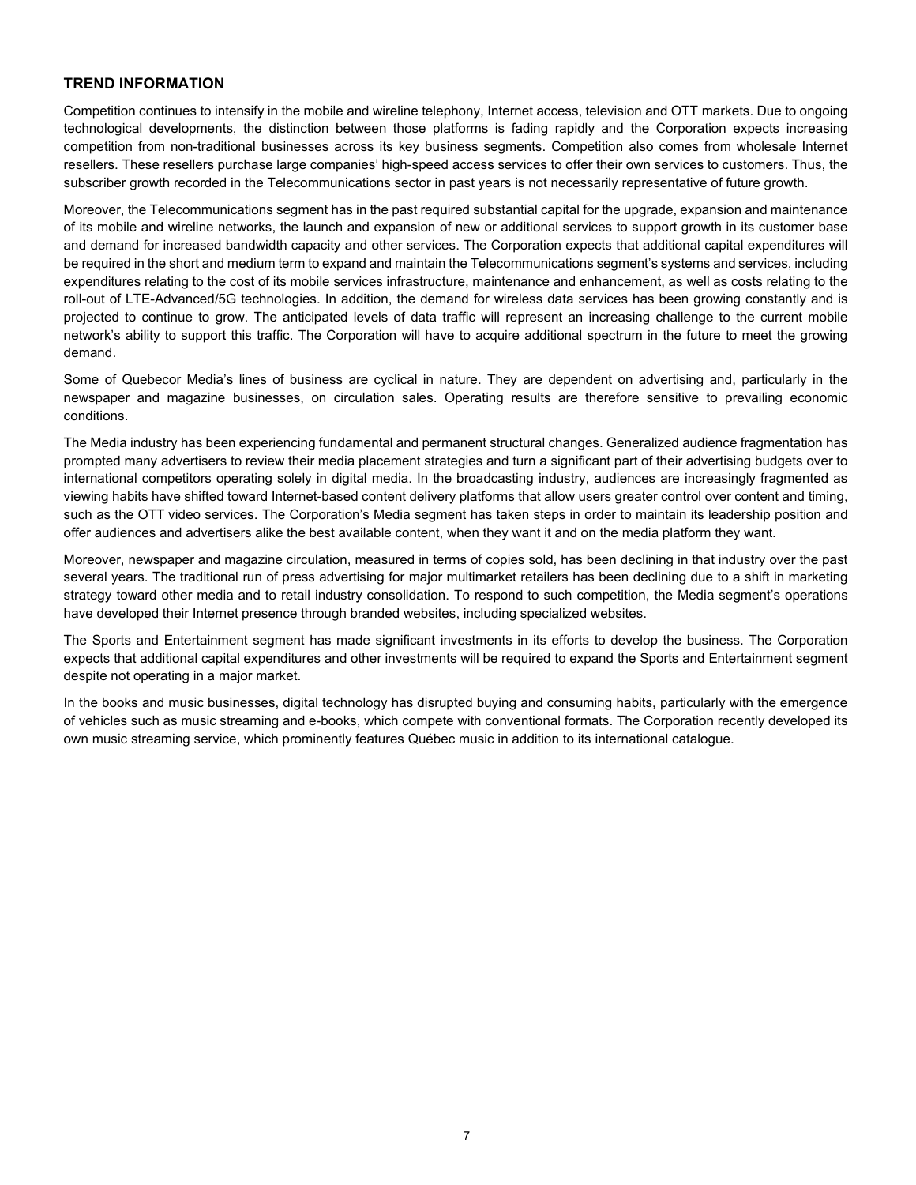## TREND INFORMATION

Competition continues to intensify in the mobile and wireline telephony, Internet access, television and OTT markets. Due to ongoing technological developments, the distinction between those platforms is fading rapidly and the Corporation expects increasing competition from non-traditional businesses across its key business segments. Competition also comes from wholesale Internet resellers. These resellers purchase large companies' high-speed access services to offer their own services to customers. Thus, the subscriber growth recorded in the Telecommunications sector in past years is not necessarily representative of future growth.

Moreover, the Telecommunications segment has in the past required substantial capital for the upgrade, expansion and maintenance of its mobile and wireline networks, the launch and expansion of new or additional services to support growth in its customer base and demand for increased bandwidth capacity and other services. The Corporation expects that additional capital expenditures will be required in the short and medium term to expand and maintain the Telecommunications segment's systems and services, including expenditures relating to the cost of its mobile services infrastructure, maintenance and enhancement, as well as costs relating to the roll-out of LTE-Advanced/5G technologies. In addition, the demand for wireless data services has been growing constantly and is projected to continue to grow. The anticipated levels of data traffic will represent an increasing challenge to the current mobile network's ability to support this traffic. The Corporation will have to acquire additional spectrum in the future to meet the growing demand.

Some of Quebecor Media's lines of business are cyclical in nature. They are dependent on advertising and, particularly in the newspaper and magazine businesses, on circulation sales. Operating results are therefore sensitive to prevailing economic conditions.

The Media industry has been experiencing fundamental and permanent structural changes. Generalized audience fragmentation has prompted many advertisers to review their media placement strategies and turn a significant part of their advertising budgets over to international competitors operating solely in digital media. In the broadcasting industry, audiences are increasingly fragmented as viewing habits have shifted toward Internet-based content delivery platforms that allow users greater control over content and timing, such as the OTT video services. The Corporation's Media segment has taken steps in order to maintain its leadership position and offer audiences and advertisers alike the best available content, when they want it and on the media platform they want.

Moreover, newspaper and magazine circulation, measured in terms of copies sold, has been declining in that industry over the past several years. The traditional run of press advertising for major multimarket retailers has been declining due to a shift in marketing strategy toward other media and to retail industry consolidation. To respond to such competition, the Media segment's operations have developed their Internet presence through branded websites, including specialized websites.

The Sports and Entertainment segment has made significant investments in its efforts to develop the business. The Corporation expects that additional capital expenditures and other investments will be required to expand the Sports and Entertainment segment despite not operating in a major market.

In the books and music businesses, digital technology has disrupted buying and consuming habits, particularly with the emergence of vehicles such as music streaming and e-books, which compete with conventional formats. The Corporation recently developed its own music streaming service, which prominently features Québec music in addition to its international catalogue.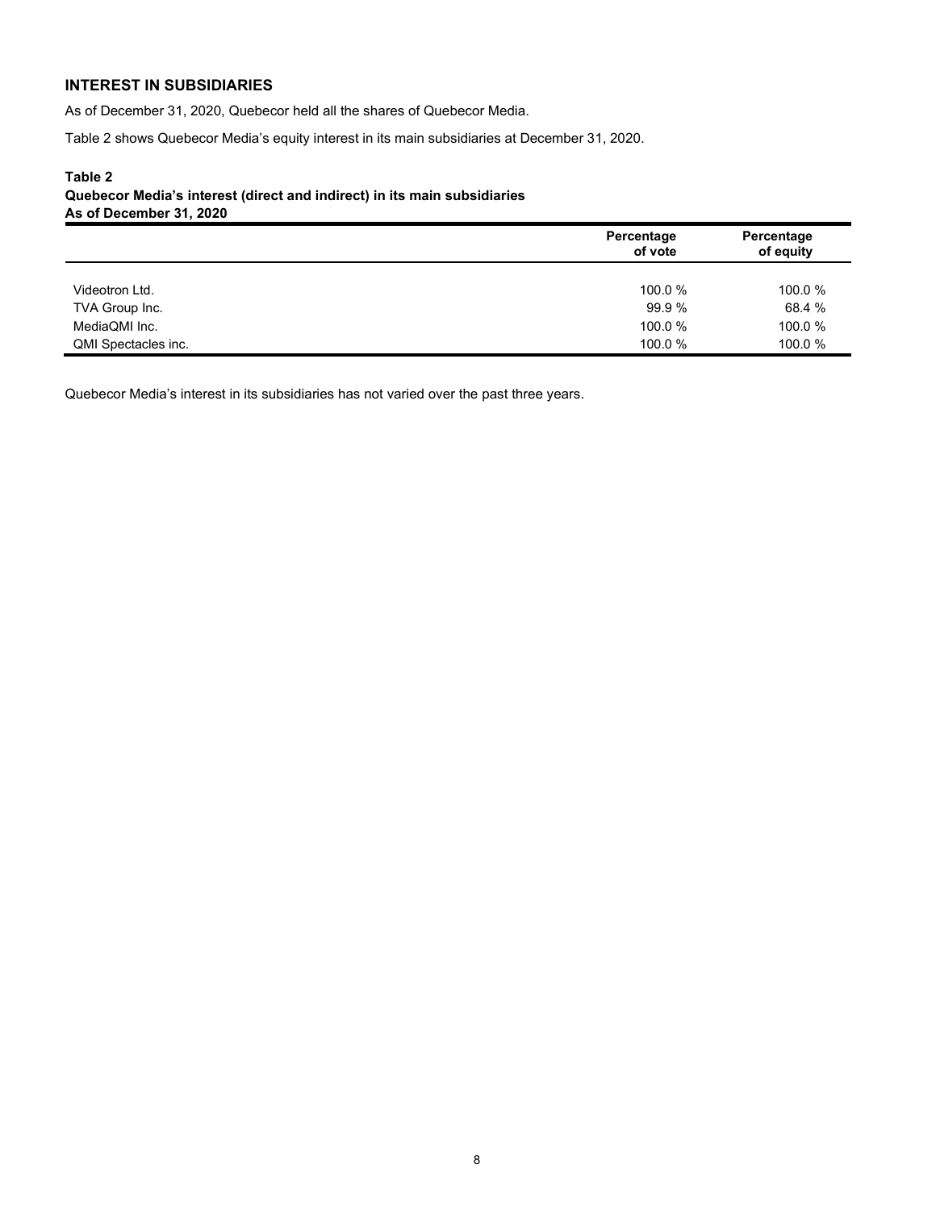## INTEREST IN SUBSIDIARIES

As of December 31, 2020, Quebecor held all the shares of Quebecor Media.

Table 2 shows Quebecor Media's equity interest in its main subsidiaries at December 31, 2020.

**Table 2**
**Quebecor Media's interest (direct and indirect) in its main subsidiaries**
**As of December 31, 2020**

| | Percentage of vote | Percentage of equity |
|---|---|---|
| Videotron Ltd. | 100.0 % | 100.0 % |
| TVA Group Inc. | 99.9 % | 68.4 % |
| MediaQMI Inc. | 100.0 % | 100.0 % |
| QMI Spectacles inc. | 100.0 % | 100.0 % |

Quebecor Media's interest in its subsidiaries has not varied over the past three years.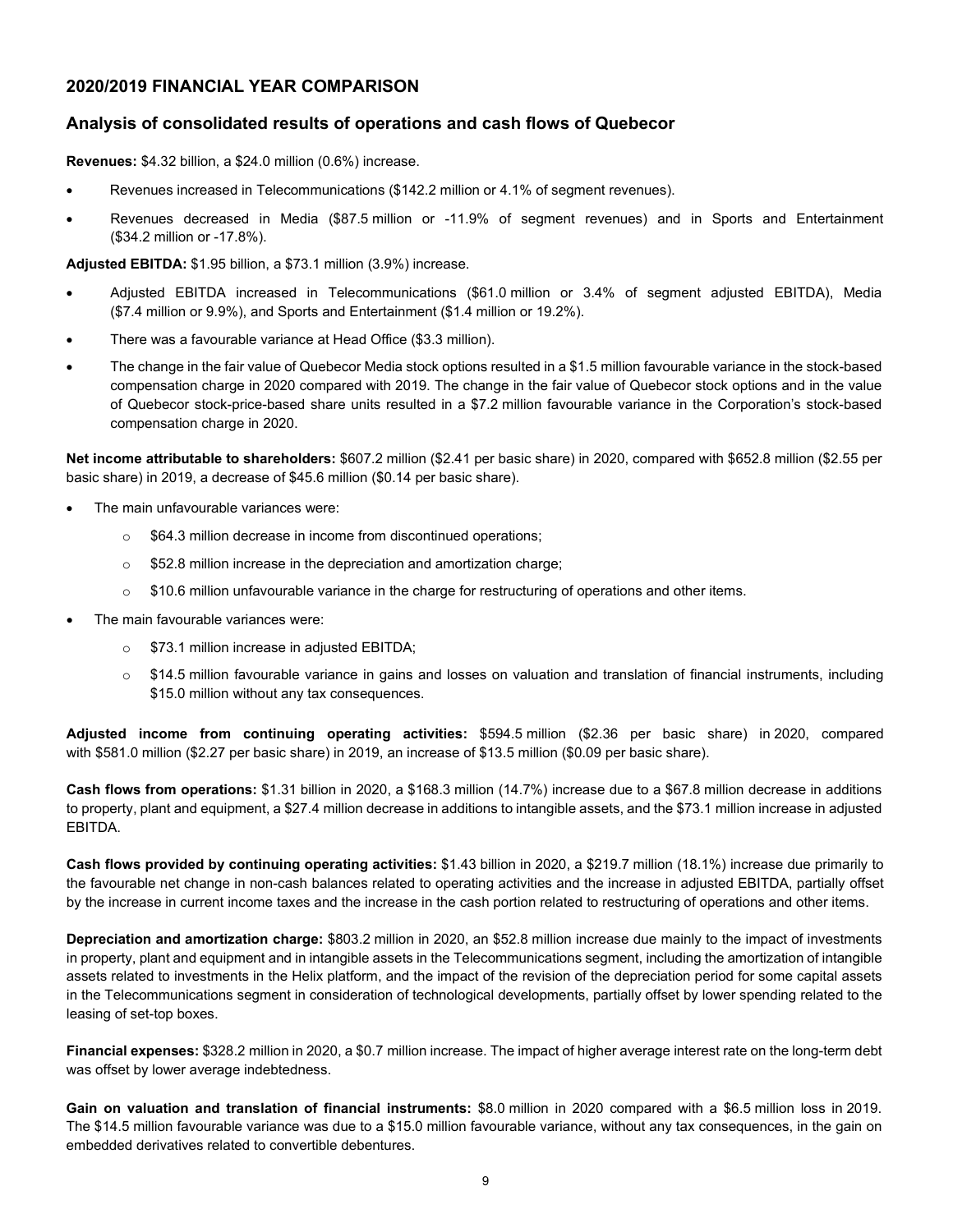## 2020/2019 FINANCIAL YEAR COMPARISON

### Analysis of consolidated results of operations and cash flows of Quebecor

**Revenues:** $4.32 billion, a $24.0 million (0.6%) increase.

- Revenues increased in Telecommunications ($142.2 million or 4.1% of segment revenues).
- Revenues decreased in Media ($87.5 million or -11.9% of segment revenues) and in Sports and Entertainment ($34.2 million or -17.8%).

**Adjusted EBITDA:** $1.95 billion, a $73.1 million (3.9%) increase.

- Adjusted EBITDA increased in Telecommunications ($61.0 million or 3.4% of segment adjusted EBITDA), Media ($7.4 million or 9.9%), and Sports and Entertainment ($1.4 million or 19.2%).
- There was a favourable variance at Head Office ($3.3 million).
- The change in the fair value of Quebecor Media stock options resulted in a $1.5 million favourable variance in the stock-based compensation charge in 2020 compared with 2019. The change in the fair value of Quebecor stock options and in the value of Quebecor stock-price-based share units resulted in a $7.2 million favourable variance in the Corporation's stock-based compensation charge in 2020.

**Net income attributable to shareholders:** $607.2 million ($2.41 per basic share) in 2020, compared with $652.8 million ($2.55 per basic share) in 2019, a decrease of $45.6 million ($0.14 per basic share).

- The main unfavourable variances were:
  - $64.3 million decrease in income from discontinued operations;
  - $52.8 million increase in the depreciation and amortization charge;
  - $10.6 million unfavourable variance in the charge for restructuring of operations and other items.
- The main favourable variances were:
  - $73.1 million increase in adjusted EBITDA;
  - $14.5 million favourable variance in gains and losses on valuation and translation of financial instruments, including $15.0 million without any tax consequences.

**Adjusted income from continuing operating activities:** $594.5 million ($2.36 per basic share) in 2020, compared with $581.0 million ($2.27 per basic share) in 2019, an increase of $13.5 million ($0.09 per basic share).

**Cash flows from operations:** $1.31 billion in 2020, a $168.3 million (14.7%) increase due to a $67.8 million decrease in additions to property, plant and equipment, a $27.4 million decrease in additions to intangible assets, and the $73.1 million increase in adjusted EBITDA.

**Cash flows provided by continuing operating activities:** $1.43 billion in 2020, a $219.7 million (18.1%) increase due primarily to the favourable net change in non-cash balances related to operating activities and the increase in adjusted EBITDA, partially offset by the increase in current income taxes and the increase in the cash portion related to restructuring of operations and other items.

**Depreciation and amortization charge:** $803.2 million in 2020, an $52.8 million increase due mainly to the impact of investments in property, plant and equipment and in intangible assets in the Telecommunications segment, including the amortization of intangible assets related to investments in the Helix platform, and the impact of the revision of the depreciation period for some capital assets in the Telecommunications segment in consideration of technological developments, partially offset by lower spending related to the leasing of set-top boxes.

**Financial expenses:** $328.2 million in 2020, a $0.7 million increase. The impact of higher average interest rate on the long-term debt was offset by lower average indebtedness.

**Gain on valuation and translation of financial instruments:** $8.0 million in 2020 compared with a $6.5 million loss in 2019. The $14.5 million favourable variance was due to a $15.0 million favourable variance, without any tax consequences, in the gain on embedded derivatives related to convertible debentures.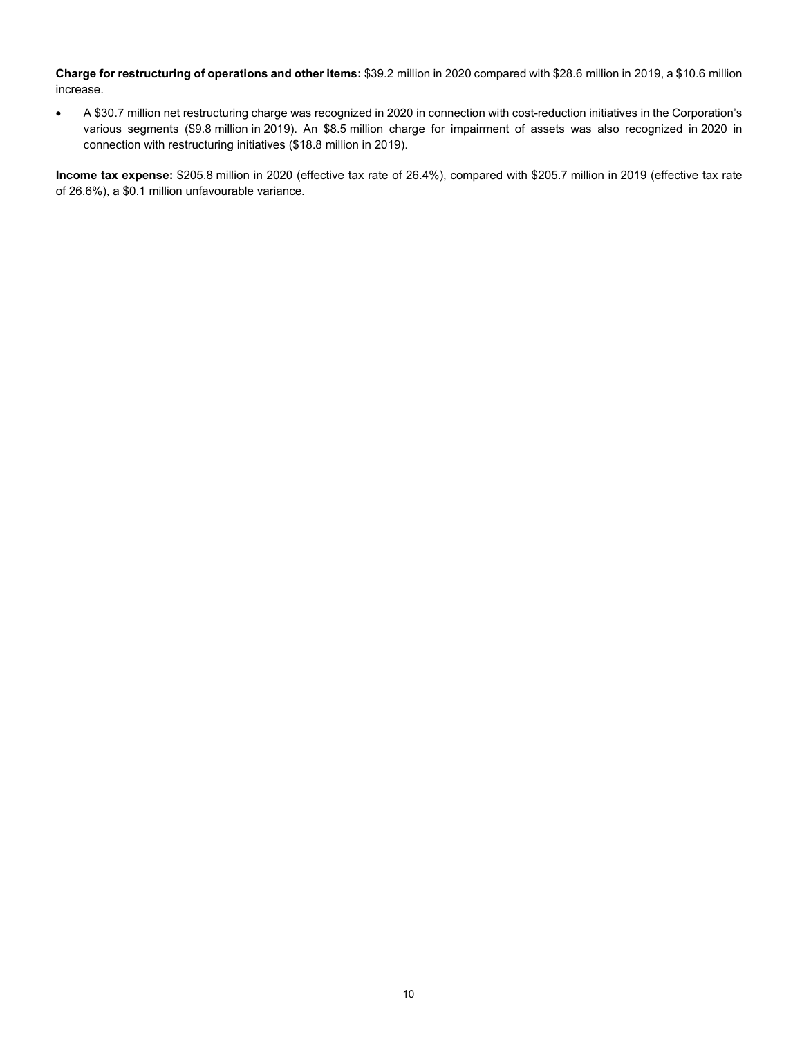**Charge for restructuring of operations and other items:** $39.2 million in 2020 compared with $28.6 million in 2019, a $10.6 million increase.

- A $30.7 million net restructuring charge was recognized in 2020 in connection with cost-reduction initiatives in the Corporation's various segments ($9.8 million in 2019). An $8.5 million charge for impairment of assets was also recognized in 2020 in connection with restructuring initiatives ($18.8 million in 2019).

**Income tax expense:** $205.8 million in 2020 (effective tax rate of 26.4%), compared with $205.7 million in 2019 (effective tax rate of 26.6%), a $0.1 million unfavourable variance.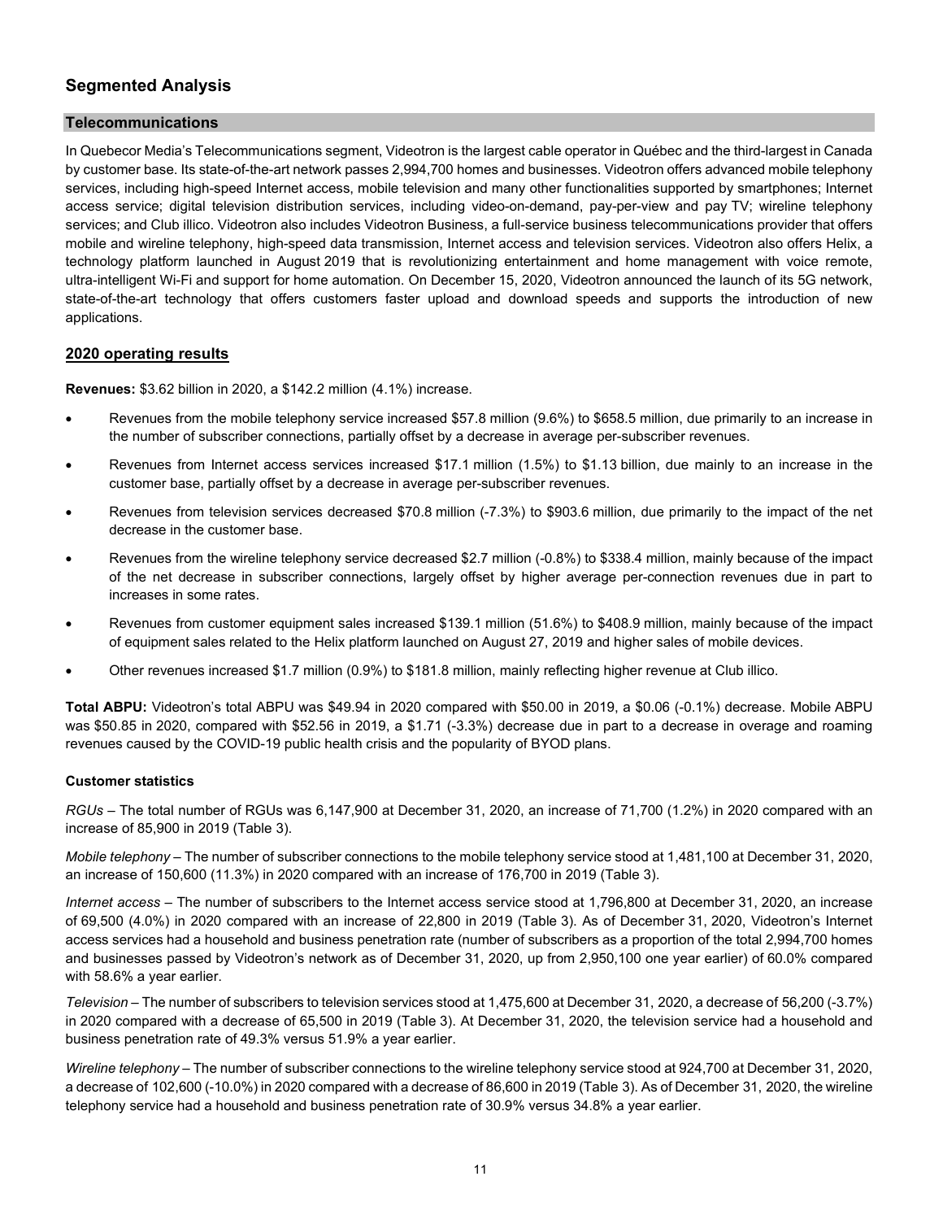## Segmented Analysis

### Telecommunications

In Quebecor Media's Telecommunications segment, Videotron is the largest cable operator in Québec and the third-largest in Canada by customer base. Its state-of-the-art network passes 2,994,700 homes and businesses. Videotron offers advanced mobile telephony services, including high-speed Internet access, mobile television and many other functionalities supported by smartphones; Internet access service; digital television distribution services, including video-on-demand, pay-per-view and pay TV; wireline telephony services; and Club illico. Videotron also includes Videotron Business, a full-service business telecommunications provider that offers mobile and wireline telephony, high-speed data transmission, Internet access and television services. Videotron also offers Helix, a technology platform launched in August 2019 that is revolutionizing entertainment and home management with voice remote, ultra-intelligent Wi-Fi and support for home automation. On December 15, 2020, Videotron announced the launch of its 5G network, state-of-the-art technology that offers customers faster upload and download speeds and supports the introduction of new applications.

### 2020 operating results

**Revenues:** $3.62 billion in 2020, a $142.2 million (4.1%) increase.

- Revenues from the mobile telephony service increased $57.8 million (9.6%) to $658.5 million, due primarily to an increase in the number of subscriber connections, partially offset by a decrease in average per-subscriber revenues.
- Revenues from Internet access services increased $17.1 million (1.5%) to $1.13 billion, due mainly to an increase in the customer base, partially offset by a decrease in average per-subscriber revenues.
- Revenues from television services decreased $70.8 million (-7.3%) to $903.6 million, due primarily to the impact of the net decrease in the customer base.
- Revenues from the wireline telephony service decreased $2.7 million (-0.8%) to $338.4 million, mainly because of the impact of the net decrease in subscriber connections, largely offset by higher average per-connection revenues due in part to increases in some rates.
- Revenues from customer equipment sales increased $139.1 million (51.6%) to $408.9 million, mainly because of the impact of equipment sales related to the Helix platform launched on August 27, 2019 and higher sales of mobile devices.
- Other revenues increased $1.7 million (0.9%) to $181.8 million, mainly reflecting higher revenue at Club illico.

**Total ABPU:** Videotron's total ABPU was $49.94 in 2020 compared with $50.00 in 2019, a $0.06 (-0.1%) decrease. Mobile ABPU was $50.85 in 2020, compared with $52.56 in 2019, a $1.71 (-3.3%) decrease due in part to a decrease in overage and roaming revenues caused by the COVID-19 public health crisis and the popularity of BYOD plans.

#### Customer statistics

*RGUs* – The total number of RGUs was 6,147,900 at December 31, 2020, an increase of 71,700 (1.2%) in 2020 compared with an increase of 85,900 in 2019 (Table 3).

*Mobile telephony* – The number of subscriber connections to the mobile telephony service stood at 1,481,100 at December 31, 2020, an increase of 150,600 (11.3%) in 2020 compared with an increase of 176,700 in 2019 (Table 3).

*Internet access* – The number of subscribers to the Internet access service stood at 1,796,800 at December 31, 2020, an increase of 69,500 (4.0%) in 2020 compared with an increase of 22,800 in 2019 (Table 3). As of December 31, 2020, Videotron's Internet access services had a household and business penetration rate (number of subscribers as a proportion of the total 2,994,700 homes and businesses passed by Videotron's network as of December 31, 2020, up from 2,950,100 one year earlier) of 60.0% compared with 58.6% a year earlier.

*Television* – The number of subscribers to television services stood at 1,475,600 at December 31, 2020, a decrease of 56,200 (-3.7%) in 2020 compared with a decrease of 65,500 in 2019 (Table 3). At December 31, 2020, the television service had a household and business penetration rate of 49.3% versus 51.9% a year earlier.

*Wireline telephony* – The number of subscriber connections to the wireline telephony service stood at 924,700 at December 31, 2020, a decrease of 102,600 (-10.0%) in 2020 compared with a decrease of 86,600 in 2019 (Table 3). As of December 31, 2020, the wireline telephony service had a household and business penetration rate of 30.9% versus 34.8% a year earlier.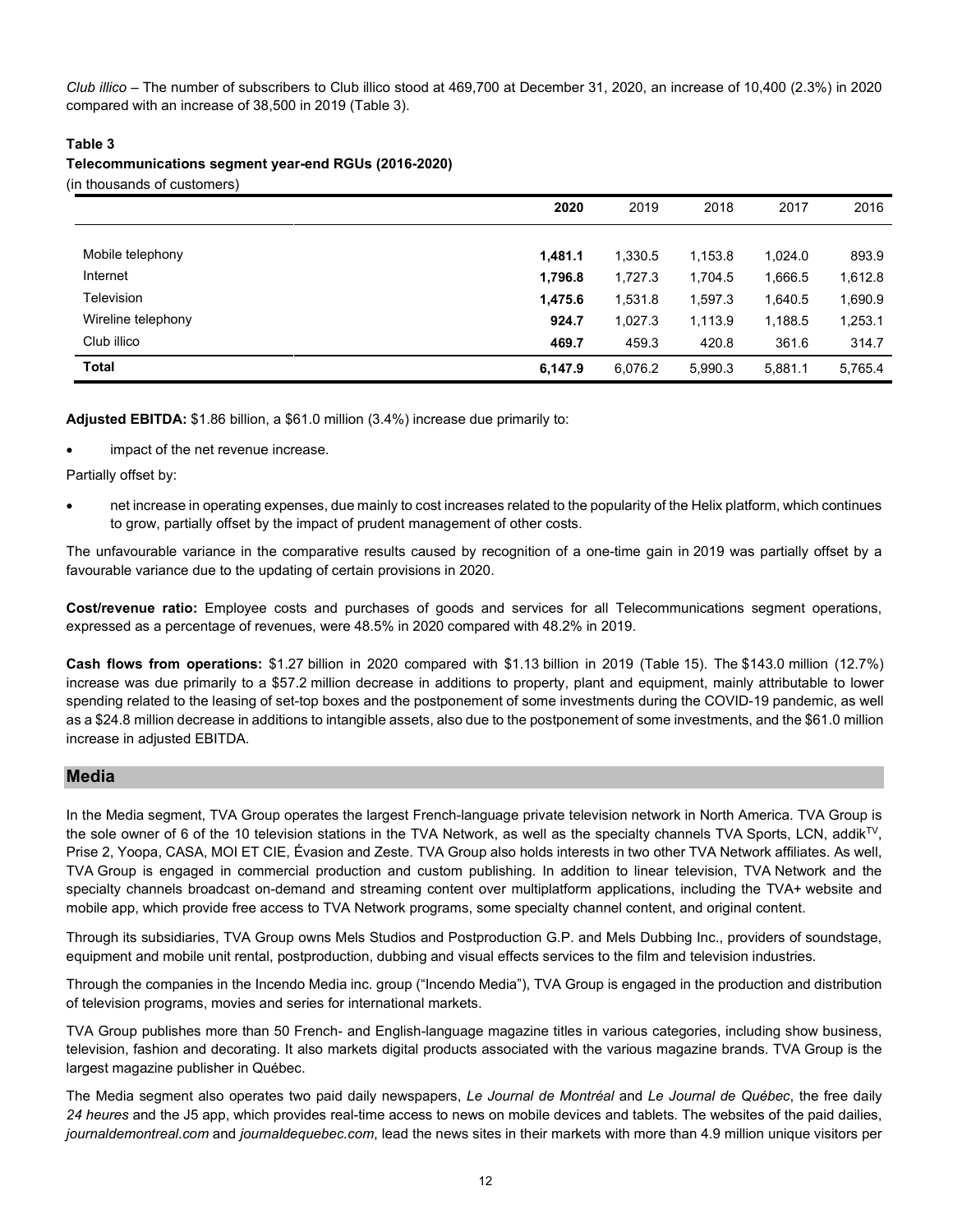*Club illico* – The number of subscribers to Club illico stood at 469,700 at December 31, 2020, an increase of 10,400 (2.3%) in 2020 compared with an increase of 38,500 in 2019 (Table 3).

**Table 3**
**Telecommunications segment year-end RGUs (2016-2020)**
(in thousands of customers)

| | **2020** | 2019 | 2018 | 2017 | 2016 |
|---|---|---|---|---|---|
| Mobile telephony | **1,481.1** | 1,330.5 | 1,153.8 | 1,024.0 | 893.9 |
| Internet | **1,796.8** | 1,727.3 | 1,704.5 | 1,666.5 | 1,612.8 |
| Television | **1,475.6** | 1,531.8 | 1,597.3 | 1,640.5 | 1,690.9 |
| Wireline telephony | **924.7** | 1,027.3 | 1,113.9 | 1,188.5 | 1,253.1 |
| Club illico | **469.7** | 459.3 | 420.8 | 361.6 | 314.7 |
| **Total** | **6,147.9** | 6,076.2 | 5,990.3 | 5,881.1 | 5,765.4 |

**Adjusted EBITDA:** $1.86 billion, a $61.0 million (3.4%) increase due primarily to:

- impact of the net revenue increase.

Partially offset by:

- net increase in operating expenses, due mainly to cost increases related to the popularity of the Helix platform, which continues to grow, partially offset by the impact of prudent management of other costs.

The unfavourable variance in the comparative results caused by recognition of a one-time gain in 2019 was partially offset by a favourable variance due to the updating of certain provisions in 2020.

**Cost/revenue ratio:** Employee costs and purchases of goods and services for all Telecommunications segment operations, expressed as a percentage of revenues, were 48.5% in 2020 compared with 48.2% in 2019.

**Cash flows from operations:** $1.27 billion in 2020 compared with $1.13 billion in 2019 (Table 15). The $143.0 million (12.7%) increase was due primarily to a $57.2 million decrease in additions to property, plant and equipment, mainly attributable to lower spending related to the leasing of set-top boxes and the postponement of some investments during the COVID-19 pandemic, as well as a $24.8 million decrease in additions to intangible assets, also due to the postponement of some investments, and the $61.0 million increase in adjusted EBITDA.

## Media

In the Media segment, TVA Group operates the largest French-language private television network in North America. TVA Group is the sole owner of 6 of the 10 television stations in the TVA Network, as well as the specialty channels TVA Sports, LCN, addik[TV], Prise 2, Yoopa, CASA, MOI ET CIE, Évasion and Zeste. TVA Group also holds interests in two other TVA Network affiliates. As well, TVA Group is engaged in commercial production and custom publishing. In addition to linear television, TVA Network and the specialty channels broadcast on-demand and streaming content over multiplatform applications, including the TVA+ website and mobile app, which provide free access to TVA Network programs, some specialty channel content, and original content.

Through its subsidiaries, TVA Group owns Mels Studios and Postproduction G.P. and Mels Dubbing Inc., providers of soundstage, equipment and mobile unit rental, postproduction, dubbing and visual effects services to the film and television industries.

Through the companies in the Incendo Media inc. group ("Incendo Media"), TVA Group is engaged in the production and distribution of television programs, movies and series for international markets.

TVA Group publishes more than 50 French- and English-language magazine titles in various categories, including show business, television, fashion and decorating. It also markets digital products associated with the various magazine brands. TVA Group is the largest magazine publisher in Québec.

The Media segment also operates two paid daily newspapers, *Le Journal de Montréal* and *Le Journal de Québec*, the free daily *24 heures* and the J5 app, which provides real-time access to news on mobile devices and tablets. The websites of the paid dailies, *journaldemontreal.com* and *journaldequebec.com*, lead the news sites in their markets with more than 4.9 million unique visitors per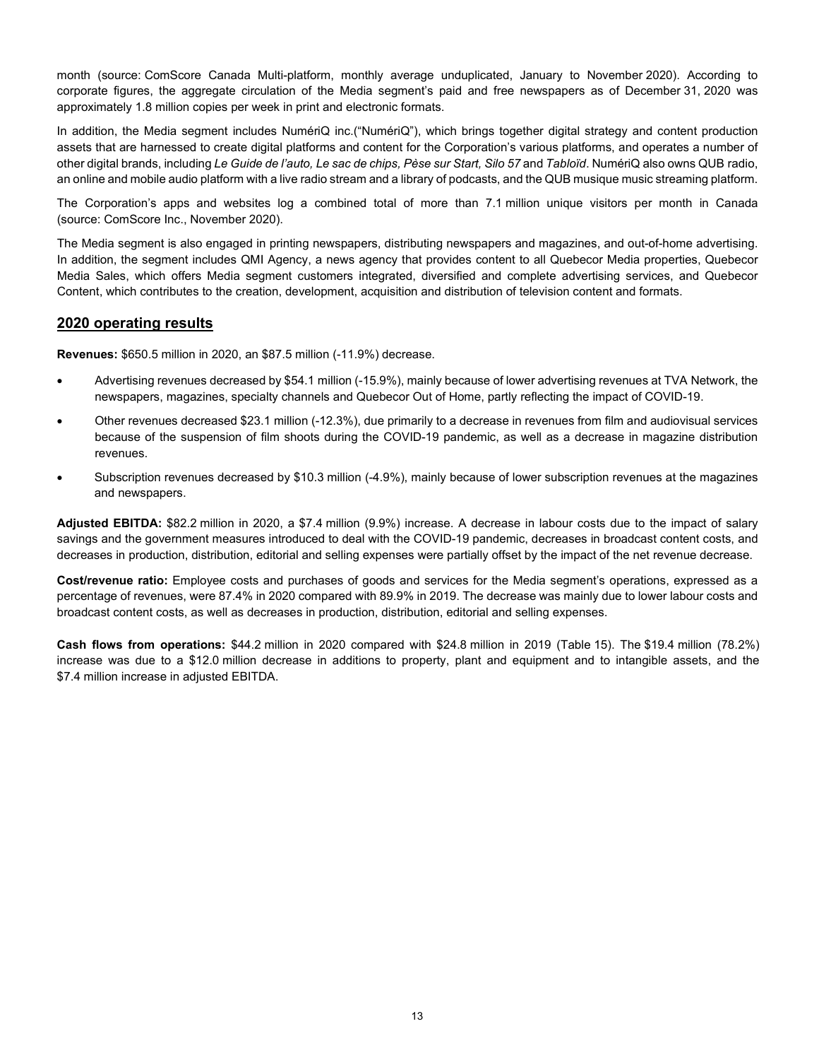month (source: ComScore Canada Multi-platform, monthly average unduplicated, January to November 2020). According to corporate figures, the aggregate circulation of the Media segment's paid and free newspapers as of December 31, 2020 was approximately 1.8 million copies per week in print and electronic formats.

In addition, the Media segment includes NumériQ inc.("NumériQ"), which brings together digital strategy and content production assets that are harnessed to create digital platforms and content for the Corporation's various platforms, and operates a number of other digital brands, including *Le Guide de l'auto, Le sac de chips, Pèse sur Start, Silo 57* and *Tabloïd*. NumériQ also owns QUB radio, an online and mobile audio platform with a live radio stream and a library of podcasts, and the QUB musique music streaming platform.

The Corporation's apps and websites log a combined total of more than 7.1 million unique visitors per month in Canada (source: ComScore Inc., November 2020).

The Media segment is also engaged in printing newspapers, distributing newspapers and magazines, and out-of-home advertising. In addition, the segment includes QMI Agency, a news agency that provides content to all Quebecor Media properties, Quebecor Media Sales, which offers Media segment customers integrated, diversified and complete advertising services, and Quebecor Content, which contributes to the creation, development, acquisition and distribution of television content and formats.

## 2020 operating results

**Revenues:** $650.5 million in 2020, an $87.5 million (-11.9%) decrease.

- Advertising revenues decreased by $54.1 million (-15.9%), mainly because of lower advertising revenues at TVA Network, the newspapers, magazines, specialty channels and Quebecor Out of Home, partly reflecting the impact of COVID-19.
- Other revenues decreased $23.1 million (-12.3%), due primarily to a decrease in revenues from film and audiovisual services because of the suspension of film shoots during the COVID-19 pandemic, as well as a decrease in magazine distribution revenues.
- Subscription revenues decreased by $10.3 million (-4.9%), mainly because of lower subscription revenues at the magazines and newspapers.

**Adjusted EBITDA:** $82.2 million in 2020, a $7.4 million (9.9%) increase. A decrease in labour costs due to the impact of salary savings and the government measures introduced to deal with the COVID-19 pandemic, decreases in broadcast content costs, and decreases in production, distribution, editorial and selling expenses were partially offset by the impact of the net revenue decrease.

**Cost/revenue ratio:** Employee costs and purchases of goods and services for the Media segment's operations, expressed as a percentage of revenues, were 87.4% in 2020 compared with 89.9% in 2019. The decrease was mainly due to lower labour costs and broadcast content costs, as well as decreases in production, distribution, editorial and selling expenses.

**Cash flows from operations:** $44.2 million in 2020 compared with $24.8 million in 2019 (Table 15). The $19.4 million (78.2%) increase was due to a $12.0 million decrease in additions to property, plant and equipment and to intangible assets, and the $7.4 million increase in adjusted EBITDA.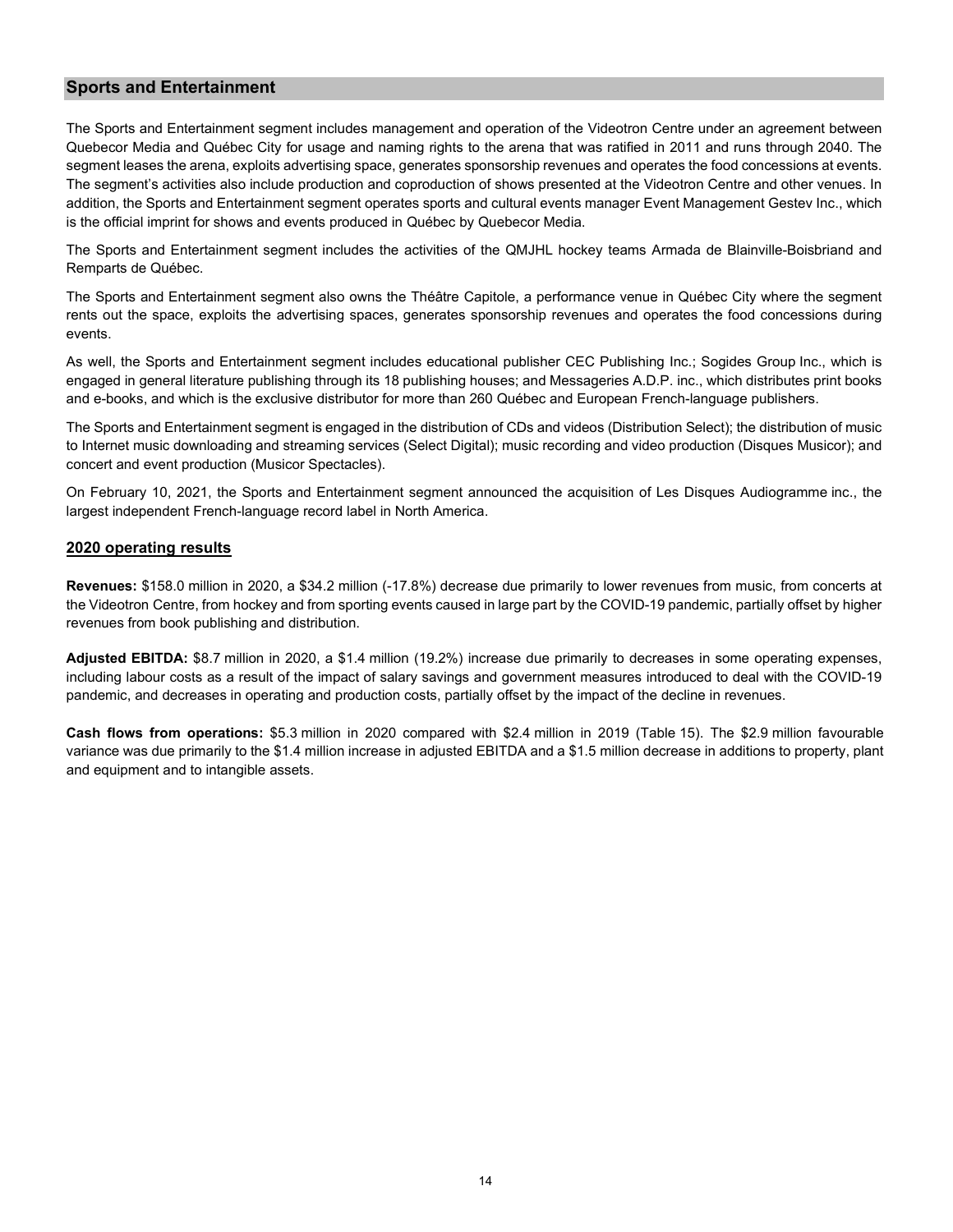## Sports and Entertainment

The Sports and Entertainment segment includes management and operation of the Videotron Centre under an agreement between Quebecor Media and Québec City for usage and naming rights to the arena that was ratified in 2011 and runs through 2040. The segment leases the arena, exploits advertising space, generates sponsorship revenues and operates the food concessions at events. The segment's activities also include production and coproduction of shows presented at the Videotron Centre and other venues. In addition, the Sports and Entertainment segment operates sports and cultural events manager Event Management Gestev Inc., which is the official imprint for shows and events produced in Québec by Quebecor Media.

The Sports and Entertainment segment includes the activities of the QMJHL hockey teams Armada de Blainville-Boisbriand and Remparts de Québec.

The Sports and Entertainment segment also owns the Théâtre Capitole, a performance venue in Québec City where the segment rents out the space, exploits the advertising spaces, generates sponsorship revenues and operates the food concessions during events.

As well, the Sports and Entertainment segment includes educational publisher CEC Publishing Inc.; Sogides Group Inc., which is engaged in general literature publishing through its 18 publishing houses; and Messageries A.D.P. inc., which distributes print books and e-books, and which is the exclusive distributor for more than 260 Québec and European French-language publishers.

The Sports and Entertainment segment is engaged in the distribution of CDs and videos (Distribution Select); the distribution of music to Internet music downloading and streaming services (Select Digital); music recording and video production (Disques Musicor); and concert and event production (Musicor Spectacles).

On February 10, 2021, the Sports and Entertainment segment announced the acquisition of Les Disques Audiogramme inc., the largest independent French-language record label in North America.

### 2020 operating results

**Revenues:** $158.0 million in 2020, a $34.2 million (-17.8%) decrease due primarily to lower revenues from music, from concerts at the Videotron Centre, from hockey and from sporting events caused in large part by the COVID-19 pandemic, partially offset by higher revenues from book publishing and distribution.

**Adjusted EBITDA:** $8.7 million in 2020, a $1.4 million (19.2%) increase due primarily to decreases in some operating expenses, including labour costs as a result of the impact of salary savings and government measures introduced to deal with the COVID-19 pandemic, and decreases in operating and production costs, partially offset by the impact of the decline in revenues.

**Cash flows from operations:** $5.3 million in 2020 compared with $2.4 million in 2019 (Table 15). The $2.9 million favourable variance was due primarily to the $1.4 million increase in adjusted EBITDA and a $1.5 million decrease in additions to property, plant and equipment and to intangible assets.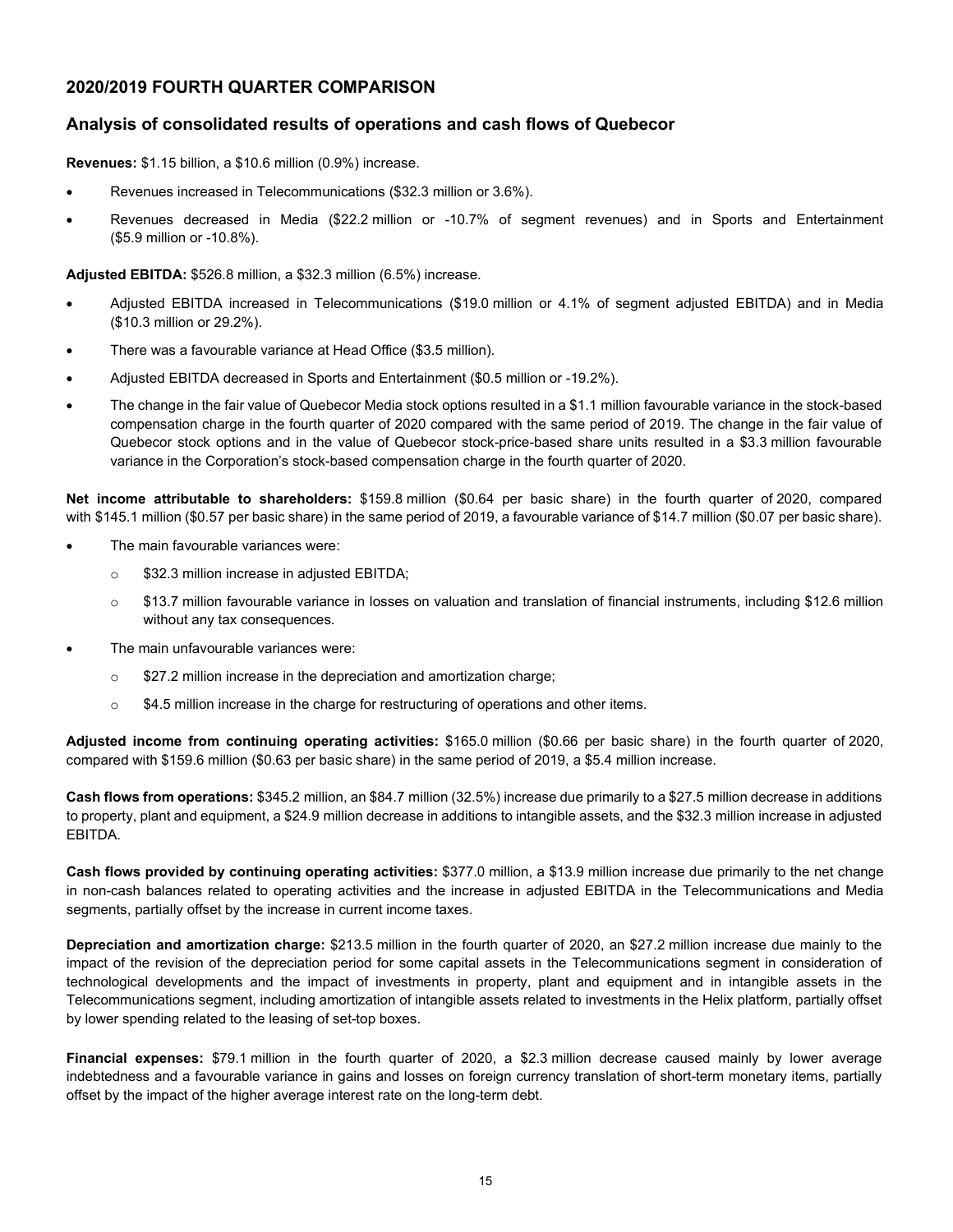## 2020/2019 FOURTH QUARTER COMPARISON

### Analysis of consolidated results of operations and cash flows of Quebecor

**Revenues:** $1.15 billion, a $10.6 million (0.9%) increase.

- Revenues increased in Telecommunications ($32.3 million or 3.6%).
- Revenues decreased in Media ($22.2 million or -10.7% of segment revenues) and in Sports and Entertainment ($5.9 million or -10.8%).

**Adjusted EBITDA:** $526.8 million, a $32.3 million (6.5%) increase.

- Adjusted EBITDA increased in Telecommunications ($19.0 million or 4.1% of segment adjusted EBITDA) and in Media ($10.3 million or 29.2%).
- There was a favourable variance at Head Office ($3.5 million).
- Adjusted EBITDA decreased in Sports and Entertainment ($0.5 million or -19.2%).
- The change in the fair value of Quebecor Media stock options resulted in a $1.1 million favourable variance in the stock-based compensation charge in the fourth quarter of 2020 compared with the same period of 2019. The change in the fair value of Quebecor stock options and in the value of Quebecor stock-price-based share units resulted in a $3.3 million favourable variance in the Corporation's stock-based compensation charge in the fourth quarter of 2020.

**Net income attributable to shareholders:** $159.8 million ($0.64 per basic share) in the fourth quarter of 2020, compared with $145.1 million ($0.57 per basic share) in the same period of 2019, a favourable variance of $14.7 million ($0.07 per basic share).

- The main favourable variances were:
  - $32.3 million increase in adjusted EBITDA;
  - $13.7 million favourable variance in losses on valuation and translation of financial instruments, including $12.6 million without any tax consequences.
- The main unfavourable variances were:
  - $27.2 million increase in the depreciation and amortization charge;
  - $4.5 million increase in the charge for restructuring of operations and other items.

**Adjusted income from continuing operating activities:** $165.0 million ($0.66 per basic share) in the fourth quarter of 2020, compared with $159.6 million ($0.63 per basic share) in the same period of 2019, a $5.4 million increase.

**Cash flows from operations:** $345.2 million, an $84.7 million (32.5%) increase due primarily to a $27.5 million decrease in additions to property, plant and equipment, a $24.9 million decrease in additions to intangible assets, and the $32.3 million increase in adjusted EBITDA.

**Cash flows provided by continuing operating activities:** $377.0 million, a $13.9 million increase due primarily to the net change in non-cash balances related to operating activities and the increase in adjusted EBITDA in the Telecommunications and Media segments, partially offset by the increase in current income taxes.

**Depreciation and amortization charge:** $213.5 million in the fourth quarter of 2020, an $27.2 million increase due mainly to the impact of the revision of the depreciation period for some capital assets in the Telecommunications segment in consideration of technological developments and the impact of investments in property, plant and equipment and in intangible assets in the Telecommunications segment, including amortization of intangible assets related to investments in the Helix platform, partially offset by lower spending related to the leasing of set-top boxes.

**Financial expenses:** $79.1 million in the fourth quarter of 2020, a $2.3 million decrease caused mainly by lower average indebtedness and a favourable variance in gains and losses on foreign currency translation of short-term monetary items, partially offset by the impact of the higher average interest rate on the long-term debt.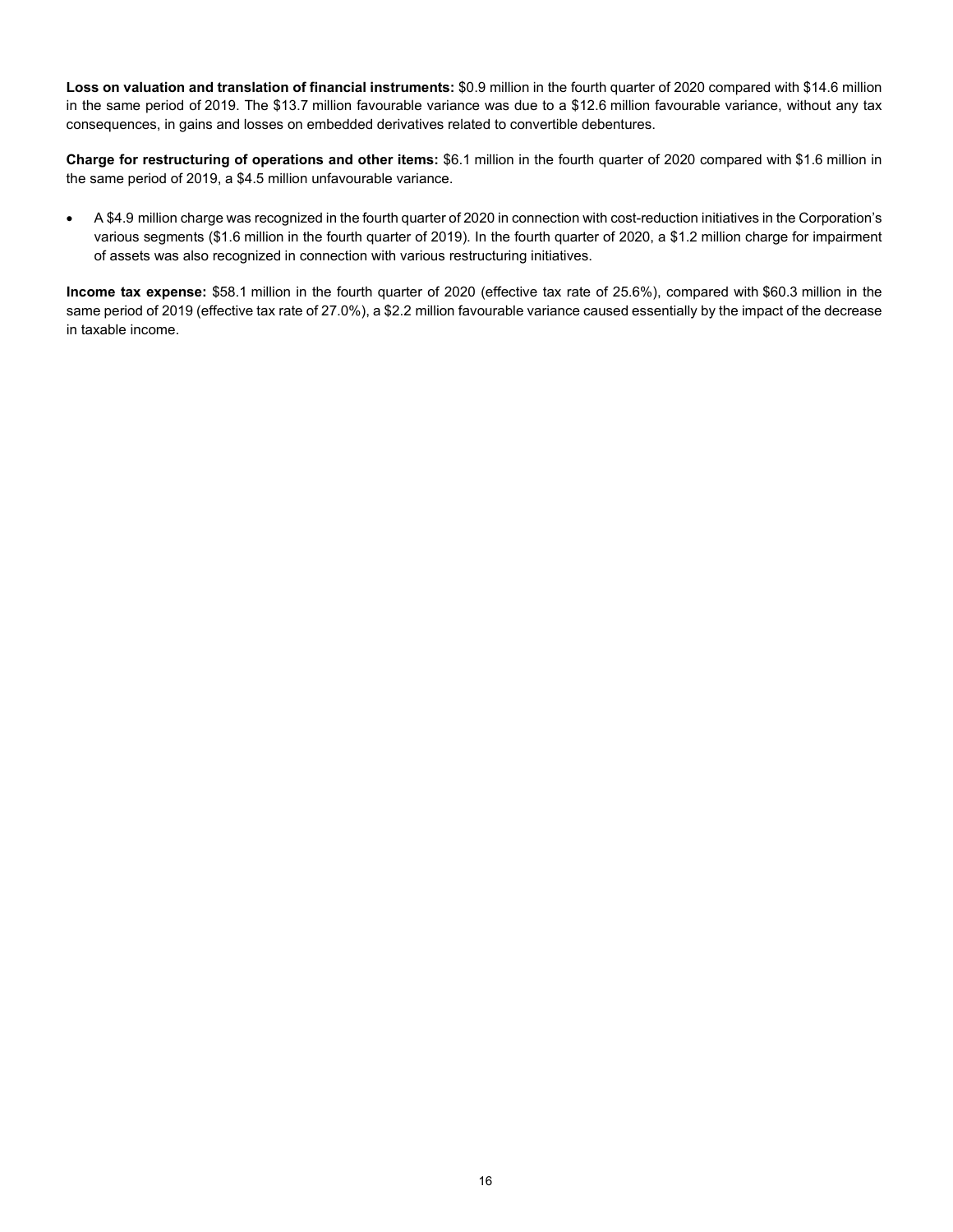**Loss on valuation and translation of financial instruments:** $0.9 million in the fourth quarter of 2020 compared with $14.6 million in the same period of 2019. The $13.7 million favourable variance was due to a $12.6 million favourable variance, without any tax consequences, in gains and losses on embedded derivatives related to convertible debentures.

**Charge for restructuring of operations and other items:** $6.1 million in the fourth quarter of 2020 compared with $1.6 million in the same period of 2019, a $4.5 million unfavourable variance.

- A $4.9 million charge was recognized in the fourth quarter of 2020 in connection with cost-reduction initiatives in the Corporation's various segments ($1.6 million in the fourth quarter of 2019). In the fourth quarter of 2020, a $1.2 million charge for impairment of assets was also recognized in connection with various restructuring initiatives.

**Income tax expense:** $58.1 million in the fourth quarter of 2020 (effective tax rate of 25.6%), compared with $60.3 million in the same period of 2019 (effective tax rate of 27.0%), a $2.2 million favourable variance caused essentially by the impact of the decrease in taxable income.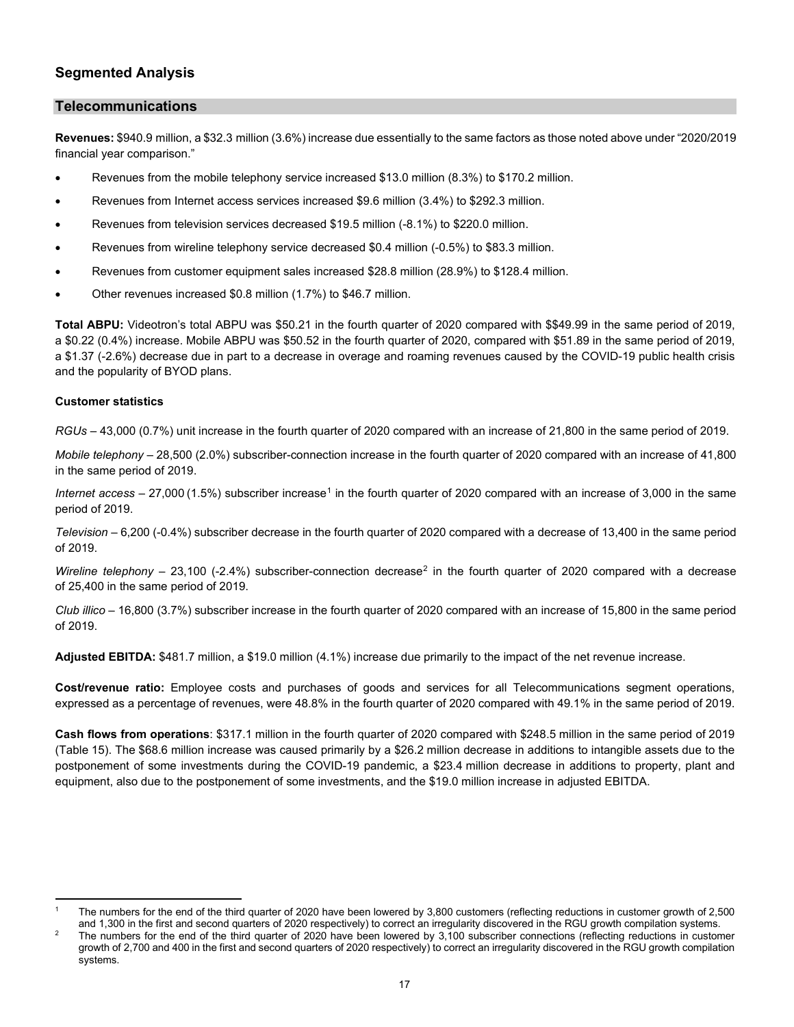## Segmented Analysis

### Telecommunications

**Revenues:** $940.9 million, a $32.3 million (3.6%) increase due essentially to the same factors as those noted above under "2020/2019 financial year comparison."

- Revenues from the mobile telephony service increased $13.0 million (8.3%) to $170.2 million.
- Revenues from Internet access services increased $9.6 million (3.4%) to $292.3 million.
- Revenues from television services decreased $19.5 million (-8.1%) to $220.0 million.
- Revenues from wireline telephony service decreased $0.4 million (-0.5%) to $83.3 million.
- Revenues from customer equipment sales increased $28.8 million (28.9%) to $128.4 million.
- Other revenues increased $0.8 million (1.7%) to $46.7 million.

**Total ABPU:** Videotron's total ABPU was $50.21 in the fourth quarter of 2020 compared with $$49.99 in the same period of 2019, a $0.22 (0.4%) increase. Mobile ABPU was $50.52 in the fourth quarter of 2020, compared with $51.89 in the same period of 2019, a $1.37 (-2.6%) decrease due in part to a decrease in overage and roaming revenues caused by the COVID-19 public health crisis and the popularity of BYOD plans.

**Customer statistics**

*RGUs* – 43,000 (0.7%) unit increase in the fourth quarter of 2020 compared with an increase of 21,800 in the same period of 2019.

*Mobile telephony* – 28,500 (2.0%) subscriber-connection increase in the fourth quarter of 2020 compared with an increase of 41,800 in the same period of 2019.

*Internet access* – 27,000 (1.5%) subscriber increase[1] in the fourth quarter of 2020 compared with an increase of 3,000 in the same period of 2019.

*Television* – 6,200 (-0.4%) subscriber decrease in the fourth quarter of 2020 compared with a decrease of 13,400 in the same period of 2019.

*Wireline telephony* – 23,100 (-2.4%) subscriber-connection decrease[2] in the fourth quarter of 2020 compared with a decrease of 25,400 in the same period of 2019.

*Club illico* – 16,800 (3.7%) subscriber increase in the fourth quarter of 2020 compared with an increase of 15,800 in the same period of 2019.

**Adjusted EBITDA:** $481.7 million, a $19.0 million (4.1%) increase due primarily to the impact of the net revenue increase.

**Cost/revenue ratio:** Employee costs and purchases of goods and services for all Telecommunications segment operations, expressed as a percentage of revenues, were 48.8% in the fourth quarter of 2020 compared with 49.1% in the same period of 2019.

**Cash flows from operations**: $317.1 million in the fourth quarter of 2020 compared with $248.5 million in the same period of 2019 (Table 15). The $68.6 million increase was caused primarily by a $26.2 million decrease in additions to intangible assets due to the postponement of some investments during the COVID-19 pandemic, a $23.4 million decrease in additions to property, plant and equipment, also due to the postponement of some investments, and the $19.0 million increase in adjusted EBITDA.

---

[1] The numbers for the end of the third quarter of 2020 have been lowered by 3,800 customers (reflecting reductions in customer growth of 2,500 and 1,300 in the first and second quarters of 2020 respectively) to correct an irregularity discovered in the RGU growth compilation systems.

[2] The numbers for the end of the third quarter of 2020 have been lowered by 3,100 subscriber connections (reflecting reductions in customer growth of 2,700 and 400 in the first and second quarters of 2020 respectively) to correct an irregularity discovered in the RGU growth compilation systems.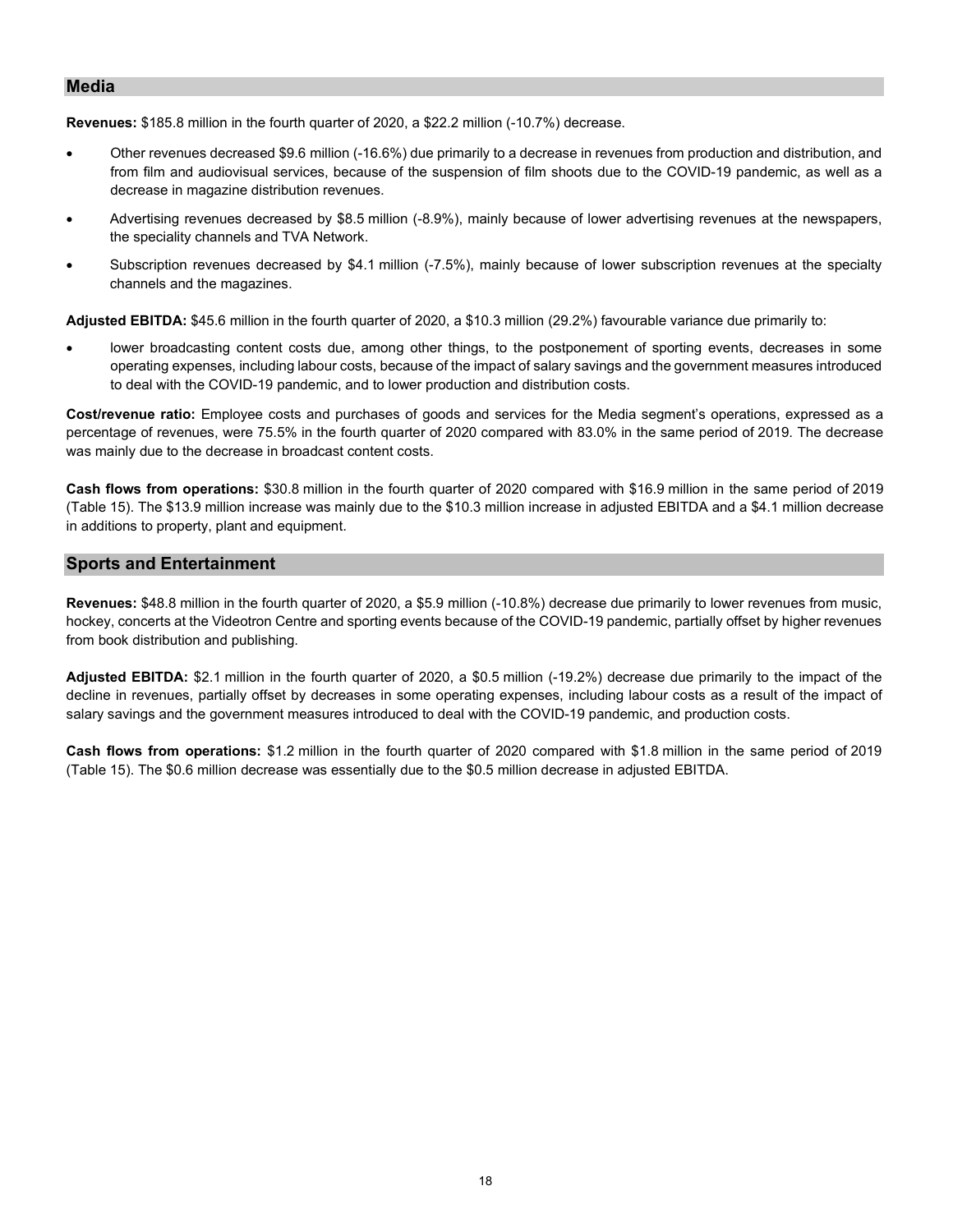## Media

**Revenues:** $185.8 million in the fourth quarter of 2020, a $22.2 million (-10.7%) decrease.

- Other revenues decreased $9.6 million (-16.6%) due primarily to a decrease in revenues from production and distribution, and from film and audiovisual services, because of the suspension of film shoots due to the COVID-19 pandemic, as well as a decrease in magazine distribution revenues.
- Advertising revenues decreased by $8.5 million (-8.9%), mainly because of lower advertising revenues at the newspapers, the speciality channels and TVA Network.
- Subscription revenues decreased by $4.1 million (-7.5%), mainly because of lower subscription revenues at the specialty channels and the magazines.

**Adjusted EBITDA:** $45.6 million in the fourth quarter of 2020, a $10.3 million (29.2%) favourable variance due primarily to:

- lower broadcasting content costs due, among other things, to the postponement of sporting events, decreases in some operating expenses, including labour costs, because of the impact of salary savings and the government measures introduced to deal with the COVID-19 pandemic, and to lower production and distribution costs.

**Cost/revenue ratio:** Employee costs and purchases of goods and services for the Media segment's operations, expressed as a percentage of revenues, were 75.5% in the fourth quarter of 2020 compared with 83.0% in the same period of 2019. The decrease was mainly due to the decrease in broadcast content costs.

**Cash flows from operations:** $30.8 million in the fourth quarter of 2020 compared with $16.9 million in the same period of 2019 (Table 15). The $13.9 million increase was mainly due to the $10.3 million increase in adjusted EBITDA and a $4.1 million decrease in additions to property, plant and equipment.

## Sports and Entertainment

**Revenues:** $48.8 million in the fourth quarter of 2020, a $5.9 million (-10.8%) decrease due primarily to lower revenues from music, hockey, concerts at the Videotron Centre and sporting events because of the COVID-19 pandemic, partially offset by higher revenues from book distribution and publishing.

**Adjusted EBITDA:** $2.1 million in the fourth quarter of 2020, a $0.5 million (-19.2%) decrease due primarily to the impact of the decline in revenues, partially offset by decreases in some operating expenses, including labour costs as a result of the impact of salary savings and the government measures introduced to deal with the COVID-19 pandemic, and production costs.

**Cash flows from operations:** $1.2 million in the fourth quarter of 2020 compared with $1.8 million in the same period of 2019 (Table 15). The $0.6 million decrease was essentially due to the $0.5 million decrease in adjusted EBITDA.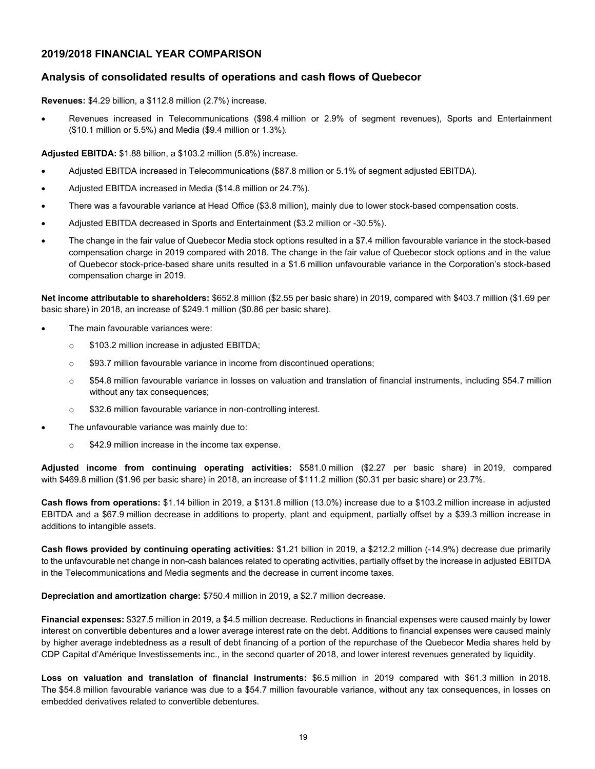## 2019/2018 FINANCIAL YEAR COMPARISON

### Analysis of consolidated results of operations and cash flows of Quebecor

**Revenues:** $4.29 billion, a $112.8 million (2.7%) increase.

- Revenues increased in Telecommunications ($98.4 million or 2.9% of segment revenues), Sports and Entertainment ($10.1 million or 5.5%) and Media ($9.4 million or 1.3%).

**Adjusted EBITDA:** $1.88 billion, a $103.2 million (5.8%) increase.

- Adjusted EBITDA increased in Telecommunications ($87.8 million or 5.1% of segment adjusted EBITDA).
- Adjusted EBITDA increased in Media ($14.8 million or 24.7%).
- There was a favourable variance at Head Office ($3.8 million), mainly due to lower stock-based compensation costs.
- Adjusted EBITDA decreased in Sports and Entertainment ($3.2 million or -30.5%).
- The change in the fair value of Quebecor Media stock options resulted in a $7.4 million favourable variance in the stock-based compensation charge in 2019 compared with 2018. The change in the fair value of Quebecor stock options and in the value of Quebecor stock-price-based share units resulted in a $1.6 million unfavourable variance in the Corporation's stock-based compensation charge in 2019.

**Net income attributable to shareholders:** $652.8 million ($2.55 per basic share) in 2019, compared with $403.7 million ($1.69 per basic share) in 2018, an increase of $249.1 million ($0.86 per basic share).

- The main favourable variances were:
  - $103.2 million increase in adjusted EBITDA;
  - $93.7 million favourable variance in income from discontinued operations;
  - $54.8 million favourable variance in losses on valuation and translation of financial instruments, including $54.7 million without any tax consequences;
  - $32.6 million favourable variance in non-controlling interest.
- The unfavourable variance was mainly due to:
  - $42.9 million increase in the income tax expense.

**Adjusted income from continuing operating activities:** $581.0 million ($2.27 per basic share) in 2019, compared with $469.8 million ($1.96 per basic share) in 2018, an increase of $111.2 million ($0.31 per basic share) or 23.7%.

**Cash flows from operations:** $1.14 billion in 2019, a $131.8 million (13.0%) increase due to a $103.2 million increase in adjusted EBITDA and a $67.9 million decrease in additions to property, plant and equipment, partially offset by a $39.3 million increase in additions to intangible assets.

**Cash flows provided by continuing operating activities:** $1.21 billion in 2019, a $212.2 million (-14.9%) decrease due primarily to the unfavourable net change in non-cash balances related to operating activities, partially offset by the increase in adjusted EBITDA in the Telecommunications and Media segments and the decrease in current income taxes.

**Depreciation and amortization charge:** $750.4 million in 2019, a $2.7 million decrease.

**Financial expenses:** $327.5 million in 2019, a $4.5 million decrease. Reductions in financial expenses were caused mainly by lower interest on convertible debentures and a lower average interest rate on the debt. Additions to financial expenses were caused mainly by higher average indebtedness as a result of debt financing of a portion of the repurchase of the Quebecor Media shares held by CDP Capital d'Amérique Investissements inc., in the second quarter of 2018, and lower interest revenues generated by liquidity.

**Loss on valuation and translation of financial instruments:** $6.5 million in 2019 compared with $61.3 million in 2018. The $54.8 million favourable variance was due to a $54.7 million favourable variance, without any tax consequences, in losses on embedded derivatives related to convertible debentures.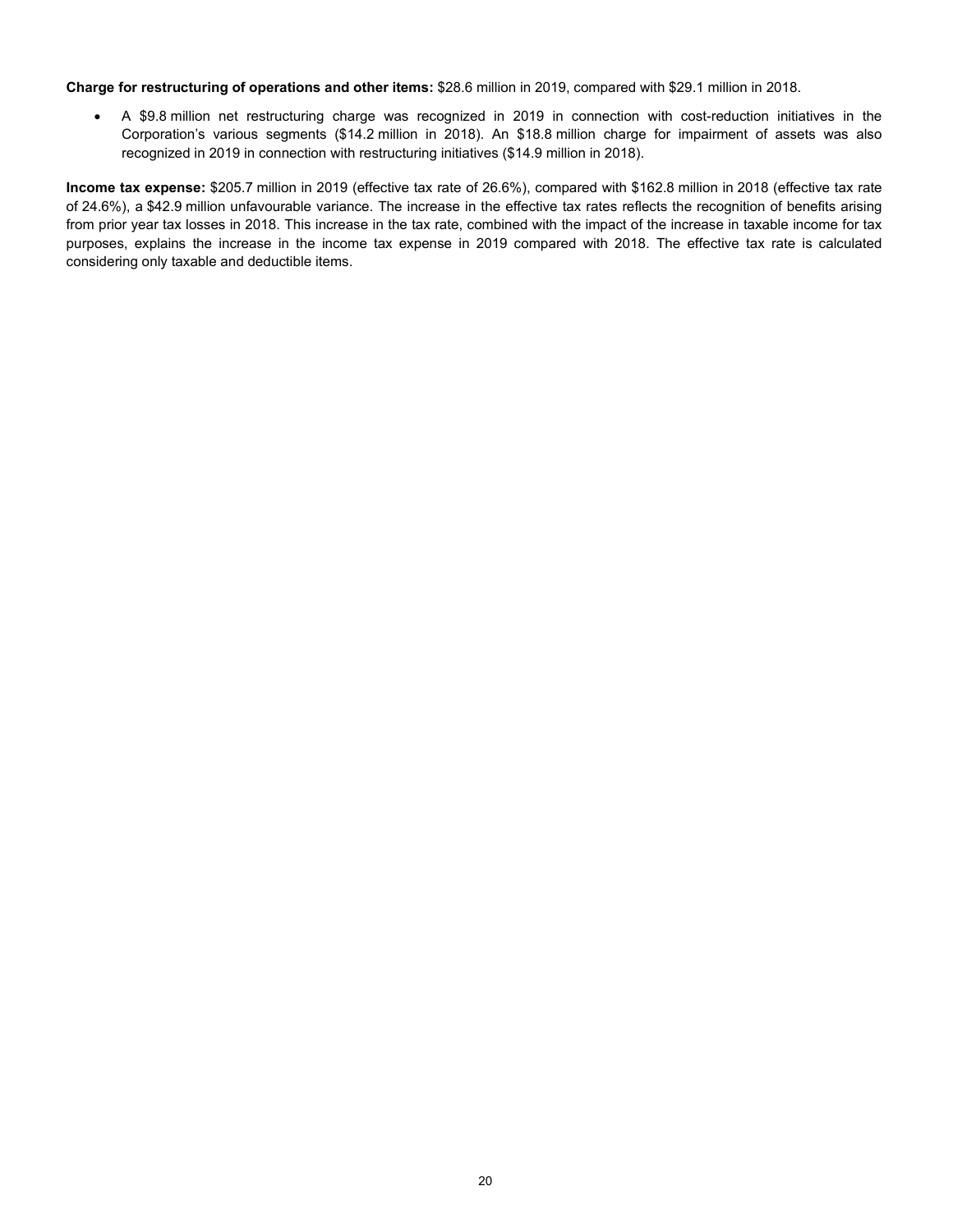**Charge for restructuring of operations and other items:** $28.6 million in 2019, compared with $29.1 million in 2018.

- A $9.8 million net restructuring charge was recognized in 2019 in connection with cost-reduction initiatives in the Corporation's various segments ($14.2 million in 2018). An $18.8 million charge for impairment of assets was also recognized in 2019 in connection with restructuring initiatives ($14.9 million in 2018).

**Income tax expense:** $205.7 million in 2019 (effective tax rate of 26.6%), compared with $162.8 million in 2018 (effective tax rate of 24.6%), a $42.9 million unfavourable variance. The increase in the effective tax rates reflects the recognition of benefits arising from prior year tax losses in 2018. This increase in the tax rate, combined with the impact of the increase in taxable income for tax purposes, explains the increase in the income tax expense in 2019 compared with 2018. The effective tax rate is calculated considering only taxable and deductible items.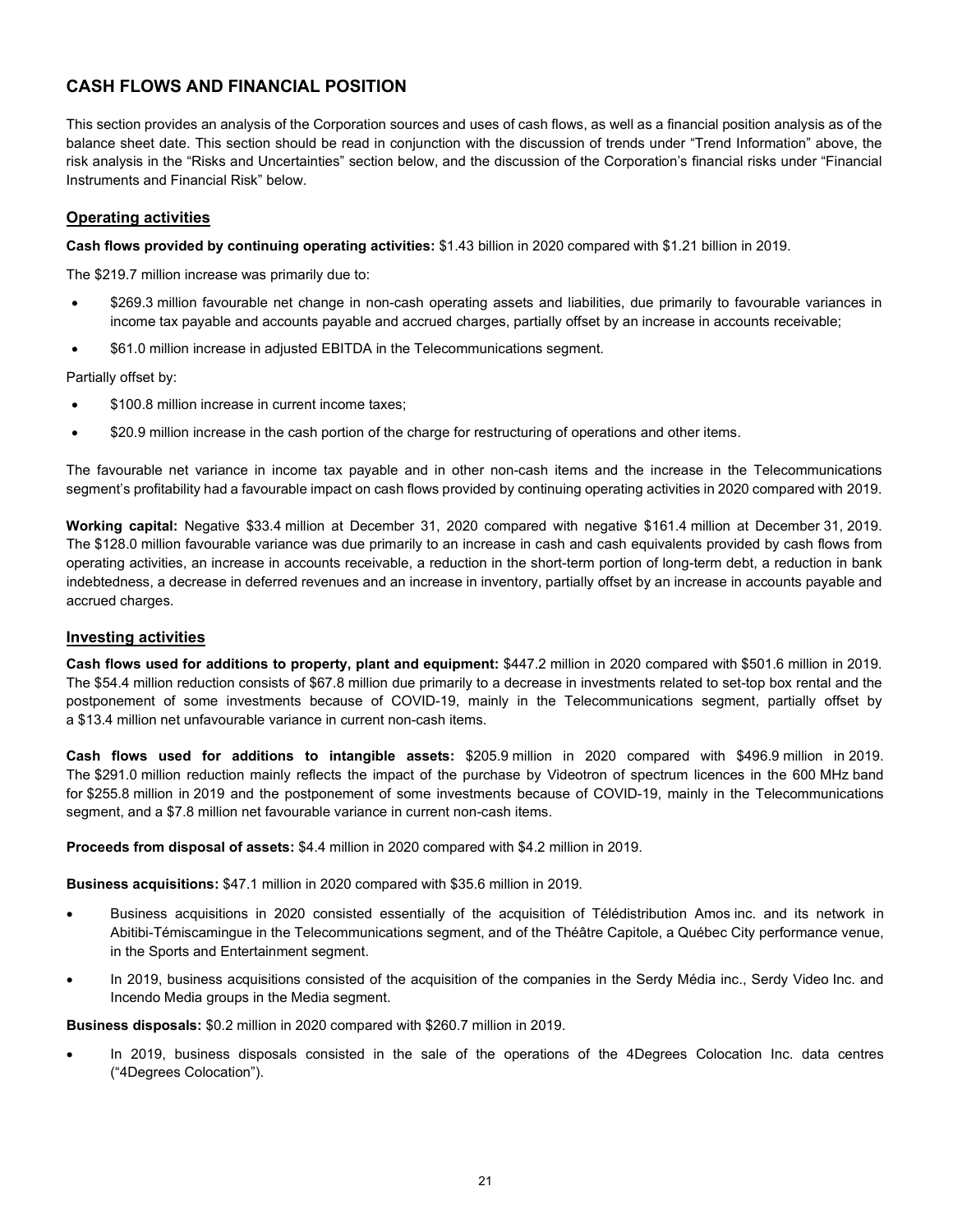## CASH FLOWS AND FINANCIAL POSITION

This section provides an analysis of the Corporation sources and uses of cash flows, as well as a financial position analysis as of the balance sheet date. This section should be read in conjunction with the discussion of trends under "Trend Information" above, the risk analysis in the "Risks and Uncertainties" section below, and the discussion of the Corporation's financial risks under "Financial Instruments and Financial Risk" below.

### Operating activities

**Cash flows provided by continuing operating activities:** $1.43 billion in 2020 compared with $1.21 billion in 2019.

The $219.7 million increase was primarily due to:

- $269.3 million favourable net change in non-cash operating assets and liabilities, due primarily to favourable variances in income tax payable and accounts payable and accrued charges, partially offset by an increase in accounts receivable;
- $61.0 million increase in adjusted EBITDA in the Telecommunications segment.

Partially offset by:

- $100.8 million increase in current income taxes;
- $20.9 million increase in the cash portion of the charge for restructuring of operations and other items.

The favourable net variance in income tax payable and in other non-cash items and the increase in the Telecommunications segment's profitability had a favourable impact on cash flows provided by continuing operating activities in 2020 compared with 2019.

**Working capital:** Negative $33.4 million at December 31, 2020 compared with negative $161.4 million at December 31, 2019. The $128.0 million favourable variance was due primarily to an increase in cash and cash equivalents provided by cash flows from operating activities, an increase in accounts receivable, a reduction in the short-term portion of long-term debt, a reduction in bank indebtedness, a decrease in deferred revenues and an increase in inventory, partially offset by an increase in accounts payable and accrued charges.

### Investing activities

**Cash flows used for additions to property, plant and equipment:** $447.2 million in 2020 compared with $501.6 million in 2019. The $54.4 million reduction consists of $67.8 million due primarily to a decrease in investments related to set-top box rental and the postponement of some investments because of COVID-19, mainly in the Telecommunications segment, partially offset by a $13.4 million net unfavourable variance in current non-cash items.

**Cash flows used for additions to intangible assets:** $205.9 million in 2020 compared with $496.9 million in 2019. The $291.0 million reduction mainly reflects the impact of the purchase by Videotron of spectrum licences in the 600 MHz band for $255.8 million in 2019 and the postponement of some investments because of COVID-19, mainly in the Telecommunications segment, and a $7.8 million net favourable variance in current non-cash items.

**Proceeds from disposal of assets:** $4.4 million in 2020 compared with $4.2 million in 2019.

**Business acquisitions:** $47.1 million in 2020 compared with $35.6 million in 2019.

- Business acquisitions in 2020 consisted essentially of the acquisition of Télédistribution Amos inc. and its network in Abitibi-Témiscamingue in the Telecommunications segment, and of the Théâtre Capitole, a Québec City performance venue, in the Sports and Entertainment segment.
- In 2019, business acquisitions consisted of the acquisition of the companies in the Serdy Média inc., Serdy Video Inc. and Incendo Media groups in the Media segment.

**Business disposals:** $0.2 million in 2020 compared with $260.7 million in 2019.

- In 2019, business disposals consisted in the sale of the operations of the 4Degrees Colocation Inc. data centres ("4Degrees Colocation").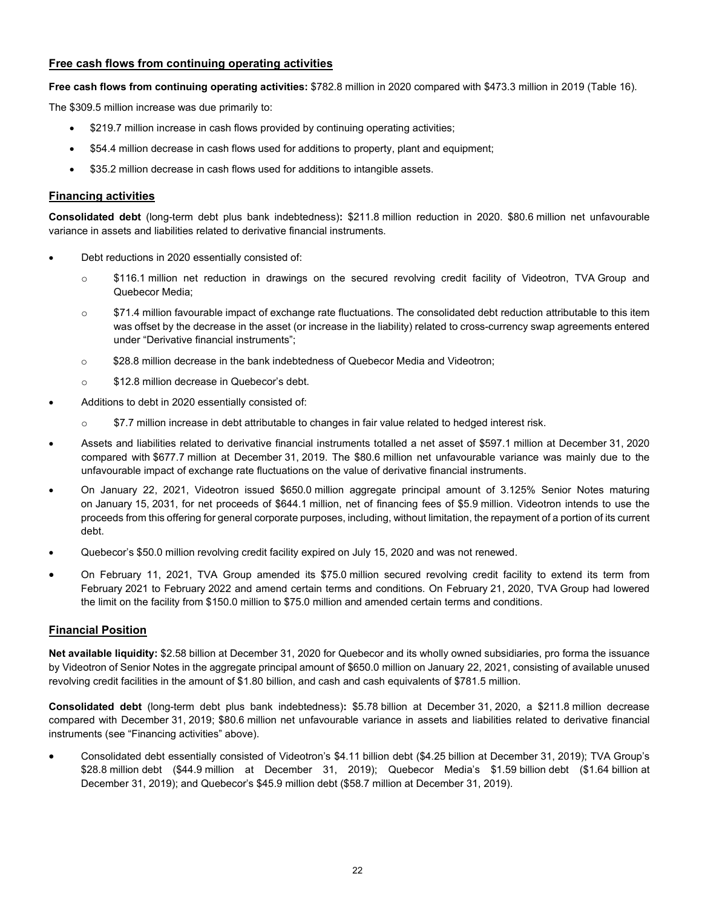## Free cash flows from continuing operating activities

**Free cash flows from continuing operating activities:** $782.8 million in 2020 compared with $473.3 million in 2019 (Table 16).

The $309.5 million increase was due primarily to:

- $219.7 million increase in cash flows provided by continuing operating activities;
- $54.4 million decrease in cash flows used for additions to property, plant and equipment;
- $35.2 million decrease in cash flows used for additions to intangible assets.

## Financing activities

**Consolidated debt** (long-term debt plus bank indebtedness)**:** $211.8 million reduction in 2020. $80.6 million net unfavourable variance in assets and liabilities related to derivative financial instruments.

- Debt reductions in 2020 essentially consisted of:
  - $116.1 million net reduction in drawings on the secured revolving credit facility of Videotron, TVA Group and Quebecor Media;
  - $71.4 million favourable impact of exchange rate fluctuations. The consolidated debt reduction attributable to this item was offset by the decrease in the asset (or increase in the liability) related to cross-currency swap agreements entered under "Derivative financial instruments";
  - $28.8 million decrease in the bank indebtedness of Quebecor Media and Videotron;
  - $12.8 million decrease in Quebecor's debt.
- Additions to debt in 2020 essentially consisted of:
  - $7.7 million increase in debt attributable to changes in fair value related to hedged interest risk.
- Assets and liabilities related to derivative financial instruments totalled a net asset of $597.1 million at December 31, 2020 compared with $677.7 million at December 31, 2019. The $80.6 million net unfavourable variance was mainly due to the unfavourable impact of exchange rate fluctuations on the value of derivative financial instruments.
- On January 22, 2021, Videotron issued $650.0 million aggregate principal amount of 3.125% Senior Notes maturing on January 15, 2031, for net proceeds of $644.1 million, net of financing fees of $5.9 million. Videotron intends to use the proceeds from this offering for general corporate purposes, including, without limitation, the repayment of a portion of its current debt.
- Quebecor's $50.0 million revolving credit facility expired on July 15, 2020 and was not renewed.
- On February 11, 2021, TVA Group amended its $75.0 million secured revolving credit facility to extend its term from February 2021 to February 2022 and amend certain terms and conditions. On February 21, 2020, TVA Group had lowered the limit on the facility from $150.0 million to $75.0 million and amended certain terms and conditions.

## Financial Position

**Net available liquidity:** $2.58 billion at December 31, 2020 for Quebecor and its wholly owned subsidiaries, pro forma the issuance by Videotron of Senior Notes in the aggregate principal amount of $650.0 million on January 22, 2021, consisting of available unused revolving credit facilities in the amount of $1.80 billion, and cash and cash equivalents of $781.5 million.

**Consolidated debt** (long-term debt plus bank indebtedness)**:** $5.78 billion at December 31, 2020, a $211.8 million decrease compared with December 31, 2019; $80.6 million net unfavourable variance in assets and liabilities related to derivative financial instruments (see "Financing activities" above).

- Consolidated debt essentially consisted of Videotron's $4.11 billion debt ($4.25 billion at December 31, 2019); TVA Group's $28.8 million debt ($44.9 million at December 31, 2019); Quebecor Media's $1.59 billion debt ($1.64 billion at December 31, 2019); and Quebecor's $45.9 million debt ($58.7 million at December 31, 2019).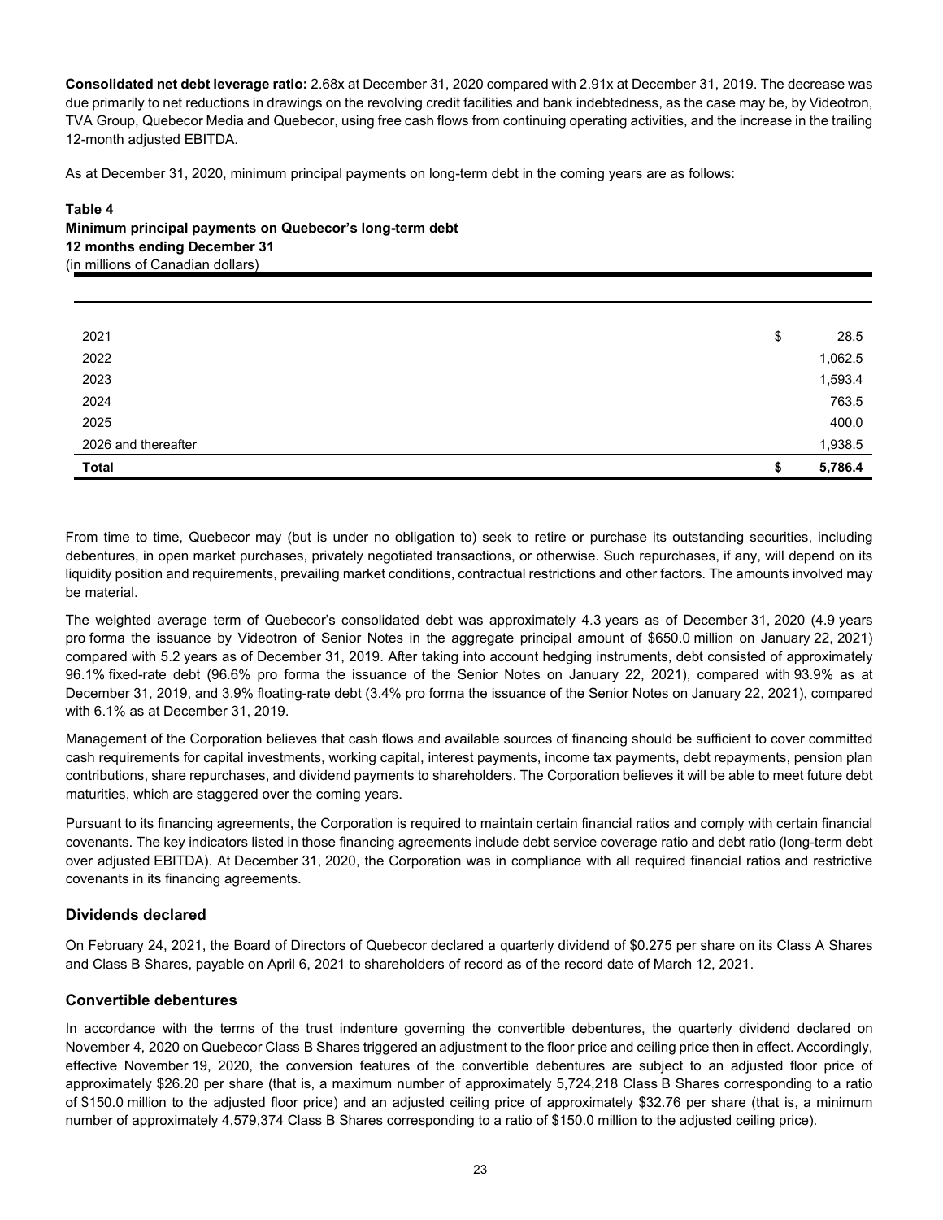**Consolidated net debt leverage ratio:** 2.68x at December 31, 2020 compared with 2.91x at December 31, 2019. The decrease was due primarily to net reductions in drawings on the revolving credit facilities and bank indebtedness, as the case may be, by Videotron, TVA Group, Quebecor Media and Quebecor, using free cash flows from continuing operating activities, and the increase in the trailing 12-month adjusted EBITDA.

As at December 31, 2020, minimum principal payments on long-term debt in the coming years are as follows:

**Table 4**
**Minimum principal payments on Quebecor's long-term debt**
**12 months ending December 31**
(in millions of Canadian dollars)

| | |
|---|---|
| 2021 | $ 28.5 |
| 2022 | 1,062.5 |
| 2023 | 1,593.4 |
| 2024 | 763.5 |
| 2025 | 400.0 |
| 2026 and thereafter | 1,938.5 |
| **Total** | **$ 5,786.4** |

From time to time, Quebecor may (but is under no obligation to) seek to retire or purchase its outstanding securities, including debentures, in open market purchases, privately negotiated transactions, or otherwise. Such repurchases, if any, will depend on its liquidity position and requirements, prevailing market conditions, contractual restrictions and other factors. The amounts involved may be material.

The weighted average term of Quebecor's consolidated debt was approximately 4.3 years as of December 31, 2020 (4.9 years pro forma the issuance by Videotron of Senior Notes in the aggregate principal amount of $650.0 million on January 22, 2021) compared with 5.2 years as of December 31, 2019. After taking into account hedging instruments, debt consisted of approximately 96.1% fixed-rate debt (96.6% pro forma the issuance of the Senior Notes on January 22, 2021), compared with 93.9% as at December 31, 2019, and 3.9% floating-rate debt (3.4% pro forma the issuance of the Senior Notes on January 22, 2021), compared with 6.1% as at December 31, 2019.

Management of the Corporation believes that cash flows and available sources of financing should be sufficient to cover committed cash requirements for capital investments, working capital, interest payments, income tax payments, debt repayments, pension plan contributions, share repurchases, and dividend payments to shareholders. The Corporation believes it will be able to meet future debt maturities, which are staggered over the coming years.

Pursuant to its financing agreements, the Corporation is required to maintain certain financial ratios and comply with certain financial covenants. The key indicators listed in those financing agreements include debt service coverage ratio and debt ratio (long-term debt over adjusted EBITDA). At December 31, 2020, the Corporation was in compliance with all required financial ratios and restrictive covenants in its financing agreements.

## Dividends declared

On February 24, 2021, the Board of Directors of Quebecor declared a quarterly dividend of $0.275 per share on its Class A Shares and Class B Shares, payable on April 6, 2021 to shareholders of record as of the record date of March 12, 2021.

## Convertible debentures

In accordance with the terms of the trust indenture governing the convertible debentures, the quarterly dividend declared on November 4, 2020 on Quebecor Class B Shares triggered an adjustment to the floor price and ceiling price then in effect. Accordingly, effective November 19, 2020, the conversion features of the convertible debentures are subject to an adjusted floor price of approximately $26.20 per share (that is, a maximum number of approximately 5,724,218 Class B Shares corresponding to a ratio of $150.0 million to the adjusted floor price) and an adjusted ceiling price of approximately $32.76 per share (that is, a minimum number of approximately 4,579,374 Class B Shares corresponding to a ratio of $150.0 million to the adjusted ceiling price).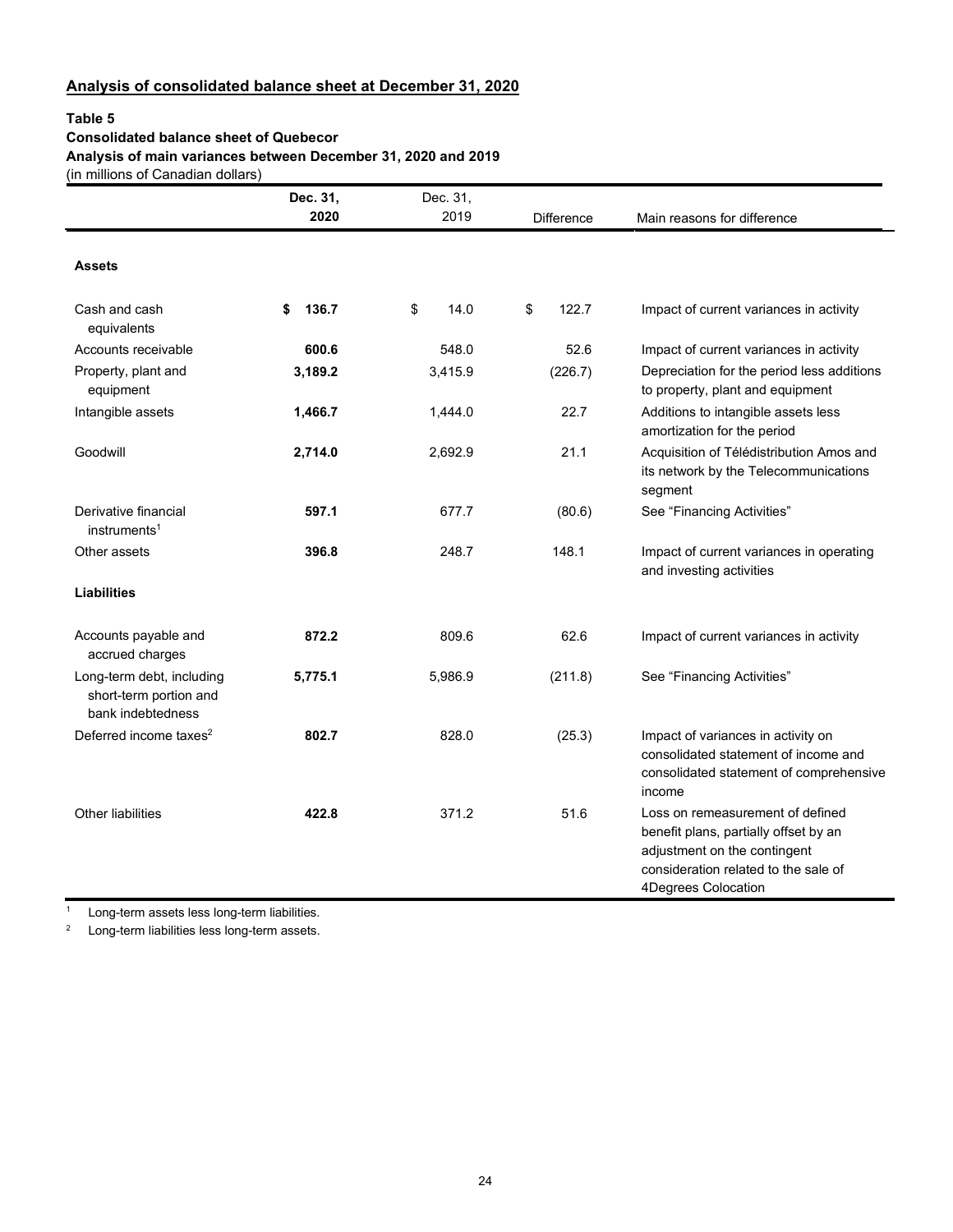## Analysis of consolidated balance sheet at December 31, 2020

**Table 5**
**Consolidated balance sheet of Quebecor**
**Analysis of main variances between December 31, 2020 and 2019**
(in millions of Canadian dollars)

| | Dec. 31, 2020 | Dec. 31, 2019 | Difference | Main reasons for difference |
|---|---|---|---|---|
| **Assets** | | | | |
| Cash and cash equivalents | **$ 136.7** | $ 14.0 | $ 122.7 | Impact of current variances in activity |
| Accounts receivable | **600.6** | 548.0 | 52.6 | Impact of current variances in activity |
| Property, plant and equipment | **3,189.2** | 3,415.9 | (226.7) | Depreciation for the period less additions to property, plant and equipment |
| Intangible assets | **1,466.7** | 1,444.0 | 22.7 | Additions to intangible assets less amortization for the period |
| Goodwill | **2,714.0** | 2,692.9 | 21.1 | Acquisition of Télédistribution Amos and its network by the Telecommunications segment |
| Derivative financial instruments[1] | **597.1** | 677.7 | (80.6) | See "Financing Activities" |
| Other assets | **396.8** | 248.7 | 148.1 | Impact of current variances in operating and investing activities |
| **Liabilities** | | | | |
| Accounts payable and accrued charges | **872.2** | 809.6 | 62.6 | Impact of current variances in activity |
| Long-term debt, including short-term portion and bank indebtedness | **5,775.1** | 5,986.9 | (211.8) | See "Financing Activities" |
| Deferred income taxes[2] | **802.7** | 828.0 | (25.3) | Impact of variances in activity on consolidated statement of income and consolidated statement of comprehensive income |
| Other liabilities | **422.8** | 371.2 | 51.6 | Loss on remeasurement of defined benefit plans, partially offset by an adjustment on the contingent consideration related to the sale of 4Degrees Colocation |

[1] Long-term assets less long-term liabilities.

[2] Long-term liabilities less long-term assets.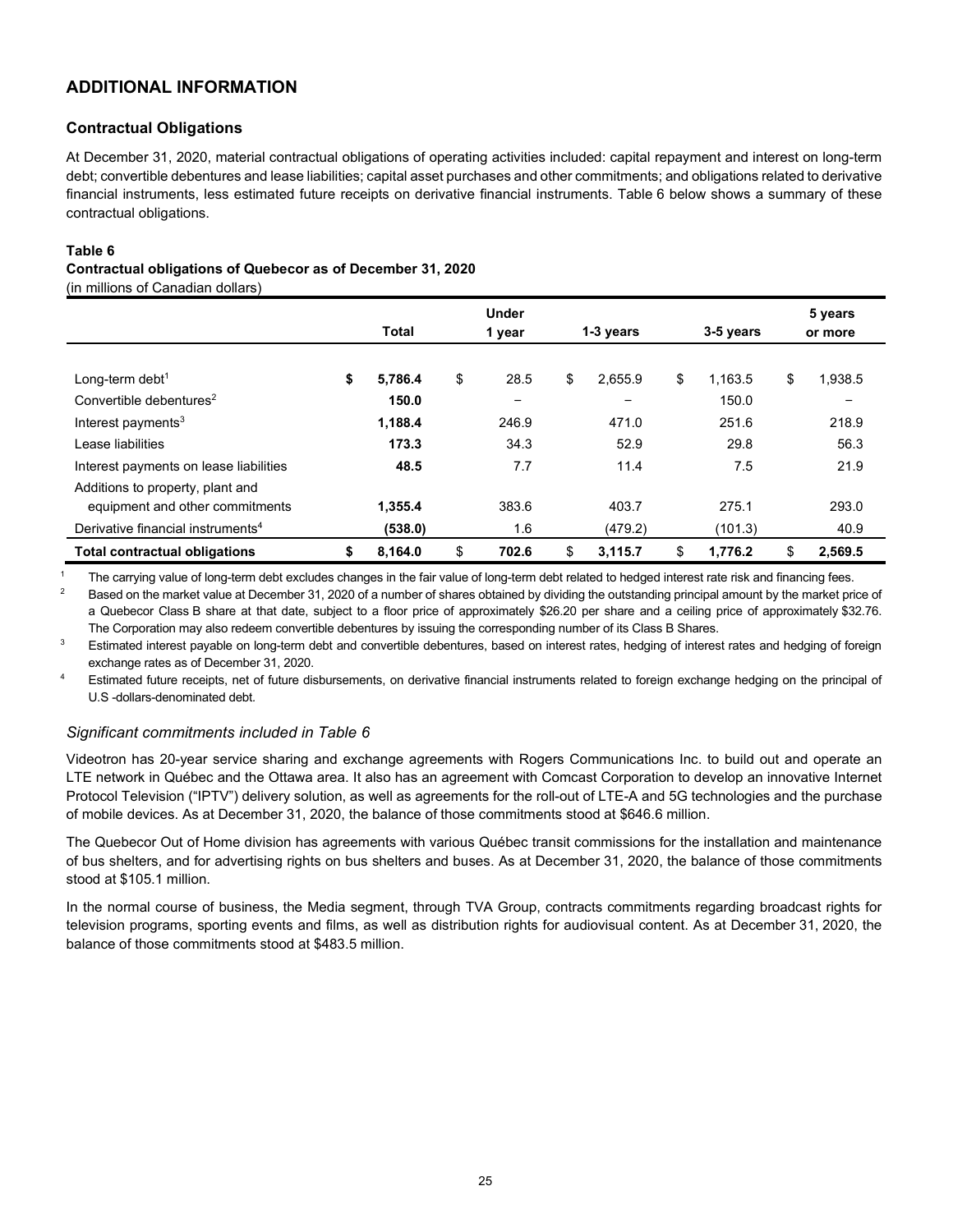## ADDITIONAL INFORMATION

### Contractual Obligations

At December 31, 2020, material contractual obligations of operating activities included: capital repayment and interest on long-term debt; convertible debentures and lease liabilities; capital asset purchases and other commitments; and obligations related to derivative financial instruments, less estimated future receipts on derivative financial instruments. Table 6 below shows a summary of these contractual obligations.

**Table 6**
**Contractual obligations of Quebecor as of December 31, 2020**
(in millions of Canadian dollars)

| | Total | Under 1 year | 1-3 years | 3-5 years | 5 years or more |
|---|---|---|---|---|---|
| Long-term debt[1] | **$ 5,786.4** | $ 28.5 | $ 2,655.9 | $ 1,163.5 | $ 1,938.5 |
| Convertible debentures[2] | **150.0** | – | – | 150.0 | – |
| Interest payments[3] | **1,188.4** | 246.9 | 471.0 | 251.6 | 218.9 |
| Lease liabilities | **173.3** | 34.3 | 52.9 | 29.8 | 56.3 |
| Interest payments on lease liabilities | **48.5** | 7.7 | 11.4 | 7.5 | 21.9 |
| Additions to property, plant and equipment and other commitments | **1,355.4** | 383.6 | 403.7 | 275.1 | 293.0 |
| Derivative financial instruments[4] | **(538.0)** | 1.6 | (479.2) | (101.3) | 40.9 |
| **Total contractual obligations** | **$ 8,164.0** | **$ 702.6** | **$ 3,115.7** | **$ 1,776.2** | **$ 2,569.5** |

[1] The carrying value of long-term debt excludes changes in the fair value of long-term debt related to hedged interest rate risk and financing fees.

[2] Based on the market value at December 31, 2020 of a number of shares obtained by dividing the outstanding principal amount by the market price of a Quebecor Class B share at that date, subject to a floor price of approximately $26.20 per share and a ceiling price of approximately $32.76. The Corporation may also redeem convertible debentures by issuing the corresponding number of its Class B Shares.

[3] Estimated interest payable on long-term debt and convertible debentures, based on interest rates, hedging of interest rates and hedging of foreign exchange rates as of December 31, 2020.

[4] Estimated future receipts, net of future disbursements, on derivative financial instruments related to foreign exchange hedging on the principal of U.S -dollars-denominated debt.

#### *Significant commitments included in Table 6*

Videotron has 20-year service sharing and exchange agreements with Rogers Communications Inc. to build out and operate an LTE network in Québec and the Ottawa area. It also has an agreement with Comcast Corporation to develop an innovative Internet Protocol Television ("IPTV") delivery solution, as well as agreements for the roll-out of LTE-A and 5G technologies and the purchase of mobile devices. As at December 31, 2020, the balance of those commitments stood at $646.6 million.

The Quebecor Out of Home division has agreements with various Québec transit commissions for the installation and maintenance of bus shelters, and for advertising rights on bus shelters and buses. As at December 31, 2020, the balance of those commitments stood at $105.1 million.

In the normal course of business, the Media segment, through TVA Group, contracts commitments regarding broadcast rights for television programs, sporting events and films, as well as distribution rights for audiovisual content. As at December 31, 2020, the balance of those commitments stood at $483.5 million.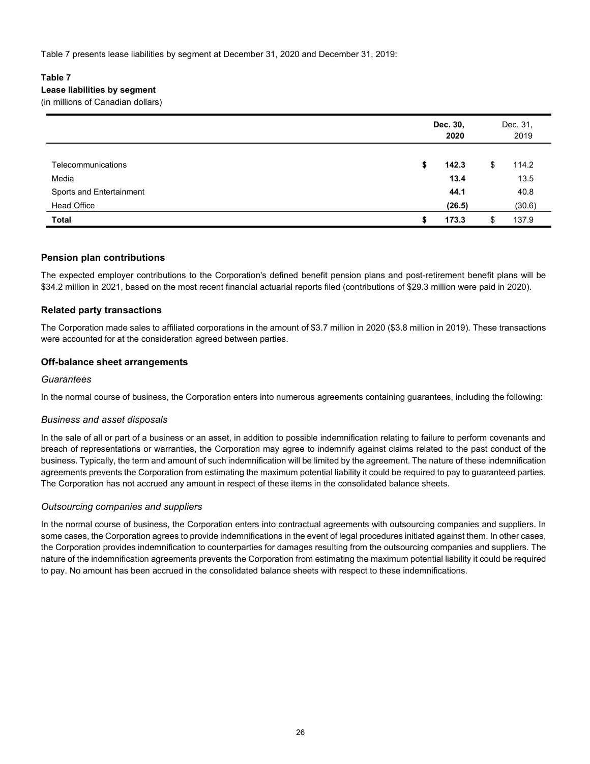Table 7 presents lease liabilities by segment at December 31, 2020 and December 31, 2019:

**Table 7**
**Lease liabilities by segment**
(in millions of Canadian dollars)

| | **Dec. 30, 2020** | Dec. 31, 2019 |
|---|---|---|
| Telecommunications | **$ 142.3** | $ 114.2 |
| Media | **13.4** | 13.5 |
| Sports and Entertainment | **44.1** | 40.8 |
| Head Office | **(26.5)** | (30.6) |
| **Total** | **$ 173.3** | $ 137.9 |

## Pension plan contributions

The expected employer contributions to the Corporation's defined benefit pension plans and post-retirement benefit plans will be $34.2 million in 2021, based on the most recent financial actuarial reports filed (contributions of $29.3 million were paid in 2020).

## Related party transactions

The Corporation made sales to affiliated corporations in the amount of $3.7 million in 2020 ($3.8 million in 2019). These transactions were accounted for at the consideration agreed between parties.

## Off-balance sheet arrangements

### *Guarantees*

In the normal course of business, the Corporation enters into numerous agreements containing guarantees, including the following:

### *Business and asset disposals*

In the sale of all or part of a business or an asset, in addition to possible indemnification relating to failure to perform covenants and breach of representations or warranties, the Corporation may agree to indemnify against claims related to the past conduct of the business. Typically, the term and amount of such indemnification will be limited by the agreement. The nature of these indemnification agreements prevents the Corporation from estimating the maximum potential liability it could be required to pay to guaranteed parties. The Corporation has not accrued any amount in respect of these items in the consolidated balance sheets.

### *Outsourcing companies and suppliers*

In the normal course of business, the Corporation enters into contractual agreements with outsourcing companies and suppliers. In some cases, the Corporation agrees to provide indemnifications in the event of legal procedures initiated against them. In other cases, the Corporation provides indemnification to counterparties for damages resulting from the outsourcing companies and suppliers. The nature of the indemnification agreements prevents the Corporation from estimating the maximum potential liability it could be required to pay. No amount has been accrued in the consolidated balance sheets with respect to these indemnifications.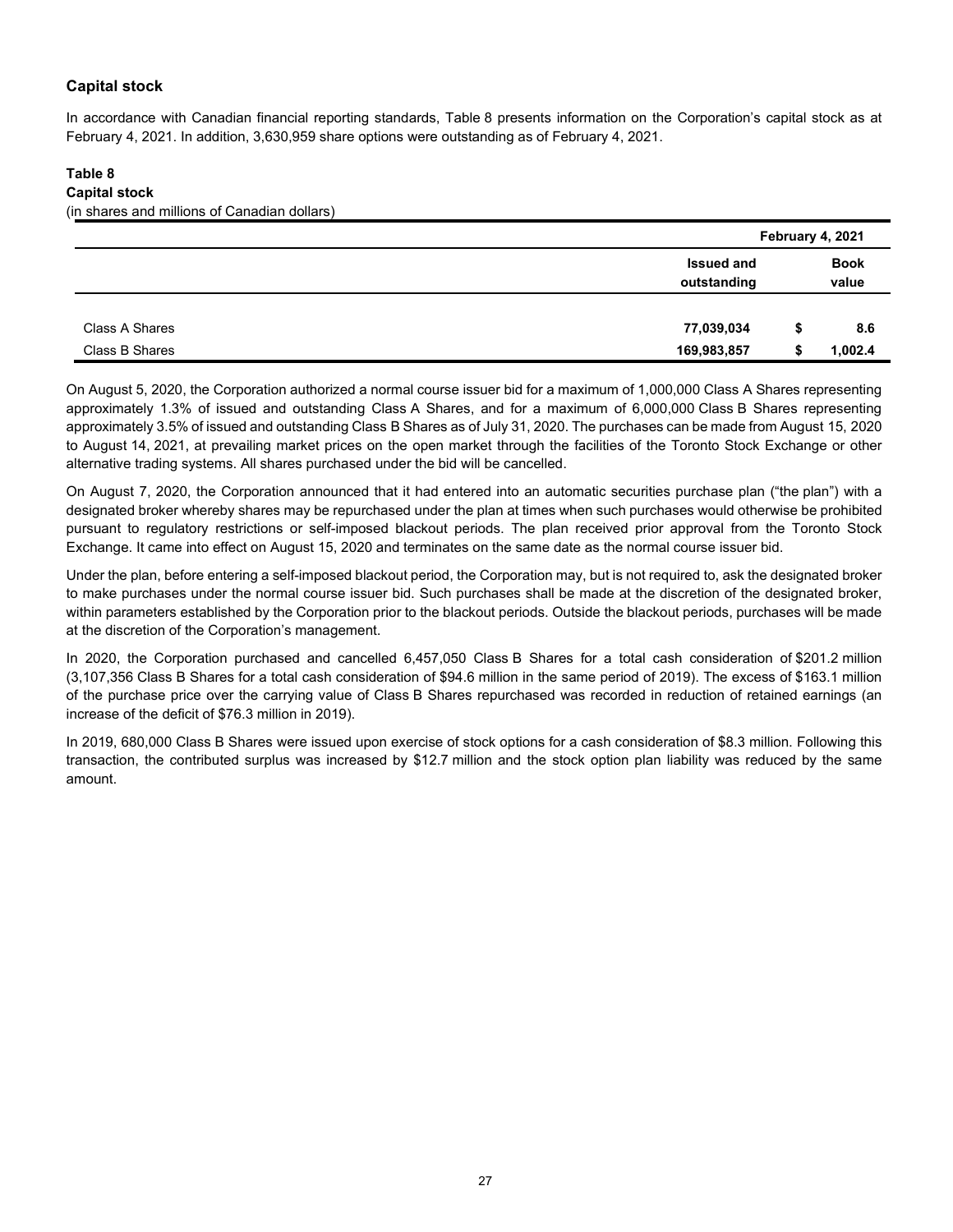## Capital stock

In accordance with Canadian financial reporting standards, Table 8 presents information on the Corporation's capital stock as at February 4, 2021. In addition, 3,630,959 share options were outstanding as of February 4, 2021.

**Table 8**
**Capital stock**
(in shares and millions of Canadian dollars)

| | February 4, 2021 | |
|---|---|---|
| | **Issued and outstanding** | **Book value** |
| Class A Shares | **77,039,034** | **$ 8.6** |
| Class B Shares | **169,983,857** | **$ 1,002.4** |

On August 5, 2020, the Corporation authorized a normal course issuer bid for a maximum of 1,000,000 Class A Shares representing approximately 1.3% of issued and outstanding Class A Shares, and for a maximum of 6,000,000 Class B Shares representing approximately 3.5% of issued and outstanding Class B Shares as of July 31, 2020. The purchases can be made from August 15, 2020 to August 14, 2021, at prevailing market prices on the open market through the facilities of the Toronto Stock Exchange or other alternative trading systems. All shares purchased under the bid will be cancelled.

On August 7, 2020, the Corporation announced that it had entered into an automatic securities purchase plan ("the plan") with a designated broker whereby shares may be repurchased under the plan at times when such purchases would otherwise be prohibited pursuant to regulatory restrictions or self-imposed blackout periods. The plan received prior approval from the Toronto Stock Exchange. It came into effect on August 15, 2020 and terminates on the same date as the normal course issuer bid.

Under the plan, before entering a self-imposed blackout period, the Corporation may, but is not required to, ask the designated broker to make purchases under the normal course issuer bid. Such purchases shall be made at the discretion of the designated broker, within parameters established by the Corporation prior to the blackout periods. Outside the blackout periods, purchases will be made at the discretion of the Corporation's management.

In 2020, the Corporation purchased and cancelled 6,457,050 Class B Shares for a total cash consideration of $201.2 million (3,107,356 Class B Shares for a total cash consideration of $94.6 million in the same period of 2019). The excess of $163.1 million of the purchase price over the carrying value of Class B Shares repurchased was recorded in reduction of retained earnings (an increase of the deficit of $76.3 million in 2019).

In 2019, 680,000 Class B Shares were issued upon exercise of stock options for a cash consideration of $8.3 million. Following this transaction, the contributed surplus was increased by $12.7 million and the stock option plan liability was reduced by the same amount.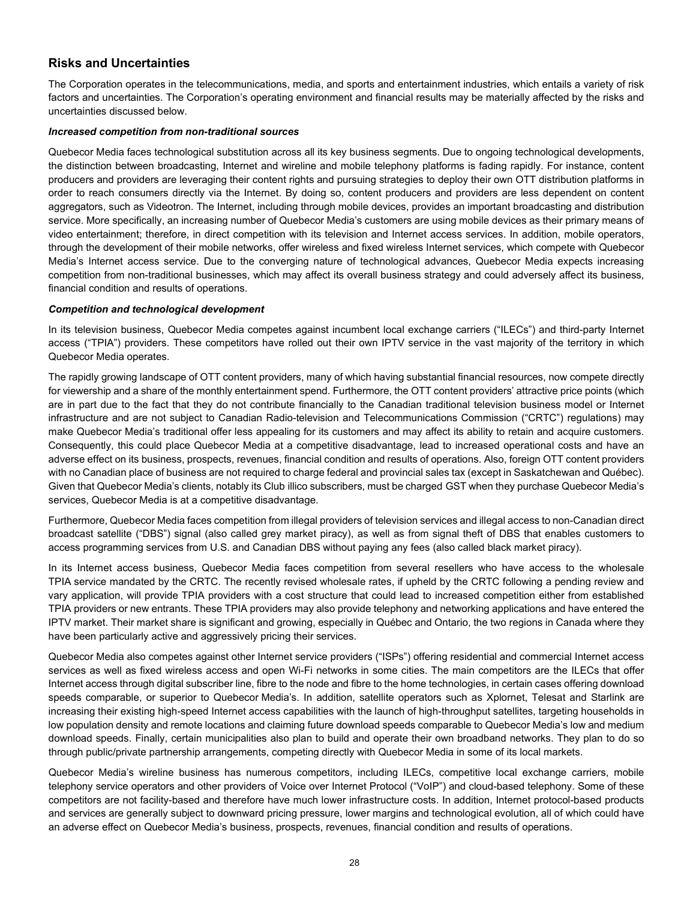## Risks and Uncertainties

The Corporation operates in the telecommunications, media, and sports and entertainment industries, which entails a variety of risk factors and uncertainties. The Corporation's operating environment and financial results may be materially affected by the risks and uncertainties discussed below.

***Increased competition from non-traditional sources***

Quebecor Media faces technological substitution across all its key business segments. Due to ongoing technological developments, the distinction between broadcasting, Internet and wireline and mobile telephony platforms is fading rapidly. For instance, content producers and providers are leveraging their content rights and pursuing strategies to deploy their own OTT distribution platforms in order to reach consumers directly via the Internet. By doing so, content producers and providers are less dependent on content aggregators, such as Videotron. The Internet, including through mobile devices, provides an important broadcasting and distribution service. More specifically, an increasing number of Quebecor Media's customers are using mobile devices as their primary means of video entertainment; therefore, in direct competition with its television and Internet access services. In addition, mobile operators, through the development of their mobile networks, offer wireless and fixed wireless Internet services, which compete with Quebecor Media's Internet access service. Due to the converging nature of technological advances, Quebecor Media expects increasing competition from non-traditional businesses, which may affect its overall business strategy and could adversely affect its business, financial condition and results of operations.

***Competition and technological development***

In its television business, Quebecor Media competes against incumbent local exchange carriers ("ILECs") and third-party Internet access ("TPIA") providers. These competitors have rolled out their own IPTV service in the vast majority of the territory in which Quebecor Media operates.

The rapidly growing landscape of OTT content providers, many of which having substantial financial resources, now compete directly for viewership and a share of the monthly entertainment spend. Furthermore, the OTT content providers' attractive price points (which are in part due to the fact that they do not contribute financially to the Canadian traditional television business model or Internet infrastructure and are not subject to Canadian Radio-television and Telecommunications Commission ("CRTC") regulations) may make Quebecor Media's traditional offer less appealing for its customers and may affect its ability to retain and acquire customers. Consequently, this could place Quebecor Media at a competitive disadvantage, lead to increased operational costs and have an adverse effect on its business, prospects, revenues, financial condition and results of operations. Also, foreign OTT content providers with no Canadian place of business are not required to charge federal and provincial sales tax (except in Saskatchewan and Québec). Given that Quebecor Media's clients, notably its Club illico subscribers, must be charged GST when they purchase Quebecor Media's services, Quebecor Media is at a competitive disadvantage.

Furthermore, Quebecor Media faces competition from illegal providers of television services and illegal access to non-Canadian direct broadcast satellite ("DBS") signal (also called grey market piracy), as well as from signal theft of DBS that enables customers to access programming services from U.S. and Canadian DBS without paying any fees (also called black market piracy).

In its Internet access business, Quebecor Media faces competition from several resellers who have access to the wholesale TPIA service mandated by the CRTC. The recently revised wholesale rates, if upheld by the CRTC following a pending review and vary application, will provide TPIA providers with a cost structure that could lead to increased competition either from established TPIA providers or new entrants. These TPIA providers may also provide telephony and networking applications and have entered the IPTV market. Their market share is significant and growing, especially in Québec and Ontario, the two regions in Canada where they have been particularly active and aggressively pricing their services.

Quebecor Media also competes against other Internet service providers ("ISPs") offering residential and commercial Internet access services as well as fixed wireless access and open Wi-Fi networks in some cities. The main competitors are the ILECs that offer Internet access through digital subscriber line, fibre to the node and fibre to the home technologies, in certain cases offering download speeds comparable, or superior to Quebecor Media's. In addition, satellite operators such as Xplornet, Telesat and Starlink are increasing their existing high-speed Internet access capabilities with the launch of high-throughput satellites, targeting households in low population density and remote locations and claiming future download speeds comparable to Quebecor Media's low and medium download speeds. Finally, certain municipalities also plan to build and operate their own broadband networks. They plan to do so through public/private partnership arrangements, competing directly with Quebecor Media in some of its local markets.

Quebecor Media's wireline business has numerous competitors, including ILECs, competitive local exchange carriers, mobile telephony service operators and other providers of Voice over Internet Protocol ("VoIP") and cloud-based telephony. Some of these competitors are not facility-based and therefore have much lower infrastructure costs. In addition, Internet protocol-based products and services are generally subject to downward pricing pressure, lower margins and technological evolution, all of which could have an adverse effect on Quebecor Media's business, prospects, revenues, financial condition and results of operations.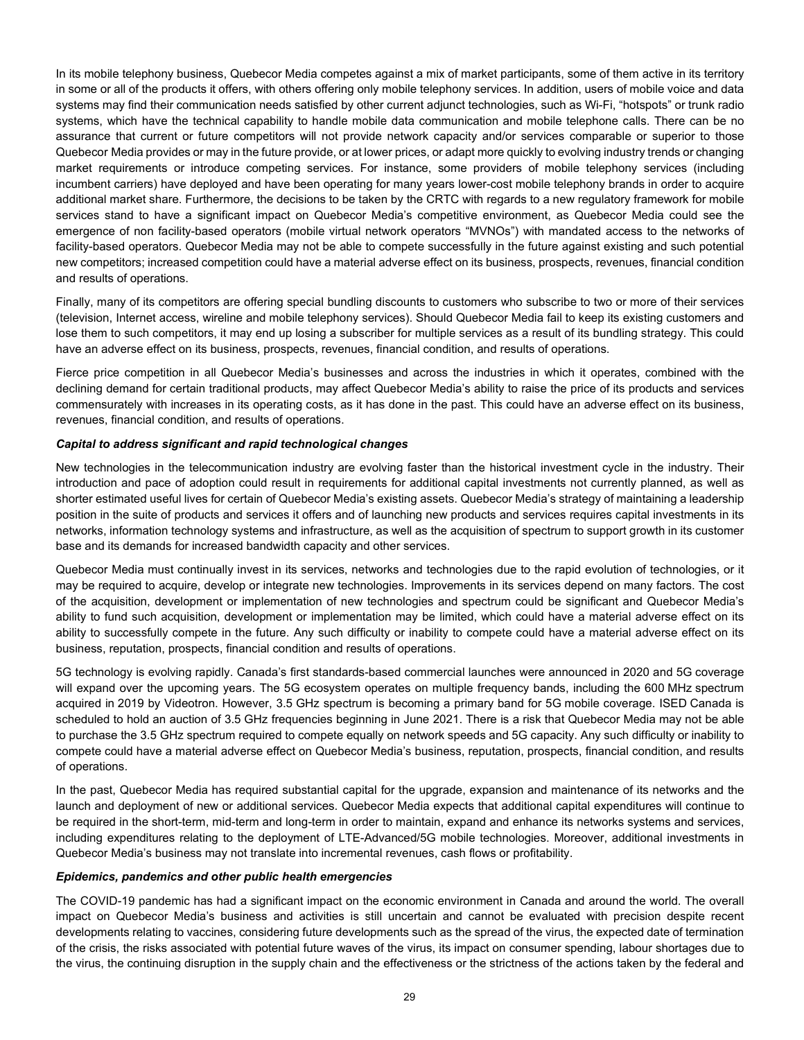In its mobile telephony business, Quebecor Media competes against a mix of market participants, some of them active in its territory in some or all of the products it offers, with others offering only mobile telephony services. In addition, users of mobile voice and data systems may find their communication needs satisfied by other current adjunct technologies, such as Wi-Fi, "hotspots" or trunk radio systems, which have the technical capability to handle mobile data communication and mobile telephone calls. There can be no assurance that current or future competitors will not provide network capacity and/or services comparable or superior to those Quebecor Media provides or may in the future provide, or at lower prices, or adapt more quickly to evolving industry trends or changing market requirements or introduce competing services. For instance, some providers of mobile telephony services (including incumbent carriers) have deployed and have been operating for many years lower-cost mobile telephony brands in order to acquire additional market share. Furthermore, the decisions to be taken by the CRTC with regards to a new regulatory framework for mobile services stand to have a significant impact on Quebecor Media's competitive environment, as Quebecor Media could see the emergence of non facility-based operators (mobile virtual network operators "MVNOs") with mandated access to the networks of facility-based operators. Quebecor Media may not be able to compete successfully in the future against existing and such potential new competitors; increased competition could have a material adverse effect on its business, prospects, revenues, financial condition and results of operations.

Finally, many of its competitors are offering special bundling discounts to customers who subscribe to two or more of their services (television, Internet access, wireline and mobile telephony services). Should Quebecor Media fail to keep its existing customers and lose them to such competitors, it may end up losing a subscriber for multiple services as a result of its bundling strategy. This could have an adverse effect on its business, prospects, revenues, financial condition, and results of operations.

Fierce price competition in all Quebecor Media's businesses and across the industries in which it operates, combined with the declining demand for certain traditional products, may affect Quebecor Media's ability to raise the price of its products and services commensurately with increases in its operating costs, as it has done in the past. This could have an adverse effect on its business, revenues, financial condition, and results of operations.

***Capital to address significant and rapid technological changes***

New technologies in the telecommunication industry are evolving faster than the historical investment cycle in the industry. Their introduction and pace of adoption could result in requirements for additional capital investments not currently planned, as well as shorter estimated useful lives for certain of Quebecor Media's existing assets. Quebecor Media's strategy of maintaining a leadership position in the suite of products and services it offers and of launching new products and services requires capital investments in its networks, information technology systems and infrastructure, as well as the acquisition of spectrum to support growth in its customer base and its demands for increased bandwidth capacity and other services.

Quebecor Media must continually invest in its services, networks and technologies due to the rapid evolution of technologies, or it may be required to acquire, develop or integrate new technologies. Improvements in its services depend on many factors. The cost of the acquisition, development or implementation of new technologies and spectrum could be significant and Quebecor Media's ability to fund such acquisition, development or implementation may be limited, which could have a material adverse effect on its ability to successfully compete in the future. Any such difficulty or inability to compete could have a material adverse effect on its business, reputation, prospects, financial condition and results of operations.

5G technology is evolving rapidly. Canada's first standards-based commercial launches were announced in 2020 and 5G coverage will expand over the upcoming years. The 5G ecosystem operates on multiple frequency bands, including the 600 MHz spectrum acquired in 2019 by Videotron. However, 3.5 GHz spectrum is becoming a primary band for 5G mobile coverage. ISED Canada is scheduled to hold an auction of 3.5 GHz frequencies beginning in June 2021. There is a risk that Quebecor Media may not be able to purchase the 3.5 GHz spectrum required to compete equally on network speeds and 5G capacity. Any such difficulty or inability to compete could have a material adverse effect on Quebecor Media's business, reputation, prospects, financial condition, and results of operations.

In the past, Quebecor Media has required substantial capital for the upgrade, expansion and maintenance of its networks and the launch and deployment of new or additional services. Quebecor Media expects that additional capital expenditures will continue to be required in the short-term, mid-term and long-term in order to maintain, expand and enhance its networks systems and services, including expenditures relating to the deployment of LTE-Advanced/5G mobile technologies. Moreover, additional investments in Quebecor Media's business may not translate into incremental revenues, cash flows or profitability.

***Epidemics, pandemics and other public health emergencies***

The COVID-19 pandemic has had a significant impact on the economic environment in Canada and around the world. The overall impact on Quebecor Media's business and activities is still uncertain and cannot be evaluated with precision despite recent developments relating to vaccines, considering future developments such as the spread of the virus, the expected date of termination of the crisis, the risks associated with potential future waves of the virus, its impact on consumer spending, labour shortages due to the virus, the continuing disruption in the supply chain and the effectiveness or the strictness of the actions taken by the federal and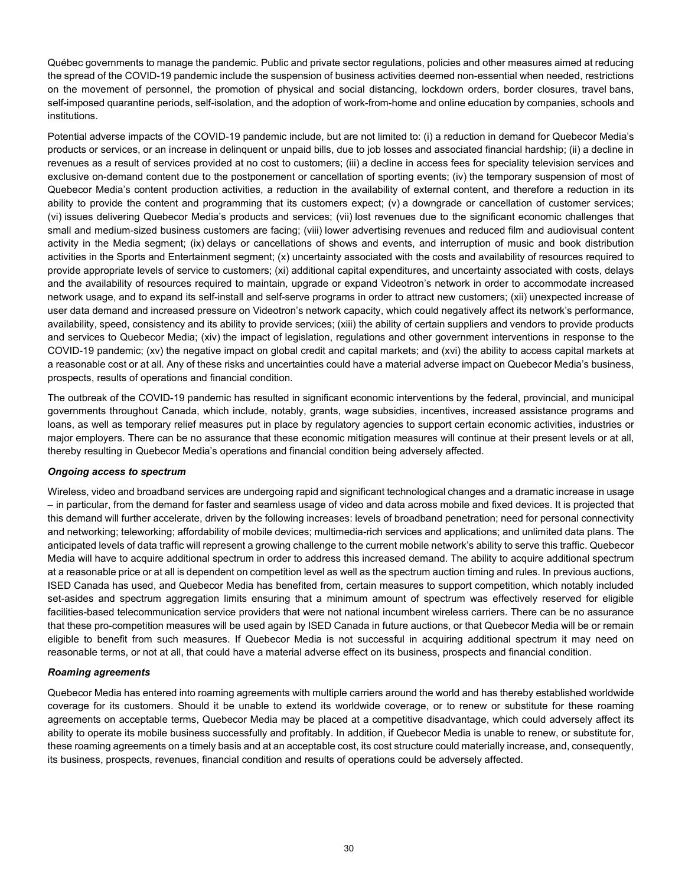Québec governments to manage the pandemic. Public and private sector regulations, policies and other measures aimed at reducing the spread of the COVID-19 pandemic include the suspension of business activities deemed non-essential when needed, restrictions on the movement of personnel, the promotion of physical and social distancing, lockdown orders, border closures, travel bans, self-imposed quarantine periods, self-isolation, and the adoption of work-from-home and online education by companies, schools and institutions.

Potential adverse impacts of the COVID-19 pandemic include, but are not limited to: (i) a reduction in demand for Quebecor Media's products or services, or an increase in delinquent or unpaid bills, due to job losses and associated financial hardship; (ii) a decline in revenues as a result of services provided at no cost to customers; (iii) a decline in access fees for speciality television services and exclusive on-demand content due to the postponement or cancellation of sporting events; (iv) the temporary suspension of most of Quebecor Media's content production activities, a reduction in the availability of external content, and therefore a reduction in its ability to provide the content and programming that its customers expect; (v) a downgrade or cancellation of customer services; (vi) issues delivering Quebecor Media's products and services; (vii) lost revenues due to the significant economic challenges that small and medium-sized business customers are facing; (viii) lower advertising revenues and reduced film and audiovisual content activity in the Media segment; (ix) delays or cancellations of shows and events, and interruption of music and book distribution activities in the Sports and Entertainment segment; (x) uncertainty associated with the costs and availability of resources required to provide appropriate levels of service to customers; (xi) additional capital expenditures, and uncertainty associated with costs, delays and the availability of resources required to maintain, upgrade or expand Videotron's network in order to accommodate increased network usage, and to expand its self-install and self-serve programs in order to attract new customers; (xii) unexpected increase of user data demand and increased pressure on Videotron's network capacity, which could negatively affect its network's performance, availability, speed, consistency and its ability to provide services; (xiii) the ability of certain suppliers and vendors to provide products and services to Quebecor Media; (xiv) the impact of legislation, regulations and other government interventions in response to the COVID-19 pandemic; (xv) the negative impact on global credit and capital markets; and (xvi) the ability to access capital markets at a reasonable cost or at all. Any of these risks and uncertainties could have a material adverse impact on Quebecor Media's business, prospects, results of operations and financial condition.

The outbreak of the COVID-19 pandemic has resulted in significant economic interventions by the federal, provincial, and municipal governments throughout Canada, which include, notably, grants, wage subsidies, incentives, increased assistance programs and loans, as well as temporary relief measures put in place by regulatory agencies to support certain economic activities, industries or major employers. There can be no assurance that these economic mitigation measures will continue at their present levels or at all, thereby resulting in Quebecor Media's operations and financial condition being adversely affected.

***Ongoing access to spectrum***

Wireless, video and broadband services are undergoing rapid and significant technological changes and a dramatic increase in usage – in particular, from the demand for faster and seamless usage of video and data across mobile and fixed devices. It is projected that this demand will further accelerate, driven by the following increases: levels of broadband penetration; need for personal connectivity and networking; teleworking; affordability of mobile devices; multimedia-rich services and applications; and unlimited data plans. The anticipated levels of data traffic will represent a growing challenge to the current mobile network's ability to serve this traffic. Quebecor Media will have to acquire additional spectrum in order to address this increased demand. The ability to acquire additional spectrum at a reasonable price or at all is dependent on competition level as well as the spectrum auction timing and rules. In previous auctions, ISED Canada has used, and Quebecor Media has benefited from, certain measures to support competition, which notably included set-asides and spectrum aggregation limits ensuring that a minimum amount of spectrum was effectively reserved for eligible facilities-based telecommunication service providers that were not national incumbent wireless carriers. There can be no assurance that these pro-competition measures will be used again by ISED Canada in future auctions, or that Quebecor Media will be or remain eligible to benefit from such measures. If Quebecor Media is not successful in acquiring additional spectrum it may need on reasonable terms, or not at all, that could have a material adverse effect on its business, prospects and financial condition.

***Roaming agreements***

Quebecor Media has entered into roaming agreements with multiple carriers around the world and has thereby established worldwide coverage for its customers. Should it be unable to extend its worldwide coverage, or to renew or substitute for these roaming agreements on acceptable terms, Quebecor Media may be placed at a competitive disadvantage, which could adversely affect its ability to operate its mobile business successfully and profitably. In addition, if Quebecor Media is unable to renew, or substitute for, these roaming agreements on a timely basis and at an acceptable cost, its cost structure could materially increase, and, consequently, its business, prospects, revenues, financial condition and results of operations could be adversely affected.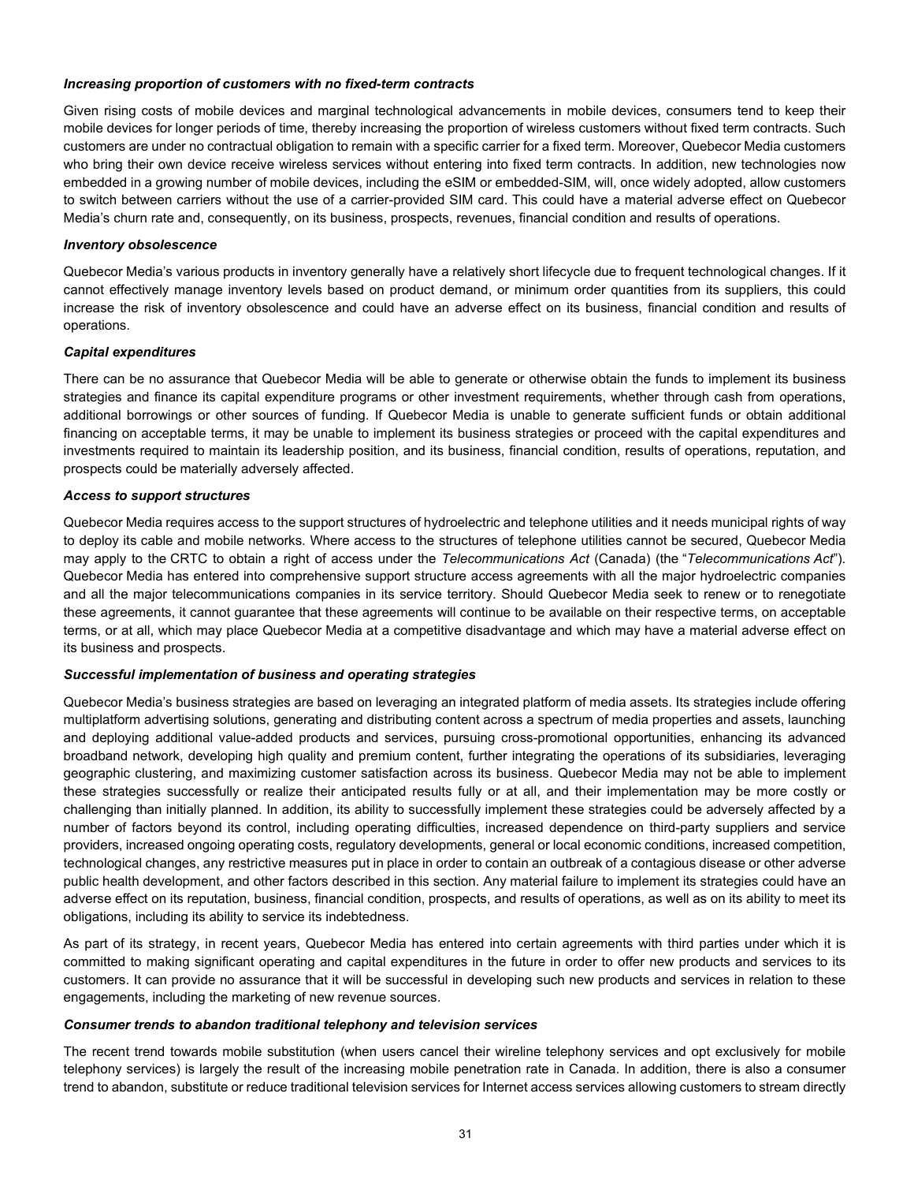***Increasing proportion of customers with no fixed-term contracts***

Given rising costs of mobile devices and marginal technological advancements in mobile devices, consumers tend to keep their mobile devices for longer periods of time, thereby increasing the proportion of wireless customers without fixed term contracts. Such customers are under no contractual obligation to remain with a specific carrier for a fixed term. Moreover, Quebecor Media customers who bring their own device receive wireless services without entering into fixed term contracts. In addition, new technologies now embedded in a growing number of mobile devices, including the eSIM or embedded-SIM, will, once widely adopted, allow customers to switch between carriers without the use of a carrier-provided SIM card. This could have a material adverse effect on Quebecor Media's churn rate and, consequently, on its business, prospects, revenues, financial condition and results of operations.

***Inventory obsolescence***

Quebecor Media's various products in inventory generally have a relatively short lifecycle due to frequent technological changes. If it cannot effectively manage inventory levels based on product demand, or minimum order quantities from its suppliers, this could increase the risk of inventory obsolescence and could have an adverse effect on its business, financial condition and results of operations.

***Capital expenditures***

There can be no assurance that Quebecor Media will be able to generate or otherwise obtain the funds to implement its business strategies and finance its capital expenditure programs or other investment requirements, whether through cash from operations, additional borrowings or other sources of funding. If Quebecor Media is unable to generate sufficient funds or obtain additional financing on acceptable terms, it may be unable to implement its business strategies or proceed with the capital expenditures and investments required to maintain its leadership position, and its business, financial condition, results of operations, reputation, and prospects could be materially adversely affected.

***Access to support structures***

Quebecor Media requires access to the support structures of hydroelectric and telephone utilities and it needs municipal rights of way to deploy its cable and mobile networks. Where access to the structures of telephone utilities cannot be secured, Quebecor Media may apply to the CRTC to obtain a right of access under the *Telecommunications Act* (Canada) (the "*Telecommunications Act*"). Quebecor Media has entered into comprehensive support structure access agreements with all the major hydroelectric companies and all the major telecommunications companies in its service territory. Should Quebecor Media seek to renew or to renegotiate these agreements, it cannot guarantee that these agreements will continue to be available on their respective terms, on acceptable terms, or at all, which may place Quebecor Media at a competitive disadvantage and which may have a material adverse effect on its business and prospects.

***Successful implementation of business and operating strategies***

Quebecor Media's business strategies are based on leveraging an integrated platform of media assets. Its strategies include offering multiplatform advertising solutions, generating and distributing content across a spectrum of media properties and assets, launching and deploying additional value-added products and services, pursuing cross-promotional opportunities, enhancing its advanced broadband network, developing high quality and premium content, further integrating the operations of its subsidiaries, leveraging geographic clustering, and maximizing customer satisfaction across its business. Quebecor Media may not be able to implement these strategies successfully or realize their anticipated results fully or at all, and their implementation may be more costly or challenging than initially planned. In addition, its ability to successfully implement these strategies could be adversely affected by a number of factors beyond its control, including operating difficulties, increased dependence on third-party suppliers and service providers, increased ongoing operating costs, regulatory developments, general or local economic conditions, increased competition, technological changes, any restrictive measures put in place in order to contain an outbreak of a contagious disease or other adverse public health development, and other factors described in this section. Any material failure to implement its strategies could have an adverse effect on its reputation, business, financial condition, prospects, and results of operations, as well as on its ability to meet its obligations, including its ability to service its indebtedness.

As part of its strategy, in recent years, Quebecor Media has entered into certain agreements with third parties under which it is committed to making significant operating and capital expenditures in the future in order to offer new products and services to its customers. It can provide no assurance that it will be successful in developing such new products and services in relation to these engagements, including the marketing of new revenue sources.

***Consumer trends to abandon traditional telephony and television services***

The recent trend towards mobile substitution (when users cancel their wireline telephony services and opt exclusively for mobile telephony services) is largely the result of the increasing mobile penetration rate in Canada. In addition, there is also a consumer trend to abandon, substitute or reduce traditional television services for Internet access services allowing customers to stream directly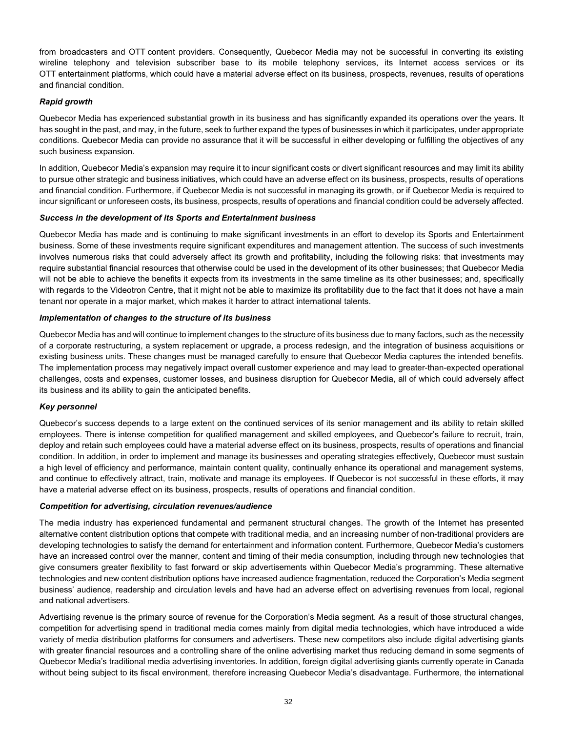from broadcasters and OTT content providers. Consequently, Quebecor Media may not be successful in converting its existing wireline telephony and television subscriber base to its mobile telephony services, its Internet access services or its OTT entertainment platforms, which could have a material adverse effect on its business, prospects, revenues, results of operations and financial condition.

***Rapid growth***

Quebecor Media has experienced substantial growth in its business and has significantly expanded its operations over the years. It has sought in the past, and may, in the future, seek to further expand the types of businesses in which it participates, under appropriate conditions. Quebecor Media can provide no assurance that it will be successful in either developing or fulfilling the objectives of any such business expansion.

In addition, Quebecor Media's expansion may require it to incur significant costs or divert significant resources and may limit its ability to pursue other strategic and business initiatives, which could have an adverse effect on its business, prospects, results of operations and financial condition. Furthermore, if Quebecor Media is not successful in managing its growth, or if Quebecor Media is required to incur significant or unforeseen costs, its business, prospects, results of operations and financial condition could be adversely affected.

***Success in the development of its Sports and Entertainment business***

Quebecor Media has made and is continuing to make significant investments in an effort to develop its Sports and Entertainment business. Some of these investments require significant expenditures and management attention. The success of such investments involves numerous risks that could adversely affect its growth and profitability, including the following risks: that investments may require substantial financial resources that otherwise could be used in the development of its other businesses; that Quebecor Media will not be able to achieve the benefits it expects from its investments in the same timeline as its other businesses; and, specifically with regards to the Videotron Centre, that it might not be able to maximize its profitability due to the fact that it does not have a main tenant nor operate in a major market, which makes it harder to attract international talents.

***Implementation of changes to the structure of its business***

Quebecor Media has and will continue to implement changes to the structure of its business due to many factors, such as the necessity of a corporate restructuring, a system replacement or upgrade, a process redesign, and the integration of business acquisitions or existing business units. These changes must be managed carefully to ensure that Quebecor Media captures the intended benefits. The implementation process may negatively impact overall customer experience and may lead to greater-than-expected operational challenges, costs and expenses, customer losses, and business disruption for Quebecor Media, all of which could adversely affect its business and its ability to gain the anticipated benefits.

***Key personnel***

Quebecor's success depends to a large extent on the continued services of its senior management and its ability to retain skilled employees. There is intense competition for qualified management and skilled employees, and Quebecor's failure to recruit, train, deploy and retain such employees could have a material adverse effect on its business, prospects, results of operations and financial condition. In addition, in order to implement and manage its businesses and operating strategies effectively, Quebecor must sustain a high level of efficiency and performance, maintain content quality, continually enhance its operational and management systems, and continue to effectively attract, train, motivate and manage its employees. If Quebecor is not successful in these efforts, it may have a material adverse effect on its business, prospects, results of operations and financial condition.

***Competition for advertising, circulation revenues/audience***

The media industry has experienced fundamental and permanent structural changes. The growth of the Internet has presented alternative content distribution options that compete with traditional media, and an increasing number of non-traditional providers are developing technologies to satisfy the demand for entertainment and information content. Furthermore, Quebecor Media's customers have an increased control over the manner, content and timing of their media consumption, including through new technologies that give consumers greater flexibility to fast forward or skip advertisements within Quebecor Media's programming. These alternative technologies and new content distribution options have increased audience fragmentation, reduced the Corporation's Media segment business' audience, readership and circulation levels and have had an adverse effect on advertising revenues from local, regional and national advertisers.

Advertising revenue is the primary source of revenue for the Corporation's Media segment. As a result of those structural changes, competition for advertising spend in traditional media comes mainly from digital media technologies, which have introduced a wide variety of media distribution platforms for consumers and advertisers. These new competitors also include digital advertising giants with greater financial resources and a controlling share of the online advertising market thus reducing demand in some segments of Quebecor Media's traditional media advertising inventories. In addition, foreign digital advertising giants currently operate in Canada without being subject to its fiscal environment, therefore increasing Quebecor Media's disadvantage. Furthermore, the international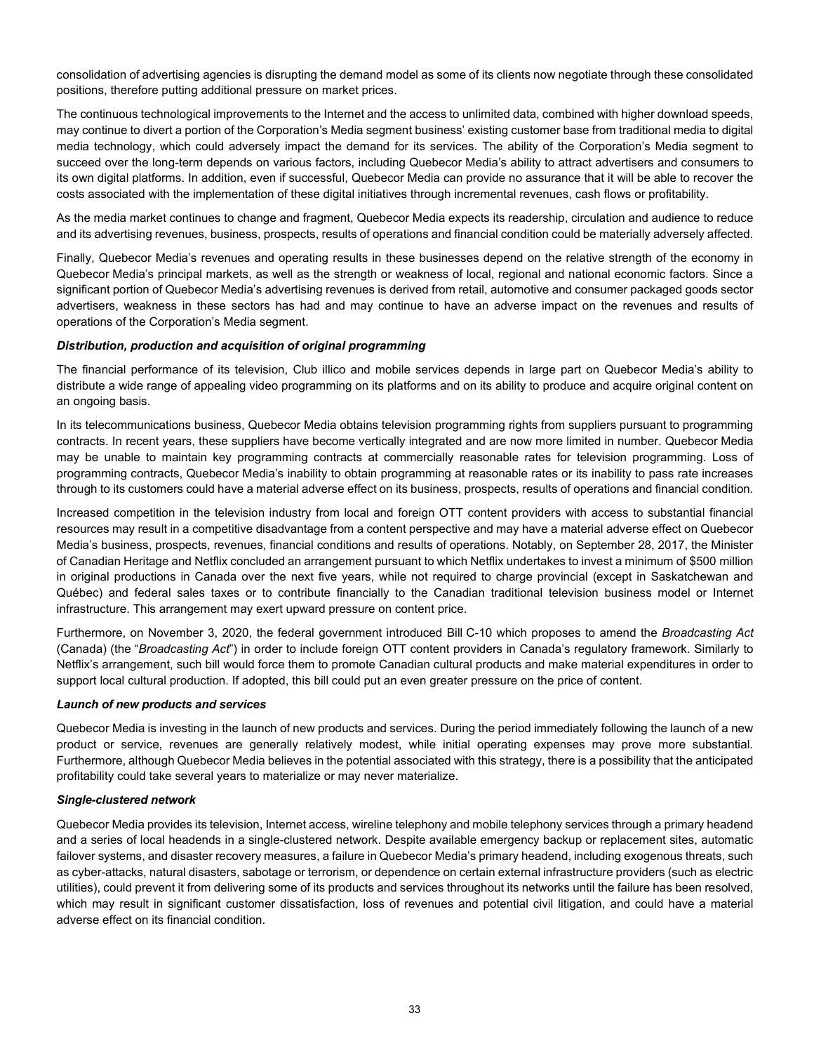consolidation of advertising agencies is disrupting the demand model as some of its clients now negotiate through these consolidated positions, therefore putting additional pressure on market prices.

The continuous technological improvements to the Internet and the access to unlimited data, combined with higher download speeds, may continue to divert a portion of the Corporation's Media segment business' existing customer base from traditional media to digital media technology, which could adversely impact the demand for its services. The ability of the Corporation's Media segment to succeed over the long-term depends on various factors, including Quebecor Media's ability to attract advertisers and consumers to its own digital platforms. In addition, even if successful, Quebecor Media can provide no assurance that it will be able to recover the costs associated with the implementation of these digital initiatives through incremental revenues, cash flows or profitability.

As the media market continues to change and fragment, Quebecor Media expects its readership, circulation and audience to reduce and its advertising revenues, business, prospects, results of operations and financial condition could be materially adversely affected.

Finally, Quebecor Media's revenues and operating results in these businesses depend on the relative strength of the economy in Quebecor Media's principal markets, as well as the strength or weakness of local, regional and national economic factors. Since a significant portion of Quebecor Media's advertising revenues is derived from retail, automotive and consumer packaged goods sector advertisers, weakness in these sectors has had and may continue to have an adverse impact on the revenues and results of operations of the Corporation's Media segment.

***Distribution, production and acquisition of original programming***

The financial performance of its television, Club illico and mobile services depends in large part on Quebecor Media's ability to distribute a wide range of appealing video programming on its platforms and on its ability to produce and acquire original content on an ongoing basis.

In its telecommunications business, Quebecor Media obtains television programming rights from suppliers pursuant to programming contracts. In recent years, these suppliers have become vertically integrated and are now more limited in number. Quebecor Media may be unable to maintain key programming contracts at commercially reasonable rates for television programming. Loss of programming contracts, Quebecor Media's inability to obtain programming at reasonable rates or its inability to pass rate increases through to its customers could have a material adverse effect on its business, prospects, results of operations and financial condition.

Increased competition in the television industry from local and foreign OTT content providers with access to substantial financial resources may result in a competitive disadvantage from a content perspective and may have a material adverse effect on Quebecor Media's business, prospects, revenues, financial conditions and results of operations. Notably, on September 28, 2017, the Minister of Canadian Heritage and Netflix concluded an arrangement pursuant to which Netflix undertakes to invest a minimum of $500 million in original productions in Canada over the next five years, while not required to charge provincial (except in Saskatchewan and Québec) and federal sales taxes or to contribute financially to the Canadian traditional television business model or Internet infrastructure. This arrangement may exert upward pressure on content price.

Furthermore, on November 3, 2020, the federal government introduced Bill C-10 which proposes to amend the *Broadcasting Act* (Canada) (the "*Broadcasting Act*") in order to include foreign OTT content providers in Canada's regulatory framework. Similarly to Netflix's arrangement, such bill would force them to promote Canadian cultural products and make material expenditures in order to support local cultural production. If adopted, this bill could put an even greater pressure on the price of content.

***Launch of new products and services***

Quebecor Media is investing in the launch of new products and services. During the period immediately following the launch of a new product or service, revenues are generally relatively modest, while initial operating expenses may prove more substantial. Furthermore, although Quebecor Media believes in the potential associated with this strategy, there is a possibility that the anticipated profitability could take several years to materialize or may never materialize.

***Single-clustered network***

Quebecor Media provides its television, Internet access, wireline telephony and mobile telephony services through a primary headend and a series of local headends in a single-clustered network. Despite available emergency backup or replacement sites, automatic failover systems, and disaster recovery measures, a failure in Quebecor Media's primary headend, including exogenous threats, such as cyber-attacks, natural disasters, sabotage or terrorism, or dependence on certain external infrastructure providers (such as electric utilities), could prevent it from delivering some of its products and services throughout its networks until the failure has been resolved, which may result in significant customer dissatisfaction, loss of revenues and potential civil litigation, and could have a material adverse effect on its financial condition.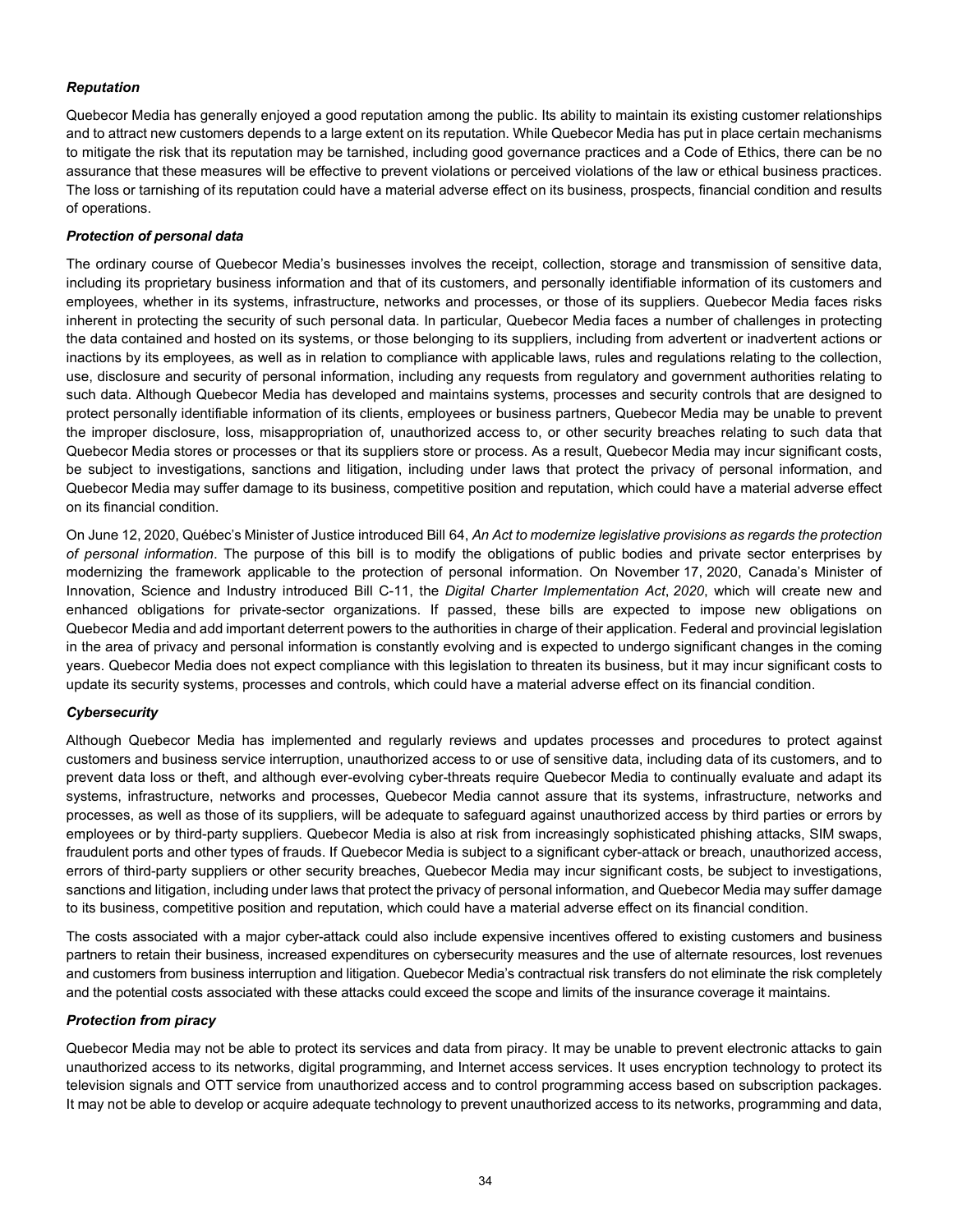***Reputation***

Quebecor Media has generally enjoyed a good reputation among the public. Its ability to maintain its existing customer relationships and to attract new customers depends to a large extent on its reputation. While Quebecor Media has put in place certain mechanisms to mitigate the risk that its reputation may be tarnished, including good governance practices and a Code of Ethics, there can be no assurance that these measures will be effective to prevent violations or perceived violations of the law or ethical business practices. The loss or tarnishing of its reputation could have a material adverse effect on its business, prospects, financial condition and results of operations.

***Protection of personal data***

The ordinary course of Quebecor Media's businesses involves the receipt, collection, storage and transmission of sensitive data, including its proprietary business information and that of its customers, and personally identifiable information of its customers and employees, whether in its systems, infrastructure, networks and processes, or those of its suppliers. Quebecor Media faces risks inherent in protecting the security of such personal data. In particular, Quebecor Media faces a number of challenges in protecting the data contained and hosted on its systems, or those belonging to its suppliers, including from advertent or inadvertent actions or inactions by its employees, as well as in relation to compliance with applicable laws, rules and regulations relating to the collection, use, disclosure and security of personal information, including any requests from regulatory and government authorities relating to such data. Although Quebecor Media has developed and maintains systems, processes and security controls that are designed to protect personally identifiable information of its clients, employees or business partners, Quebecor Media may be unable to prevent the improper disclosure, loss, misappropriation of, unauthorized access to, or other security breaches relating to such data that Quebecor Media stores or processes or that its suppliers store or process. As a result, Quebecor Media may incur significant costs, be subject to investigations, sanctions and litigation, including under laws that protect the privacy of personal information, and Quebecor Media may suffer damage to its business, competitive position and reputation, which could have a material adverse effect on its financial condition.

On June 12, 2020, Québec's Minister of Justice introduced Bill 64, *An Act to modernize legislative provisions as regards the protection of personal information*. The purpose of this bill is to modify the obligations of public bodies and private sector enterprises by modernizing the framework applicable to the protection of personal information. On November 17, 2020, Canada's Minister of Innovation, Science and Industry introduced Bill C-11, the *Digital Charter Implementation Act*, *2020*, which will create new and enhanced obligations for private-sector organizations. If passed, these bills are expected to impose new obligations on Quebecor Media and add important deterrent powers to the authorities in charge of their application. Federal and provincial legislation in the area of privacy and personal information is constantly evolving and is expected to undergo significant changes in the coming years. Quebecor Media does not expect compliance with this legislation to threaten its business, but it may incur significant costs to update its security systems, processes and controls, which could have a material adverse effect on its financial condition.

***Cybersecurity***

Although Quebecor Media has implemented and regularly reviews and updates processes and procedures to protect against customers and business service interruption, unauthorized access to or use of sensitive data, including data of its customers, and to prevent data loss or theft, and although ever-evolving cyber-threats require Quebecor Media to continually evaluate and adapt its systems, infrastructure, networks and processes, Quebecor Media cannot assure that its systems, infrastructure, networks and processes, as well as those of its suppliers, will be adequate to safeguard against unauthorized access by third parties or errors by employees or by third-party suppliers. Quebecor Media is also at risk from increasingly sophisticated phishing attacks, SIM swaps, fraudulent ports and other types of frauds. If Quebecor Media is subject to a significant cyber-attack or breach, unauthorized access, errors of third-party suppliers or other security breaches, Quebecor Media may incur significant costs, be subject to investigations, sanctions and litigation, including under laws that protect the privacy of personal information, and Quebecor Media may suffer damage to its business, competitive position and reputation, which could have a material adverse effect on its financial condition.

The costs associated with a major cyber-attack could also include expensive incentives offered to existing customers and business partners to retain their business, increased expenditures on cybersecurity measures and the use of alternate resources, lost revenues and customers from business interruption and litigation. Quebecor Media's contractual risk transfers do not eliminate the risk completely and the potential costs associated with these attacks could exceed the scope and limits of the insurance coverage it maintains.

***Protection from piracy***

Quebecor Media may not be able to protect its services and data from piracy. It may be unable to prevent electronic attacks to gain unauthorized access to its networks, digital programming, and Internet access services. It uses encryption technology to protect its television signals and OTT service from unauthorized access and to control programming access based on subscription packages. It may not be able to develop or acquire adequate technology to prevent unauthorized access to its networks, programming and data,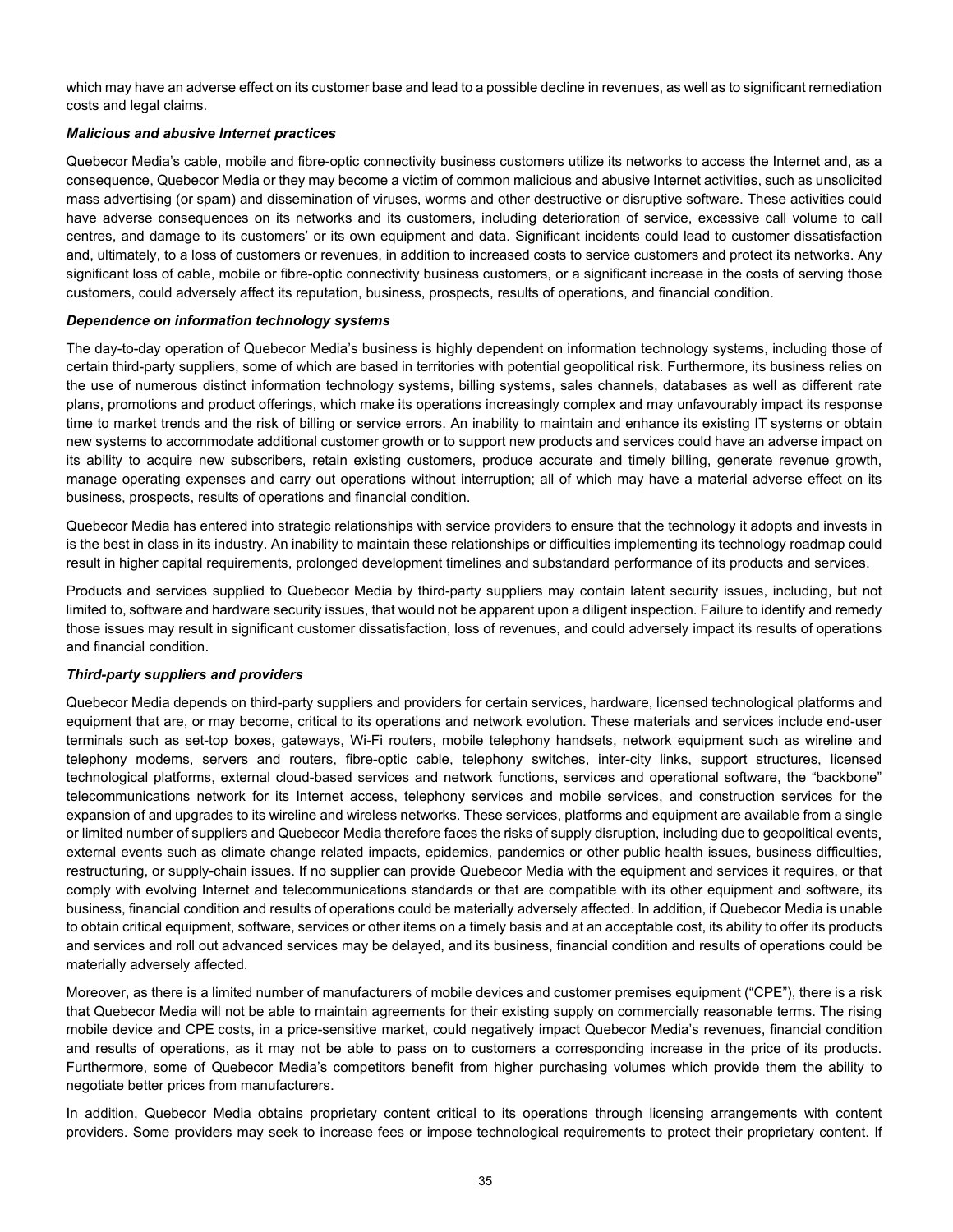which may have an adverse effect on its customer base and lead to a possible decline in revenues, as well as to significant remediation costs and legal claims.

***Malicious and abusive Internet practices***

Quebecor Media's cable, mobile and fibre-optic connectivity business customers utilize its networks to access the Internet and, as a consequence, Quebecor Media or they may become a victim of common malicious and abusive Internet activities, such as unsolicited mass advertising (or spam) and dissemination of viruses, worms and other destructive or disruptive software. These activities could have adverse consequences on its networks and its customers, including deterioration of service, excessive call volume to call centres, and damage to its customers' or its own equipment and data. Significant incidents could lead to customer dissatisfaction and, ultimately, to a loss of customers or revenues, in addition to increased costs to service customers and protect its networks. Any significant loss of cable, mobile or fibre-optic connectivity business customers, or a significant increase in the costs of serving those customers, could adversely affect its reputation, business, prospects, results of operations, and financial condition.

***Dependence on information technology systems***

The day-to-day operation of Quebecor Media's business is highly dependent on information technology systems, including those of certain third-party suppliers, some of which are based in territories with potential geopolitical risk. Furthermore, its business relies on the use of numerous distinct information technology systems, billing systems, sales channels, databases as well as different rate plans, promotions and product offerings, which make its operations increasingly complex and may unfavourably impact its response time to market trends and the risk of billing or service errors. An inability to maintain and enhance its existing IT systems or obtain new systems to accommodate additional customer growth or to support new products and services could have an adverse impact on its ability to acquire new subscribers, retain existing customers, produce accurate and timely billing, generate revenue growth, manage operating expenses and carry out operations without interruption; all of which may have a material adverse effect on its business, prospects, results of operations and financial condition.

Quebecor Media has entered into strategic relationships with service providers to ensure that the technology it adopts and invests in is the best in class in its industry. An inability to maintain these relationships or difficulties implementing its technology roadmap could result in higher capital requirements, prolonged development timelines and substandard performance of its products and services.

Products and services supplied to Quebecor Media by third-party suppliers may contain latent security issues, including, but not limited to, software and hardware security issues, that would not be apparent upon a diligent inspection. Failure to identify and remedy those issues may result in significant customer dissatisfaction, loss of revenues, and could adversely impact its results of operations and financial condition.

***Third-party suppliers and providers***

Quebecor Media depends on third-party suppliers and providers for certain services, hardware, licensed technological platforms and equipment that are, or may become, critical to its operations and network evolution. These materials and services include end-user terminals such as set-top boxes, gateways, Wi-Fi routers, mobile telephony handsets, network equipment such as wireline and telephony modems, servers and routers, fibre-optic cable, telephony switches, inter-city links, support structures, licensed technological platforms, external cloud-based services and network functions, services and operational software, the "backbone" telecommunications network for its Internet access, telephony services and mobile services, and construction services for the expansion of and upgrades to its wireline and wireless networks. These services, platforms and equipment are available from a single or limited number of suppliers and Quebecor Media therefore faces the risks of supply disruption, including due to geopolitical events, external events such as climate change related impacts, epidemics, pandemics or other public health issues, business difficulties, restructuring, or supply-chain issues. If no supplier can provide Quebecor Media with the equipment and services it requires, or that comply with evolving Internet and telecommunications standards or that are compatible with its other equipment and software, its business, financial condition and results of operations could be materially adversely affected. In addition, if Quebecor Media is unable to obtain critical equipment, software, services or other items on a timely basis and at an acceptable cost, its ability to offer its products and services and roll out advanced services may be delayed, and its business, financial condition and results of operations could be materially adversely affected.

Moreover, as there is a limited number of manufacturers of mobile devices and customer premises equipment ("CPE"), there is a risk that Quebecor Media will not be able to maintain agreements for their existing supply on commercially reasonable terms. The rising mobile device and CPE costs, in a price-sensitive market, could negatively impact Quebecor Media's revenues, financial condition and results of operations, as it may not be able to pass on to customers a corresponding increase in the price of its products. Furthermore, some of Quebecor Media's competitors benefit from higher purchasing volumes which provide them the ability to negotiate better prices from manufacturers.

In addition, Quebecor Media obtains proprietary content critical to its operations through licensing arrangements with content providers. Some providers may seek to increase fees or impose technological requirements to protect their proprietary content. If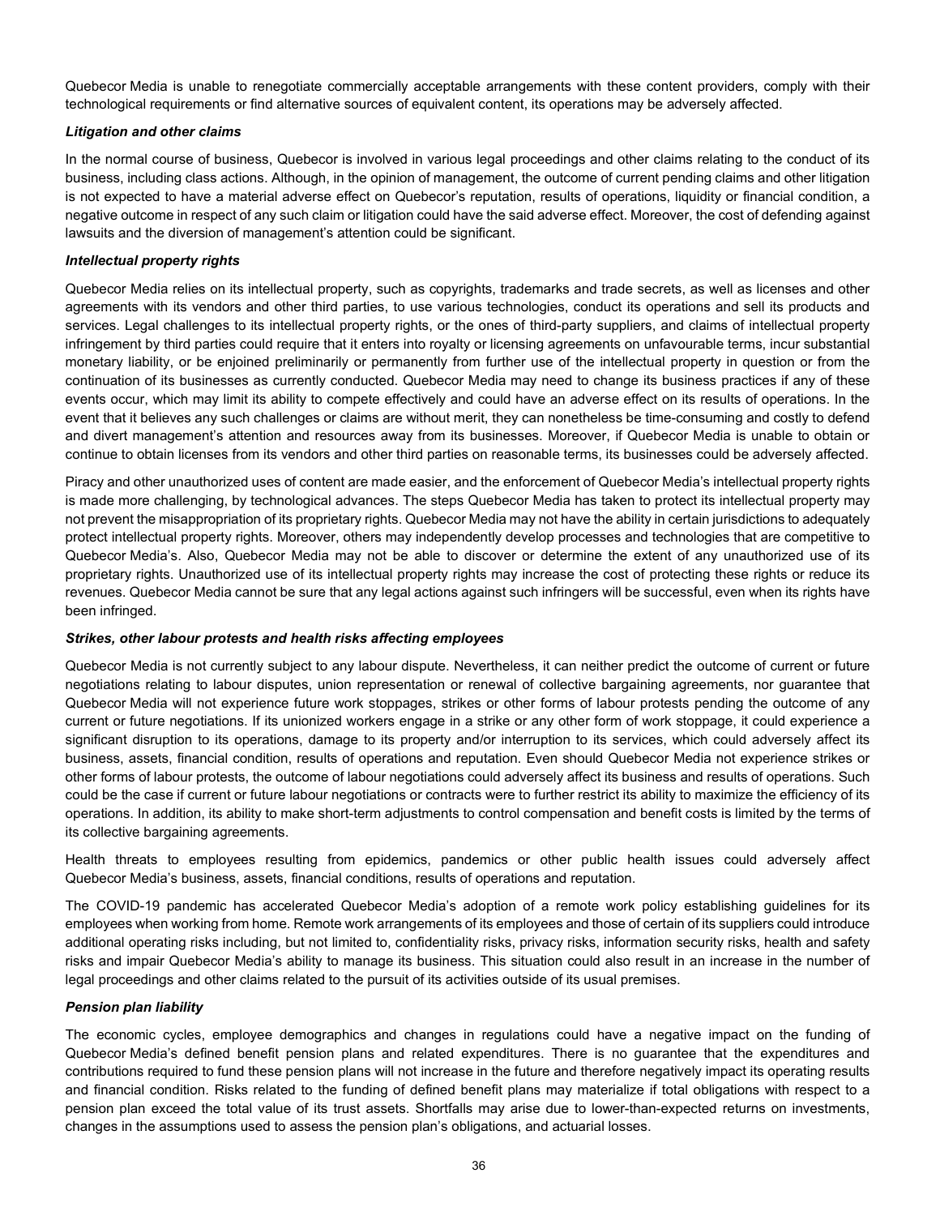Quebecor Media is unable to renegotiate commercially acceptable arrangements with these content providers, comply with their technological requirements or find alternative sources of equivalent content, its operations may be adversely affected.

***Litigation and other claims***

In the normal course of business, Quebecor is involved in various legal proceedings and other claims relating to the conduct of its business, including class actions. Although, in the opinion of management, the outcome of current pending claims and other litigation is not expected to have a material adverse effect on Quebecor's reputation, results of operations, liquidity or financial condition, a negative outcome in respect of any such claim or litigation could have the said adverse effect. Moreover, the cost of defending against lawsuits and the diversion of management's attention could be significant.

***Intellectual property rights***

Quebecor Media relies on its intellectual property, such as copyrights, trademarks and trade secrets, as well as licenses and other agreements with its vendors and other third parties, to use various technologies, conduct its operations and sell its products and services. Legal challenges to its intellectual property rights, or the ones of third-party suppliers, and claims of intellectual property infringement by third parties could require that it enters into royalty or licensing agreements on unfavourable terms, incur substantial monetary liability, or be enjoined preliminarily or permanently from further use of the intellectual property in question or from the continuation of its businesses as currently conducted. Quebecor Media may need to change its business practices if any of these events occur, which may limit its ability to compete effectively and could have an adverse effect on its results of operations. In the event that it believes any such challenges or claims are without merit, they can nonetheless be time-consuming and costly to defend and divert management's attention and resources away from its businesses. Moreover, if Quebecor Media is unable to obtain or continue to obtain licenses from its vendors and other third parties on reasonable terms, its businesses could be adversely affected.

Piracy and other unauthorized uses of content are made easier, and the enforcement of Quebecor Media's intellectual property rights is made more challenging, by technological advances. The steps Quebecor Media has taken to protect its intellectual property may not prevent the misappropriation of its proprietary rights. Quebecor Media may not have the ability in certain jurisdictions to adequately protect intellectual property rights. Moreover, others may independently develop processes and technologies that are competitive to Quebecor Media's. Also, Quebecor Media may not be able to discover or determine the extent of any unauthorized use of its proprietary rights. Unauthorized use of its intellectual property rights may increase the cost of protecting these rights or reduce its revenues. Quebecor Media cannot be sure that any legal actions against such infringers will be successful, even when its rights have been infringed.

***Strikes, other labour protests and health risks affecting employees***

Quebecor Media is not currently subject to any labour dispute. Nevertheless, it can neither predict the outcome of current or future negotiations relating to labour disputes, union representation or renewal of collective bargaining agreements, nor guarantee that Quebecor Media will not experience future work stoppages, strikes or other forms of labour protests pending the outcome of any current or future negotiations. If its unionized workers engage in a strike or any other form of work stoppage, it could experience a significant disruption to its operations, damage to its property and/or interruption to its services, which could adversely affect its business, assets, financial condition, results of operations and reputation. Even should Quebecor Media not experience strikes or other forms of labour protests, the outcome of labour negotiations could adversely affect its business and results of operations. Such could be the case if current or future labour negotiations or contracts were to further restrict its ability to maximize the efficiency of its operations. In addition, its ability to make short-term adjustments to control compensation and benefit costs is limited by the terms of its collective bargaining agreements.

Health threats to employees resulting from epidemics, pandemics or other public health issues could adversely affect Quebecor Media's business, assets, financial conditions, results of operations and reputation.

The COVID-19 pandemic has accelerated Quebecor Media's adoption of a remote work policy establishing guidelines for its employees when working from home. Remote work arrangements of its employees and those of certain of its suppliers could introduce additional operating risks including, but not limited to, confidentiality risks, privacy risks, information security risks, health and safety risks and impair Quebecor Media's ability to manage its business. This situation could also result in an increase in the number of legal proceedings and other claims related to the pursuit of its activities outside of its usual premises.

***Pension plan liability***

The economic cycles, employee demographics and changes in regulations could have a negative impact on the funding of Quebecor Media's defined benefit pension plans and related expenditures. There is no guarantee that the expenditures and contributions required to fund these pension plans will not increase in the future and therefore negatively impact its operating results and financial condition. Risks related to the funding of defined benefit plans may materialize if total obligations with respect to a pension plan exceed the total value of its trust assets. Shortfalls may arise due to lower-than-expected returns on investments, changes in the assumptions used to assess the pension plan's obligations, and actuarial losses.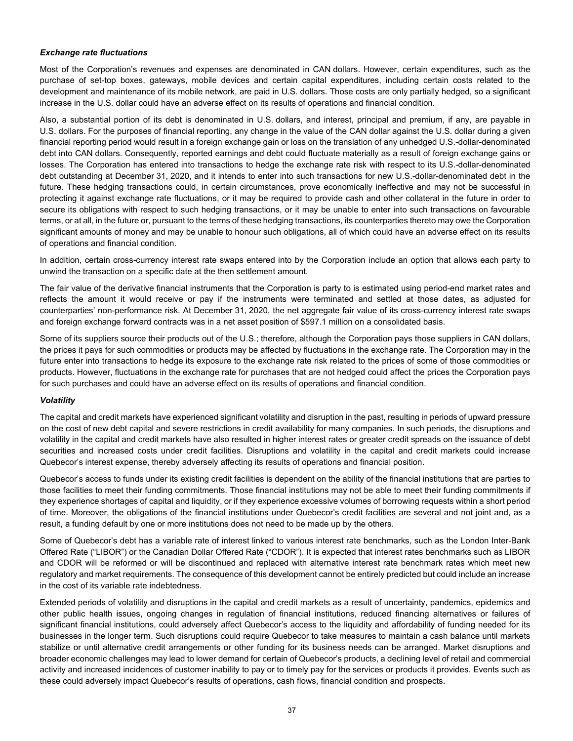### *Exchange rate fluctuations*

Most of the Corporation's revenues and expenses are denominated in CAN dollars. However, certain expenditures, such as the purchase of set-top boxes, gateways, mobile devices and certain capital expenditures, including certain costs related to the development and maintenance of its mobile network, are paid in U.S. dollars. Those costs are only partially hedged, so a significant increase in the U.S. dollar could have an adverse effect on its results of operations and financial condition.

Also, a substantial portion of its debt is denominated in U.S. dollars, and interest, principal and premium, if any, are payable in U.S. dollars. For the purposes of financial reporting, any change in the value of the CAN dollar against the U.S. dollar during a given financial reporting period would result in a foreign exchange gain or loss on the translation of any unhedged U.S.-dollar-denominated debt into CAN dollars. Consequently, reported earnings and debt could fluctuate materially as a result of foreign exchange gains or losses. The Corporation has entered into transactions to hedge the exchange rate risk with respect to its U.S.-dollar-denominated debt outstanding at December 31, 2020, and it intends to enter into such transactions for new U.S.-dollar-denominated debt in the future. These hedging transactions could, in certain circumstances, prove economically ineffective and may not be successful in protecting it against exchange rate fluctuations, or it may be required to provide cash and other collateral in the future in order to secure its obligations with respect to such hedging transactions, or it may be unable to enter into such transactions on favourable terms, or at all, in the future or, pursuant to the terms of these hedging transactions, its counterparties thereto may owe the Corporation significant amounts of money and may be unable to honour such obligations, all of which could have an adverse effect on its results of operations and financial condition.

In addition, certain cross-currency interest rate swaps entered into by the Corporation include an option that allows each party to unwind the transaction on a specific date at the then settlement amount.

The fair value of the derivative financial instruments that the Corporation is party to is estimated using period-end market rates and reflects the amount it would receive or pay if the instruments were terminated and settled at those dates, as adjusted for counterparties' non-performance risk. At December 31, 2020, the net aggregate fair value of its cross-currency interest rate swaps and foreign exchange forward contracts was in a net asset position of $597.1 million on a consolidated basis.

Some of its suppliers source their products out of the U.S.; therefore, although the Corporation pays those suppliers in CAN dollars, the prices it pays for such commodities or products may be affected by fluctuations in the exchange rate. The Corporation may in the future enter into transactions to hedge its exposure to the exchange rate risk related to the prices of some of those commodities or products. However, fluctuations in the exchange rate for purchases that are not hedged could affect the prices the Corporation pays for such purchases and could have an adverse effect on its results of operations and financial condition.

### *Volatility*

The capital and credit markets have experienced significant volatility and disruption in the past, resulting in periods of upward pressure on the cost of new debt capital and severe restrictions in credit availability for many companies. In such periods, the disruptions and volatility in the capital and credit markets have also resulted in higher interest rates or greater credit spreads on the issuance of debt securities and increased costs under credit facilities. Disruptions and volatility in the capital and credit markets could increase Quebecor's interest expense, thereby adversely affecting its results of operations and financial position.

Quebecor's access to funds under its existing credit facilities is dependent on the ability of the financial institutions that are parties to those facilities to meet their funding commitments. Those financial institutions may not be able to meet their funding commitments if they experience shortages of capital and liquidity, or if they experience excessive volumes of borrowing requests within a short period of time. Moreover, the obligations of the financial institutions under Quebecor's credit facilities are several and not joint and, as a result, a funding default by one or more institutions does not need to be made up by the others.

Some of Quebecor's debt has a variable rate of interest linked to various interest rate benchmarks, such as the London Inter-Bank Offered Rate ("LIBOR") or the Canadian Dollar Offered Rate ("CDOR"). It is expected that interest rates benchmarks such as LIBOR and CDOR will be reformed or will be discontinued and replaced with alternative interest rate benchmark rates which meet new regulatory and market requirements. The consequence of this development cannot be entirely predicted but could include an increase in the cost of its variable rate indebtedness.

Extended periods of volatility and disruptions in the capital and credit markets as a result of uncertainty, pandemics, epidemics and other public health issues, ongoing changes in regulation of financial institutions, reduced financing alternatives or failures of significant financial institutions, could adversely affect Quebecor's access to the liquidity and affordability of funding needed for its businesses in the longer term. Such disruptions could require Quebecor to take measures to maintain a cash balance until markets stabilize or until alternative credit arrangements or other funding for its business needs can be arranged. Market disruptions and broader economic challenges may lead to lower demand for certain of Quebecor's products, a declining level of retail and commercial activity and increased incidences of customer inability to pay or to timely pay for the services or products it provides. Events such as these could adversely impact Quebecor's results of operations, cash flows, financial condition and prospects.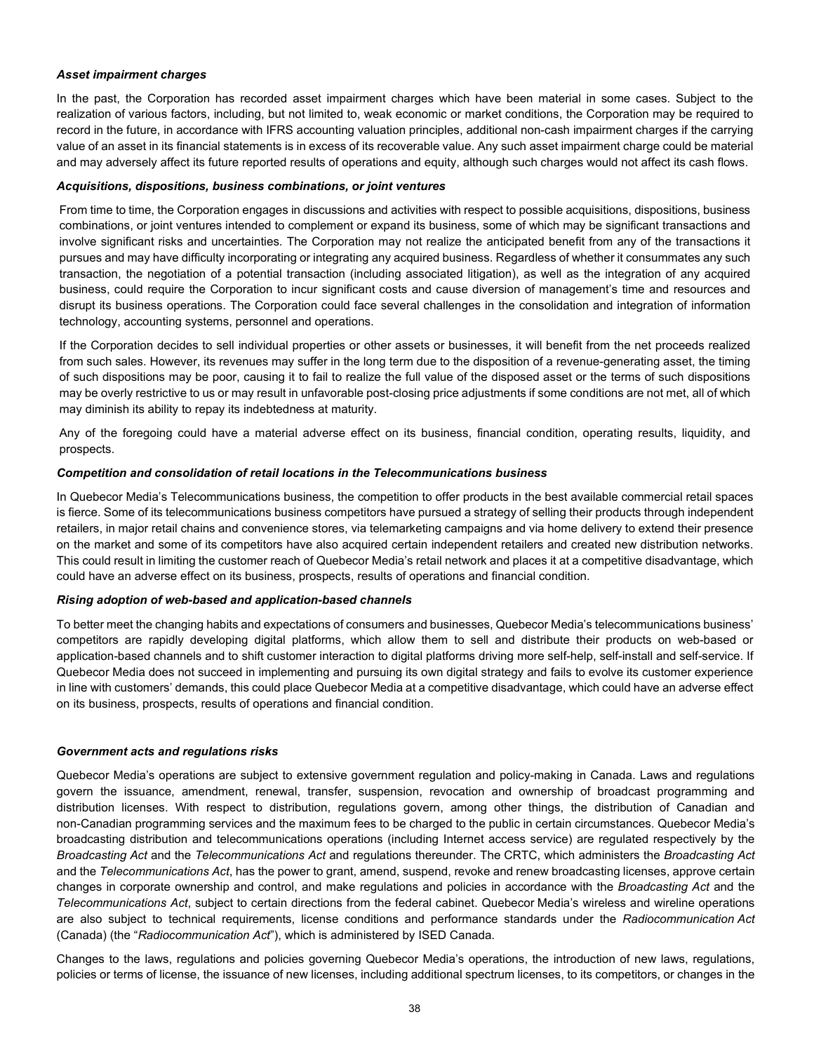***Asset impairment charges***

In the past, the Corporation has recorded asset impairment charges which have been material in some cases. Subject to the realization of various factors, including, but not limited to, weak economic or market conditions, the Corporation may be required to record in the future, in accordance with IFRS accounting valuation principles, additional non-cash impairment charges if the carrying value of an asset in its financial statements is in excess of its recoverable value. Any such asset impairment charge could be material and may adversely affect its future reported results of operations and equity, although such charges would not affect its cash flows.

***Acquisitions, dispositions, business combinations, or joint ventures***

From time to time, the Corporation engages in discussions and activities with respect to possible acquisitions, dispositions, business combinations, or joint ventures intended to complement or expand its business, some of which may be significant transactions and involve significant risks and uncertainties. The Corporation may not realize the anticipated benefit from any of the transactions it pursues and may have difficulty incorporating or integrating any acquired business. Regardless of whether it consummates any such transaction, the negotiation of a potential transaction (including associated litigation), as well as the integration of any acquired business, could require the Corporation to incur significant costs and cause diversion of management's time and resources and disrupt its business operations. The Corporation could face several challenges in the consolidation and integration of information technology, accounting systems, personnel and operations.

If the Corporation decides to sell individual properties or other assets or businesses, it will benefit from the net proceeds realized from such sales. However, its revenues may suffer in the long term due to the disposition of a revenue-generating asset, the timing of such dispositions may be poor, causing it to fail to realize the full value of the disposed asset or the terms of such dispositions may be overly restrictive to us or may result in unfavorable post-closing price adjustments if some conditions are not met, all of which may diminish its ability to repay its indebtedness at maturity.

Any of the foregoing could have a material adverse effect on its business, financial condition, operating results, liquidity, and prospects.

***Competition and consolidation of retail locations in the Telecommunications business***

In Quebecor Media's Telecommunications business, the competition to offer products in the best available commercial retail spaces is fierce. Some of its telecommunications business competitors have pursued a strategy of selling their products through independent retailers, in major retail chains and convenience stores, via telemarketing campaigns and via home delivery to extend their presence on the market and some of its competitors have also acquired certain independent retailers and created new distribution networks. This could result in limiting the customer reach of Quebecor Media's retail network and places it at a competitive disadvantage, which could have an adverse effect on its business, prospects, results of operations and financial condition.

***Rising adoption of web-based and application-based channels***

To better meet the changing habits and expectations of consumers and businesses, Quebecor Media's telecommunications business' competitors are rapidly developing digital platforms, which allow them to sell and distribute their products on web-based or application-based channels and to shift customer interaction to digital platforms driving more self-help, self-install and self-service. If Quebecor Media does not succeed in implementing and pursuing its own digital strategy and fails to evolve its customer experience in line with customers' demands, this could place Quebecor Media at a competitive disadvantage, which could have an adverse effect on its business, prospects, results of operations and financial condition.

***Government acts and regulations risks***

Quebecor Media's operations are subject to extensive government regulation and policy-making in Canada. Laws and regulations govern the issuance, amendment, renewal, transfer, suspension, revocation and ownership of broadcast programming and distribution licenses. With respect to distribution, regulations govern, among other things, the distribution of Canadian and non-Canadian programming services and the maximum fees to be charged to the public in certain circumstances. Quebecor Media's broadcasting distribution and telecommunications operations (including Internet access service) are regulated respectively by the *Broadcasting Act* and the *Telecommunications Act* and regulations thereunder. The CRTC, which administers the *Broadcasting Act* and the *Telecommunications Act*, has the power to grant, amend, suspend, revoke and renew broadcasting licenses, approve certain changes in corporate ownership and control, and make regulations and policies in accordance with the *Broadcasting Act* and the *Telecommunications Act*, subject to certain directions from the federal cabinet. Quebecor Media's wireless and wireline operations are also subject to technical requirements, license conditions and performance standards under the *Radiocommunication Act* (Canada) (the "*Radiocommunication Act*"), which is administered by ISED Canada.

Changes to the laws, regulations and policies governing Quebecor Media's operations, the introduction of new laws, regulations, policies or terms of license, the issuance of new licenses, including additional spectrum licenses, to its competitors, or changes in the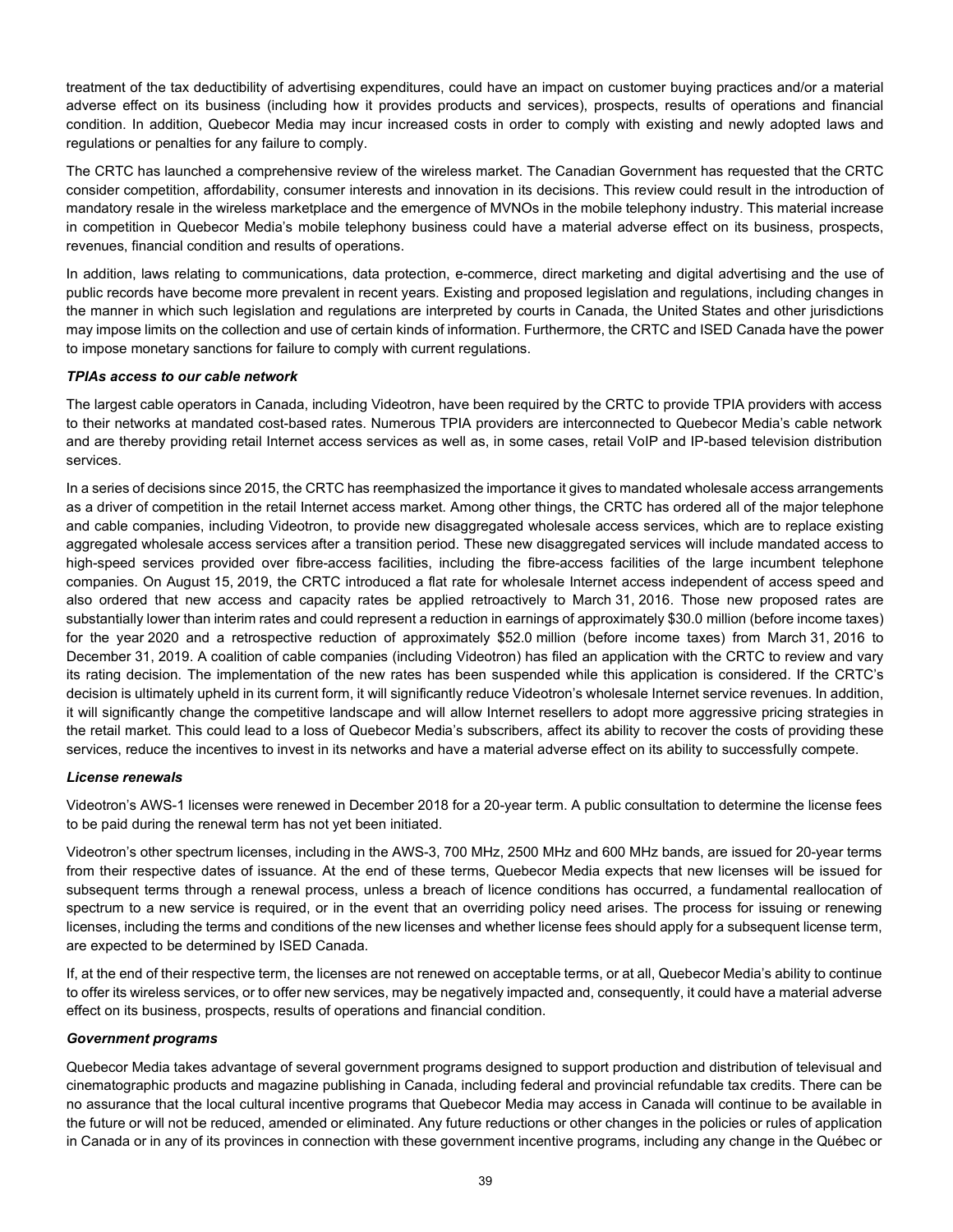treatment of the tax deductibility of advertising expenditures, could have an impact on customer buying practices and/or a material adverse effect on its business (including how it provides products and services), prospects, results of operations and financial condition. In addition, Quebecor Media may incur increased costs in order to comply with existing and newly adopted laws and regulations or penalties for any failure to comply.

The CRTC has launched a comprehensive review of the wireless market. The Canadian Government has requested that the CRTC consider competition, affordability, consumer interests and innovation in its decisions. This review could result in the introduction of mandatory resale in the wireless marketplace and the emergence of MVNOs in the mobile telephony industry. This material increase in competition in Quebecor Media's mobile telephony business could have a material adverse effect on its business, prospects, revenues, financial condition and results of operations.

In addition, laws relating to communications, data protection, e-commerce, direct marketing and digital advertising and the use of public records have become more prevalent in recent years. Existing and proposed legislation and regulations, including changes in the manner in which such legislation and regulations are interpreted by courts in Canada, the United States and other jurisdictions may impose limits on the collection and use of certain kinds of information. Furthermore, the CRTC and ISED Canada have the power to impose monetary sanctions for failure to comply with current regulations.

***TPIAs access to our cable network***

The largest cable operators in Canada, including Videotron, have been required by the CRTC to provide TPIA providers with access to their networks at mandated cost-based rates. Numerous TPIA providers are interconnected to Quebecor Media's cable network and are thereby providing retail Internet access services as well as, in some cases, retail VoIP and IP-based television distribution services.

In a series of decisions since 2015, the CRTC has reemphasized the importance it gives to mandated wholesale access arrangements as a driver of competition in the retail Internet access market. Among other things, the CRTC has ordered all of the major telephone and cable companies, including Videotron, to provide new disaggregated wholesale access services, which are to replace existing aggregated wholesale access services after a transition period. These new disaggregated services will include mandated access to high-speed services provided over fibre-access facilities, including the fibre-access facilities of the large incumbent telephone companies. On August 15, 2019, the CRTC introduced a flat rate for wholesale Internet access independent of access speed and also ordered that new access and capacity rates be applied retroactively to March 31, 2016. Those new proposed rates are substantially lower than interim rates and could represent a reduction in earnings of approximately $30.0 million (before income taxes) for the year 2020 and a retrospective reduction of approximately $52.0 million (before income taxes) from March 31, 2016 to December 31, 2019. A coalition of cable companies (including Videotron) has filed an application with the CRTC to review and vary its rating decision. The implementation of the new rates has been suspended while this application is considered. If the CRTC's decision is ultimately upheld in its current form, it will significantly reduce Videotron's wholesale Internet service revenues. In addition, it will significantly change the competitive landscape and will allow Internet resellers to adopt more aggressive pricing strategies in the retail market. This could lead to a loss of Quebecor Media's subscribers, affect its ability to recover the costs of providing these services, reduce the incentives to invest in its networks and have a material adverse effect on its ability to successfully compete.

***License renewals***

Videotron's AWS-1 licenses were renewed in December 2018 for a 20-year term. A public consultation to determine the license fees to be paid during the renewal term has not yet been initiated.

Videotron's other spectrum licenses, including in the AWS-3, 700 MHz, 2500 MHz and 600 MHz bands, are issued for 20-year terms from their respective dates of issuance. At the end of these terms, Quebecor Media expects that new licenses will be issued for subsequent terms through a renewal process, unless a breach of licence conditions has occurred, a fundamental reallocation of spectrum to a new service is required, or in the event that an overriding policy need arises. The process for issuing or renewing licenses, including the terms and conditions of the new licenses and whether license fees should apply for a subsequent license term, are expected to be determined by ISED Canada.

If, at the end of their respective term, the licenses are not renewed on acceptable terms, or at all, Quebecor Media's ability to continue to offer its wireless services, or to offer new services, may be negatively impacted and, consequently, it could have a material adverse effect on its business, prospects, results of operations and financial condition.

***Government programs***

Quebecor Media takes advantage of several government programs designed to support production and distribution of televisual and cinematographic products and magazine publishing in Canada, including federal and provincial refundable tax credits. There can be no assurance that the local cultural incentive programs that Quebecor Media may access in Canada will continue to be available in the future or will not be reduced, amended or eliminated. Any future reductions or other changes in the policies or rules of application in Canada or in any of its provinces in connection with these government incentive programs, including any change in the Québec or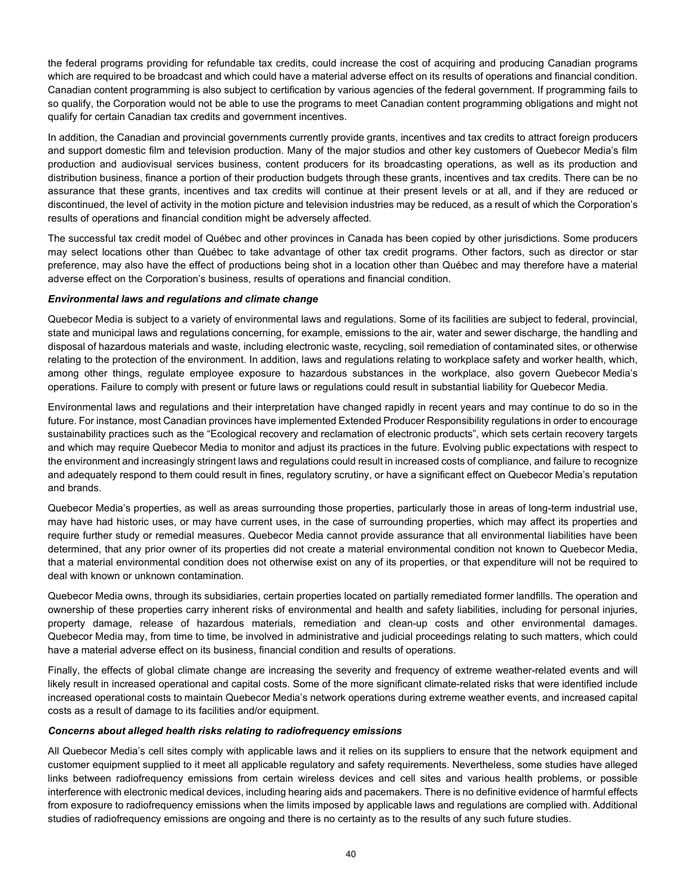the federal programs providing for refundable tax credits, could increase the cost of acquiring and producing Canadian programs which are required to be broadcast and which could have a material adverse effect on its results of operations and financial condition. Canadian content programming is also subject to certification by various agencies of the federal government. If programming fails to so qualify, the Corporation would not be able to use the programs to meet Canadian content programming obligations and might not qualify for certain Canadian tax credits and government incentives.

In addition, the Canadian and provincial governments currently provide grants, incentives and tax credits to attract foreign producers and support domestic film and television production. Many of the major studios and other key customers of Quebecor Media's film production and audiovisual services business, content producers for its broadcasting operations, as well as its production and distribution business, finance a portion of their production budgets through these grants, incentives and tax credits. There can be no assurance that these grants, incentives and tax credits will continue at their present levels or at all, and if they are reduced or discontinued, the level of activity in the motion picture and television industries may be reduced, as a result of which the Corporation's results of operations and financial condition might be adversely affected.

The successful tax credit model of Québec and other provinces in Canada has been copied by other jurisdictions. Some producers may select locations other than Québec to take advantage of other tax credit programs. Other factors, such as director or star preference, may also have the effect of productions being shot in a location other than Québec and may therefore have a material adverse effect on the Corporation's business, results of operations and financial condition.

***Environmental laws and regulations and climate change***

Quebecor Media is subject to a variety of environmental laws and regulations. Some of its facilities are subject to federal, provincial, state and municipal laws and regulations concerning, for example, emissions to the air, water and sewer discharge, the handling and disposal of hazardous materials and waste, including electronic waste, recycling, soil remediation of contaminated sites, or otherwise relating to the protection of the environment. In addition, laws and regulations relating to workplace safety and worker health, which, among other things, regulate employee exposure to hazardous substances in the workplace, also govern Quebecor Media's operations. Failure to comply with present or future laws or regulations could result in substantial liability for Quebecor Media.

Environmental laws and regulations and their interpretation have changed rapidly in recent years and may continue to do so in the future. For instance, most Canadian provinces have implemented Extended Producer Responsibility regulations in order to encourage sustainability practices such as the "Ecological recovery and reclamation of electronic products", which sets certain recovery targets and which may require Quebecor Media to monitor and adjust its practices in the future. Evolving public expectations with respect to the environment and increasingly stringent laws and regulations could result in increased costs of compliance, and failure to recognize and adequately respond to them could result in fines, regulatory scrutiny, or have a significant effect on Quebecor Media's reputation and brands.

Quebecor Media's properties, as well as areas surrounding those properties, particularly those in areas of long-term industrial use, may have had historic uses, or may have current uses, in the case of surrounding properties, which may affect its properties and require further study or remedial measures. Quebecor Media cannot provide assurance that all environmental liabilities have been determined, that any prior owner of its properties did not create a material environmental condition not known to Quebecor Media, that a material environmental condition does not otherwise exist on any of its properties, or that expenditure will not be required to deal with known or unknown contamination.

Quebecor Media owns, through its subsidiaries, certain properties located on partially remediated former landfills. The operation and ownership of these properties carry inherent risks of environmental and health and safety liabilities, including for personal injuries, property damage, release of hazardous materials, remediation and clean-up costs and other environmental damages. Quebecor Media may, from time to time, be involved in administrative and judicial proceedings relating to such matters, which could have a material adverse effect on its business, financial condition and results of operations.

Finally, the effects of global climate change are increasing the severity and frequency of extreme weather-related events and will likely result in increased operational and capital costs. Some of the more significant climate-related risks that were identified include increased operational costs to maintain Quebecor Media's network operations during extreme weather events, and increased capital costs as a result of damage to its facilities and/or equipment.

***Concerns about alleged health risks relating to radiofrequency emissions***

All Quebecor Media's cell sites comply with applicable laws and it relies on its suppliers to ensure that the network equipment and customer equipment supplied to it meet all applicable regulatory and safety requirements. Nevertheless, some studies have alleged links between radiofrequency emissions from certain wireless devices and cell sites and various health problems, or possible interference with electronic medical devices, including hearing aids and pacemakers. There is no definitive evidence of harmful effects from exposure to radiofrequency emissions when the limits imposed by applicable laws and regulations are complied with. Additional studies of radiofrequency emissions are ongoing and there is no certainty as to the results of any such future studies.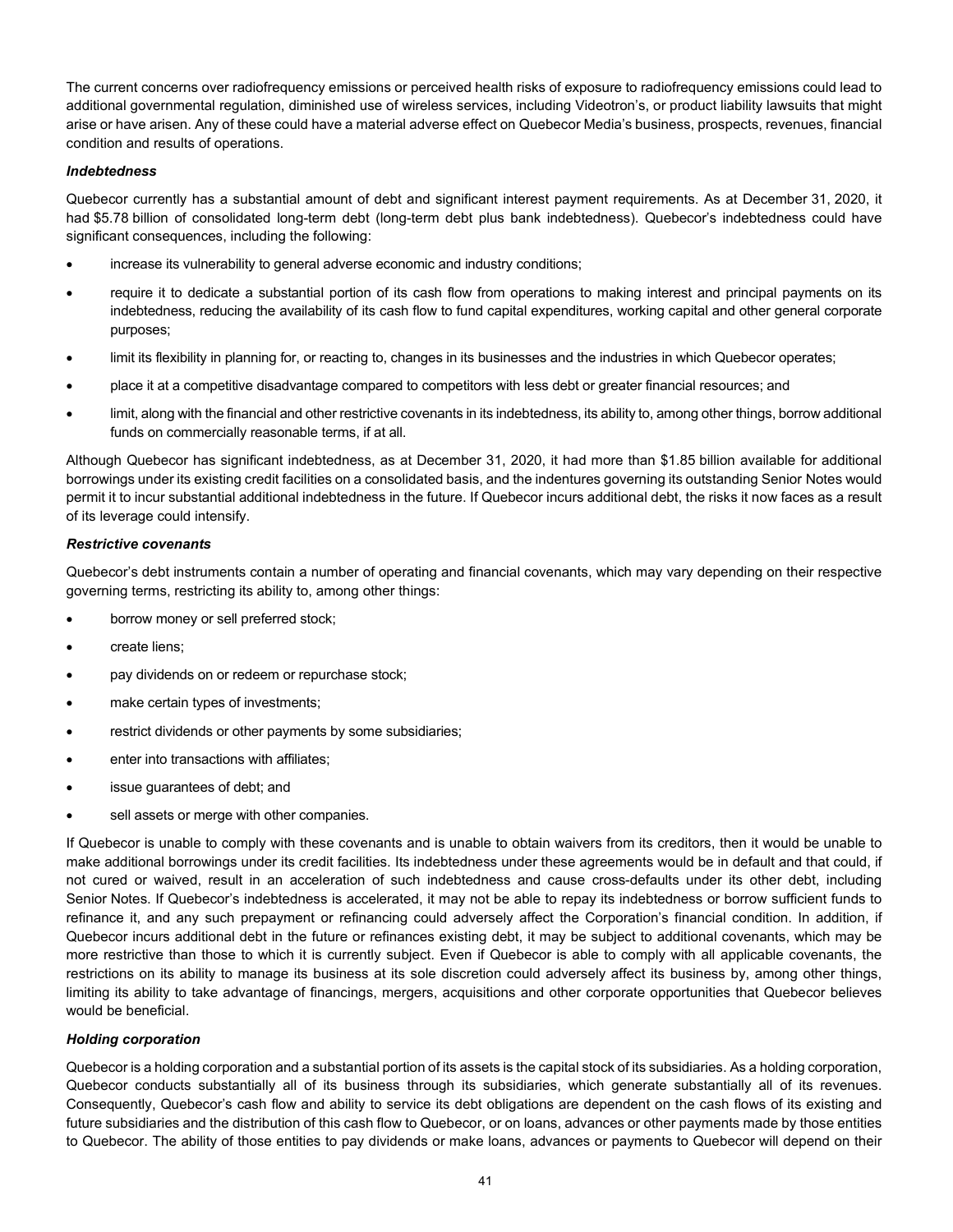The current concerns over radiofrequency emissions or perceived health risks of exposure to radiofrequency emissions could lead to additional governmental regulation, diminished use of wireless services, including Videotron's, or product liability lawsuits that might arise or have arisen. Any of these could have a material adverse effect on Quebecor Media's business, prospects, revenues, financial condition and results of operations.

***Indebtedness***

Quebecor currently has a substantial amount of debt and significant interest payment requirements. As at December 31, 2020, it had $5.78 billion of consolidated long-term debt (long-term debt plus bank indebtedness). Quebecor's indebtedness could have significant consequences, including the following:

- increase its vulnerability to general adverse economic and industry conditions;
- require it to dedicate a substantial portion of its cash flow from operations to making interest and principal payments on its indebtedness, reducing the availability of its cash flow to fund capital expenditures, working capital and other general corporate purposes;
- limit its flexibility in planning for, or reacting to, changes in its businesses and the industries in which Quebecor operates;
- place it at a competitive disadvantage compared to competitors with less debt or greater financial resources; and
- limit, along with the financial and other restrictive covenants in its indebtedness, its ability to, among other things, borrow additional funds on commercially reasonable terms, if at all.

Although Quebecor has significant indebtedness, as at December 31, 2020, it had more than $1.85 billion available for additional borrowings under its existing credit facilities on a consolidated basis, and the indentures governing its outstanding Senior Notes would permit it to incur substantial additional indebtedness in the future. If Quebecor incurs additional debt, the risks it now faces as a result of its leverage could intensify.

***Restrictive covenants***

Quebecor's debt instruments contain a number of operating and financial covenants, which may vary depending on their respective governing terms, restricting its ability to, among other things:

- borrow money or sell preferred stock;
- create liens;
- pay dividends on or redeem or repurchase stock;
- make certain types of investments;
- restrict dividends or other payments by some subsidiaries;
- enter into transactions with affiliates;
- issue guarantees of debt; and
- sell assets or merge with other companies.

If Quebecor is unable to comply with these covenants and is unable to obtain waivers from its creditors, then it would be unable to make additional borrowings under its credit facilities. Its indebtedness under these agreements would be in default and that could, if not cured or waived, result in an acceleration of such indebtedness and cause cross-defaults under its other debt, including Senior Notes. If Quebecor's indebtedness is accelerated, it may not be able to repay its indebtedness or borrow sufficient funds to refinance it, and any such prepayment or refinancing could adversely affect the Corporation's financial condition. In addition, if Quebecor incurs additional debt in the future or refinances existing debt, it may be subject to additional covenants, which may be more restrictive than those to which it is currently subject. Even if Quebecor is able to comply with all applicable covenants, the restrictions on its ability to manage its business at its sole discretion could adversely affect its business by, among other things, limiting its ability to take advantage of financings, mergers, acquisitions and other corporate opportunities that Quebecor believes would be beneficial.

***Holding corporation***

Quebecor is a holding corporation and a substantial portion of its assets is the capital stock of its subsidiaries. As a holding corporation, Quebecor conducts substantially all of its business through its subsidiaries, which generate substantially all of its revenues. Consequently, Quebecor's cash flow and ability to service its debt obligations are dependent on the cash flows of its existing and future subsidiaries and the distribution of this cash flow to Quebecor, or on loans, advances or other payments made by those entities to Quebecor. The ability of those entities to pay dividends or make loans, advances or payments to Quebecor will depend on their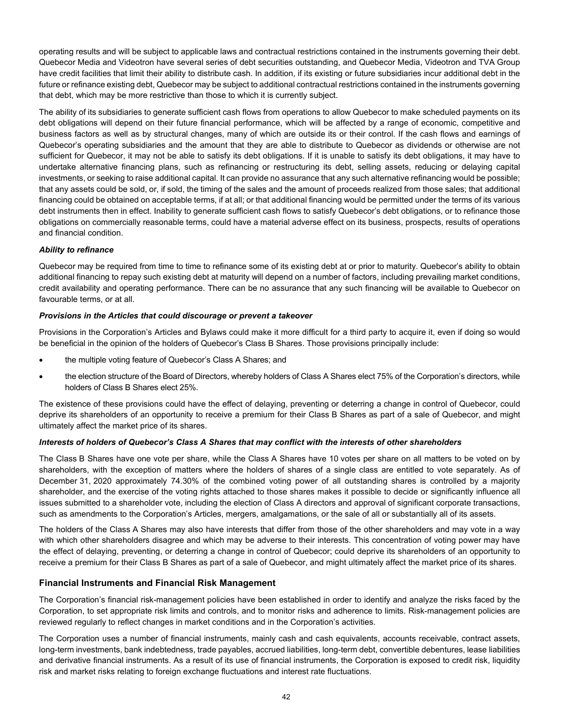operating results and will be subject to applicable laws and contractual restrictions contained in the instruments governing their debt. Quebecor Media and Videotron have several series of debt securities outstanding, and Quebecor Media, Videotron and TVA Group have credit facilities that limit their ability to distribute cash. In addition, if its existing or future subsidiaries incur additional debt in the future or refinance existing debt, Quebecor may be subject to additional contractual restrictions contained in the instruments governing that debt, which may be more restrictive than those to which it is currently subject.

The ability of its subsidiaries to generate sufficient cash flows from operations to allow Quebecor to make scheduled payments on its debt obligations will depend on their future financial performance, which will be affected by a range of economic, competitive and business factors as well as by structural changes, many of which are outside its or their control. If the cash flows and earnings of Quebecor's operating subsidiaries and the amount that they are able to distribute to Quebecor as dividends or otherwise are not sufficient for Quebecor, it may not be able to satisfy its debt obligations. If it is unable to satisfy its debt obligations, it may have to undertake alternative financing plans, such as refinancing or restructuring its debt, selling assets, reducing or delaying capital investments, or seeking to raise additional capital. It can provide no assurance that any such alternative refinancing would be possible; that any assets could be sold, or, if sold, the timing of the sales and the amount of proceeds realized from those sales; that additional financing could be obtained on acceptable terms, if at all; or that additional financing would be permitted under the terms of its various debt instruments then in effect. Inability to generate sufficient cash flows to satisfy Quebecor's debt obligations, or to refinance those obligations on commercially reasonable terms, could have a material adverse effect on its business, prospects, results of operations and financial condition.

***Ability to refinance***

Quebecor may be required from time to time to refinance some of its existing debt at or prior to maturity. Quebecor's ability to obtain additional financing to repay such existing debt at maturity will depend on a number of factors, including prevailing market conditions, credit availability and operating performance. There can be no assurance that any such financing will be available to Quebecor on favourable terms, or at all.

***Provisions in the Articles that could discourage or prevent a takeover***

Provisions in the Corporation's Articles and Bylaws could make it more difficult for a third party to acquire it, even if doing so would be beneficial in the opinion of the holders of Quebecor's Class B Shares. Those provisions principally include:

- the multiple voting feature of Quebecor's Class A Shares; and
- the election structure of the Board of Directors, whereby holders of Class A Shares elect 75% of the Corporation's directors, while holders of Class B Shares elect 25%.

The existence of these provisions could have the effect of delaying, preventing or deterring a change in control of Quebecor, could deprive its shareholders of an opportunity to receive a premium for their Class B Shares as part of a sale of Quebecor, and might ultimately affect the market price of its shares.

***Interests of holders of Quebecor's Class A Shares that may conflict with the interests of other shareholders***

The Class B Shares have one vote per share, while the Class A Shares have 10 votes per share on all matters to be voted on by shareholders, with the exception of matters where the holders of shares of a single class are entitled to vote separately. As of December 31, 2020 approximately 74.30% of the combined voting power of all outstanding shares is controlled by a majority shareholder, and the exercise of the voting rights attached to those shares makes it possible to decide or significantly influence all issues submitted to a shareholder vote, including the election of Class A directors and approval of significant corporate transactions, such as amendments to the Corporation's Articles, mergers, amalgamations, or the sale of all or substantially all of its assets.

The holders of the Class A Shares may also have interests that differ from those of the other shareholders and may vote in a way with which other shareholders disagree and which may be adverse to their interests. This concentration of voting power may have the effect of delaying, preventing, or deterring a change in control of Quebecor; could deprive its shareholders of an opportunity to receive a premium for their Class B Shares as part of a sale of Quebecor, and might ultimately affect the market price of its shares.

## Financial Instruments and Financial Risk Management

The Corporation's financial risk-management policies have been established in order to identify and analyze the risks faced by the Corporation, to set appropriate risk limits and controls, and to monitor risks and adherence to limits. Risk-management policies are reviewed regularly to reflect changes in market conditions and in the Corporation's activities.

The Corporation uses a number of financial instruments, mainly cash and cash equivalents, accounts receivable, contract assets, long-term investments, bank indebtedness, trade payables, accrued liabilities, long-term debt, convertible debentures, lease liabilities and derivative financial instruments. As a result of its use of financial instruments, the Corporation is exposed to credit risk, liquidity risk and market risks relating to foreign exchange fluctuations and interest rate fluctuations.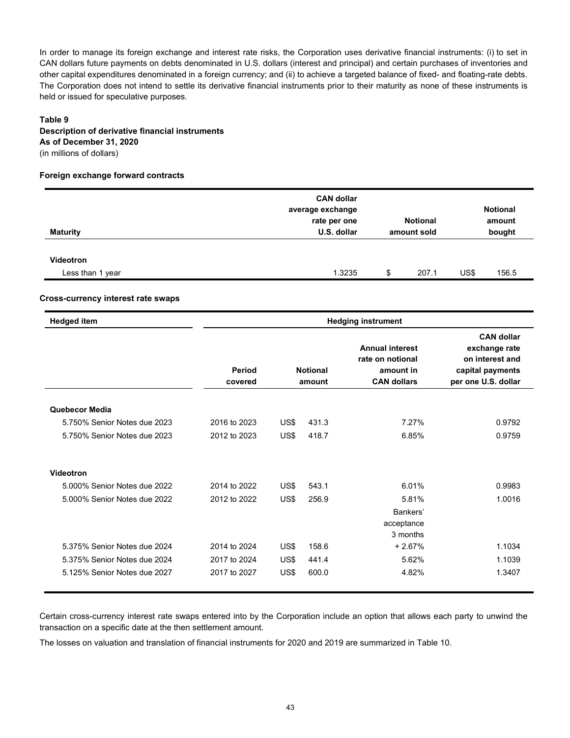In order to manage its foreign exchange and interest rate risks, the Corporation uses derivative financial instruments: (i) to set in CAN dollars future payments on debts denominated in U.S. dollars (interest and principal) and certain purchases of inventories and other capital expenditures denominated in a foreign currency; and (ii) to achieve a targeted balance of fixed- and floating-rate debts. The Corporation does not intend to settle its derivative financial instruments prior to their maturity as none of these instruments is held or issued for speculative purposes.

**Table 9**
**Description of derivative financial instruments**
**As of December 31, 2020**
(in millions of dollars)

**Foreign exchange forward contracts**

| Maturity | CAN dollar average exchange rate per one U.S. dollar | Notional amount sold | Notional amount bought |
|---|---|---|---|
| **Videotron** | | | |
| Less than 1 year | 1.3235 | $ 207.1 | US$ 156.5 |

**Cross-currency interest rate swaps**

| Hedged item | Hedging instrument | | | |
|---|---|---|---|---|
| | Period covered | Notional amount | Annual interest rate on notional amount in CAN dollars | CAN dollar exchange rate on interest and capital payments per one U.S. dollar |
| **Quebecor Media** | | | | |
| 5.750% Senior Notes due 2023 | 2016 to 2023 | US$ 431.3 | 7.27% | 0.9792 |
| 5.750% Senior Notes due 2023 | 2012 to 2023 | US$ 418.7 | 6.85% | 0.9759 |
| **Videotron** | | | | |
| 5.000% Senior Notes due 2022 | 2014 to 2022 | US$ 543.1 | 6.01% | 0.9983 |
| 5.000% Senior Notes due 2022 | 2012 to 2022 | US$ 256.9 | 5.81% | 1.0016 |
| 5.375% Senior Notes due 2024 | 2014 to 2024 | US$ 158.6 | Bankers' acceptance 3 months + 2.67% | 1.1034 |
| 5.375% Senior Notes due 2024 | 2017 to 2024 | US$ 441.4 | 5.62% | 1.1039 |
| 5.125% Senior Notes due 2027 | 2017 to 2027 | US$ 600.0 | 4.82% | 1.3407 |

Certain cross-currency interest rate swaps entered into by the Corporation include an option that allows each party to unwind the transaction on a specific date at the then settlement amount.

The losses on valuation and translation of financial instruments for 2020 and 2019 are summarized in Table 10.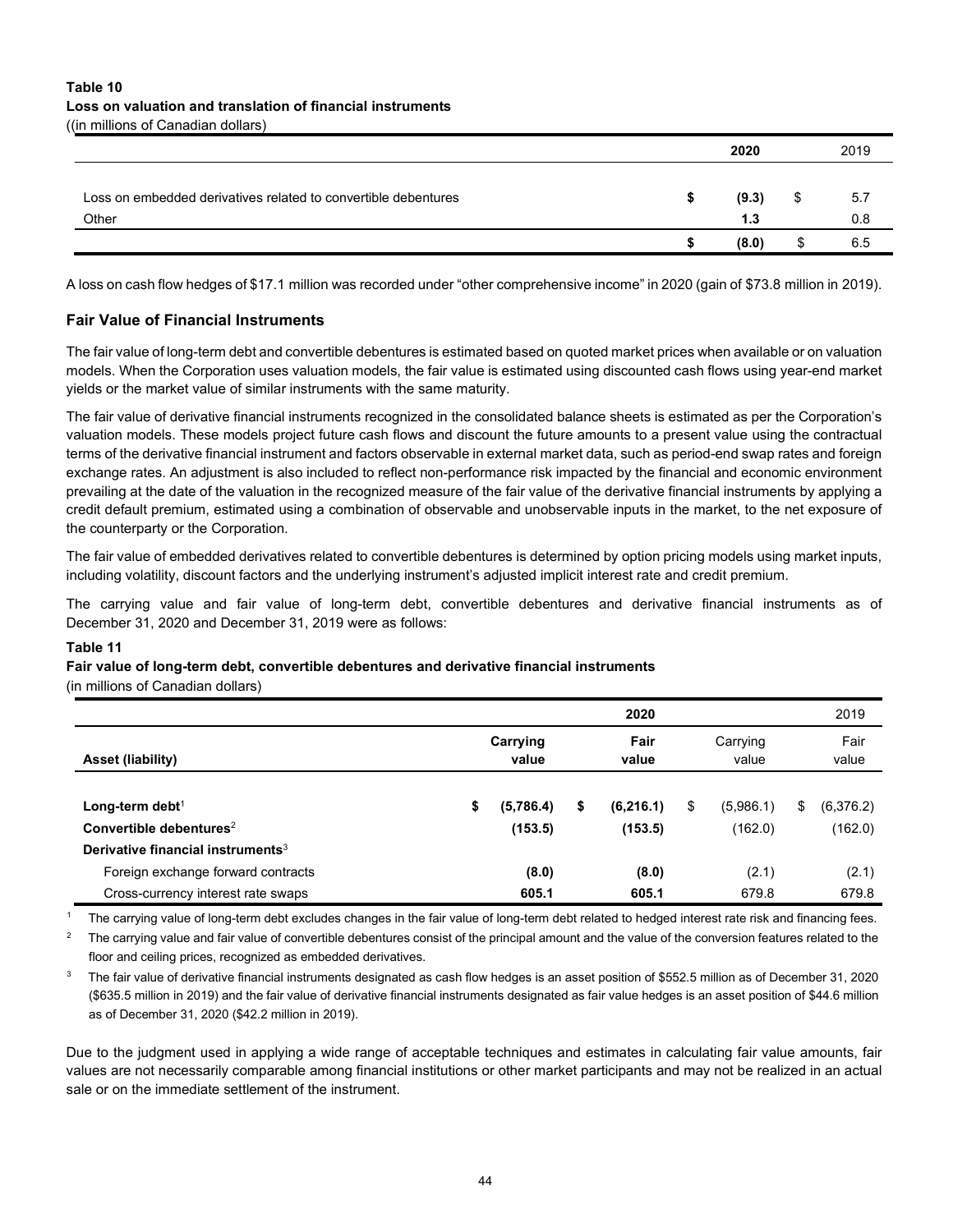**Table 10**
**Loss on valuation and translation of financial instruments**
((in millions of Canadian dollars)

| | 2020 | 2019 |
|---|---|---|
| Loss on embedded derivatives related to convertible debentures | $ (9.3) | $ 5.7 |
| Other | 1.3 | 0.8 |
| | $ (8.0) | $ 6.5 |

A loss on cash flow hedges of $17.1 million was recorded under "other comprehensive income" in 2020 (gain of $73.8 million in 2019).

## Fair Value of Financial Instruments

The fair value of long-term debt and convertible debentures is estimated based on quoted market prices when available or on valuation models. When the Corporation uses valuation models, the fair value is estimated using discounted cash flows using year-end market yields or the market value of similar instruments with the same maturity.

The fair value of derivative financial instruments recognized in the consolidated balance sheets is estimated as per the Corporation's valuation models. These models project future cash flows and discount the future amounts to a present value using the contractual terms of the derivative financial instrument and factors observable in external market data, such as period-end swap rates and foreign exchange rates. An adjustment is also included to reflect non-performance risk impacted by the financial and economic environment prevailing at the date of the valuation in the recognized measure of the fair value of the derivative financial instruments by applying a credit default premium, estimated using a combination of observable and unobservable inputs in the market, to the net exposure of the counterparty or the Corporation.

The fair value of embedded derivatives related to convertible debentures is determined by option pricing models using market inputs, including volatility, discount factors and the underlying instrument's adjusted implicit interest rate and credit premium.

The carrying value and fair value of long-term debt, convertible debentures and derivative financial instruments as of December 31, 2020 and December 31, 2019 were as follows:

**Table 11**
**Fair value of long-term debt, convertible debentures and derivative financial instruments**
(in millions of Canadian dollars)

| | 2020 | | 2019 | |
|---|---|---|---|---|
| **Asset (liability)** | **Carrying value** | **Fair value** | Carrying value | Fair value |
| **Long-term debt**[1] | $ (5,786.4) | $ (6,216.1) | $ (5,986.1) | $ (6,376.2) |
| **Convertible debentures**[2] | (153.5) | (153.5) | (162.0) | (162.0) |
| **Derivative financial instruments**[3] | | | | |
| Foreign exchange forward contracts | (8.0) | (8.0) | (2.1) | (2.1) |
| Cross-currency interest rate swaps | 605.1 | 605.1 | 679.8 | 679.8 |

[1] The carrying value of long-term debt excludes changes in the fair value of long-term debt related to hedged interest rate risk and financing fees.

[2] The carrying value and fair value of convertible debentures consist of the principal amount and the value of the conversion features related to the floor and ceiling prices, recognized as embedded derivatives.

[3] The fair value of derivative financial instruments designated as cash flow hedges is an asset position of $552.5 million as of December 31, 2020 ($635.5 million in 2019) and the fair value of derivative financial instruments designated as fair value hedges is an asset position of $44.6 million as of December 31, 2020 ($42.2 million in 2019).

Due to the judgment used in applying a wide range of acceptable techniques and estimates in calculating fair value amounts, fair values are not necessarily comparable among financial institutions or other market participants and may not be realized in an actual sale or on the immediate settlement of the instrument.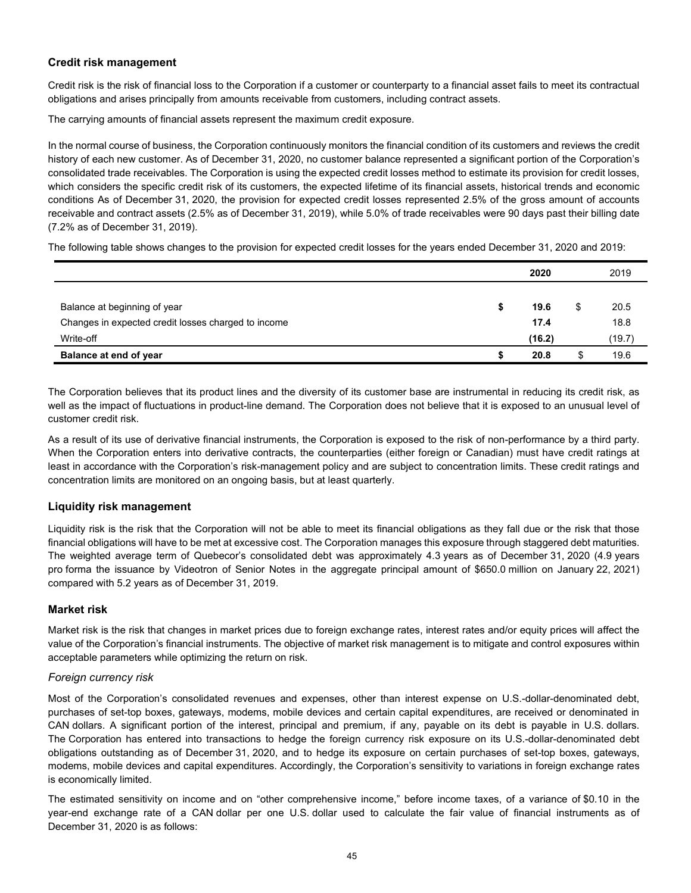### Credit risk management

Credit risk is the risk of financial loss to the Corporation if a customer or counterparty to a financial asset fails to meet its contractual obligations and arises principally from amounts receivable from customers, including contract assets.

The carrying amounts of financial assets represent the maximum credit exposure.

In the normal course of business, the Corporation continuously monitors the financial condition of its customers and reviews the credit history of each new customer. As of December 31, 2020, no customer balance represented a significant portion of the Corporation's consolidated trade receivables. The Corporation is using the expected credit losses method to estimate its provision for credit losses, which considers the specific credit risk of its customers, the expected lifetime of its financial assets, historical trends and economic conditions As of December 31, 2020, the provision for expected credit losses represented 2.5% of the gross amount of accounts receivable and contract assets (2.5% as of December 31, 2019), while 5.0% of trade receivables were 90 days past their billing date (7.2% as of December 31, 2019).

The following table shows changes to the provision for expected credit losses for the years ended December 31, 2020 and 2019:

| | **2020** | 2019 |
|---|---|---|
| Balance at beginning of year | **$ 19.6** | $ 20.5 |
| Changes in expected credit losses charged to income | **17.4** | 18.8 |
| Write-off | **(16.2)** | (19.7) |
| **Balance at end of year** | **$ 20.8** | $ 19.6 |

The Corporation believes that its product lines and the diversity of its customer base are instrumental in reducing its credit risk, as well as the impact of fluctuations in product-line demand. The Corporation does not believe that it is exposed to an unusual level of customer credit risk.

As a result of its use of derivative financial instruments, the Corporation is exposed to the risk of non-performance by a third party. When the Corporation enters into derivative contracts, the counterparties (either foreign or Canadian) must have credit ratings at least in accordance with the Corporation's risk-management policy and are subject to concentration limits. These credit ratings and concentration limits are monitored on an ongoing basis, but at least quarterly.

### Liquidity risk management

Liquidity risk is the risk that the Corporation will not be able to meet its financial obligations as they fall due or the risk that those financial obligations will have to be met at excessive cost. The Corporation manages this exposure through staggered debt maturities. The weighted average term of Quebecor's consolidated debt was approximately 4.3 years as of December 31, 2020 (4.9 years pro forma the issuance by Videotron of Senior Notes in the aggregate principal amount of $650.0 million on January 22, 2021) compared with 5.2 years as of December 31, 2019.

### Market risk

Market risk is the risk that changes in market prices due to foreign exchange rates, interest rates and/or equity prices will affect the value of the Corporation's financial instruments. The objective of market risk management is to mitigate and control exposures within acceptable parameters while optimizing the return on risk.

*Foreign currency risk*

Most of the Corporation's consolidated revenues and expenses, other than interest expense on U.S.-dollar-denominated debt, purchases of set-top boxes, gateways, modems, mobile devices and certain capital expenditures, are received or denominated in CAN dollars. A significant portion of the interest, principal and premium, if any, payable on its debt is payable in U.S. dollars. The Corporation has entered into transactions to hedge the foreign currency risk exposure on its U.S.-dollar-denominated debt obligations outstanding as of December 31, 2020, and to hedge its exposure on certain purchases of set-top boxes, gateways, modems, mobile devices and capital expenditures. Accordingly, the Corporation's sensitivity to variations in foreign exchange rates is economically limited.

The estimated sensitivity on income and on "other comprehensive income," before income taxes, of a variance of $0.10 in the year-end exchange rate of a CAN dollar per one U.S. dollar used to calculate the fair value of financial instruments as of December 31, 2020 is as follows: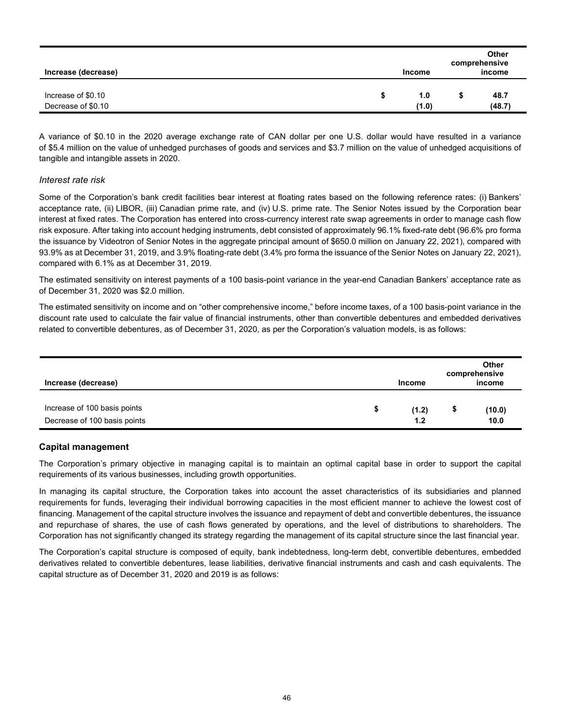| Increase (decrease) | Income | Other comprehensive income |
|---|---|---|
| Increase of $0.10 | $ 1.0 | $ 48.7 |
| Decrease of $0.10 | (1.0) | (48.7) |

A variance of $0.10 in the 2020 average exchange rate of CAN dollar per one U.S. dollar would have resulted in a variance of $5.4 million on the value of unhedged purchases of goods and services and $3.7 million on the value of unhedged acquisitions of tangible and intangible assets in 2020.

*Interest rate risk*

Some of the Corporation's bank credit facilities bear interest at floating rates based on the following reference rates: (i) Bankers' acceptance rate, (ii) LIBOR, (iii) Canadian prime rate, and (iv) U.S. prime rate. The Senior Notes issued by the Corporation bear interest at fixed rates. The Corporation has entered into cross-currency interest rate swap agreements in order to manage cash flow risk exposure. After taking into account hedging instruments, debt consisted of approximately 96.1% fixed-rate debt (96.6% pro forma the issuance by Videotron of Senior Notes in the aggregate principal amount of $650.0 million on January 22, 2021), compared with 93.9% as at December 31, 2019, and 3.9% floating-rate debt (3.4% pro forma the issuance of the Senior Notes on January 22, 2021), compared with 6.1% as at December 31, 2019.

The estimated sensitivity on interest payments of a 100 basis-point variance in the year-end Canadian Bankers' acceptance rate as of December 31, 2020 was $2.0 million.

The estimated sensitivity on income and on "other comprehensive income," before income taxes, of a 100 basis-point variance in the discount rate used to calculate the fair value of financial instruments, other than convertible debentures and embedded derivatives related to convertible debentures, as of December 31, 2020, as per the Corporation's valuation models, is as follows:

| Increase (decrease) | Income | Other comprehensive income |
|---|---|---|
| Increase of 100 basis points | $ (1.2) | $ (10.0) |
| Decrease of 100 basis points | 1.2 | 10.0 |

## Capital management

The Corporation's primary objective in managing capital is to maintain an optimal capital base in order to support the capital requirements of its various businesses, including growth opportunities.

In managing its capital structure, the Corporation takes into account the asset characteristics of its subsidiaries and planned requirements for funds, leveraging their individual borrowing capacities in the most efficient manner to achieve the lowest cost of financing. Management of the capital structure involves the issuance and repayment of debt and convertible debentures, the issuance and repurchase of shares, the use of cash flows generated by operations, and the level of distributions to shareholders. The Corporation has not significantly changed its strategy regarding the management of its capital structure since the last financial year.

The Corporation's capital structure is composed of equity, bank indebtedness, long-term debt, convertible debentures, embedded derivatives related to convertible debentures, lease liabilities, derivative financial instruments and cash and cash equivalents. The capital structure as of December 31, 2020 and 2019 is as follows: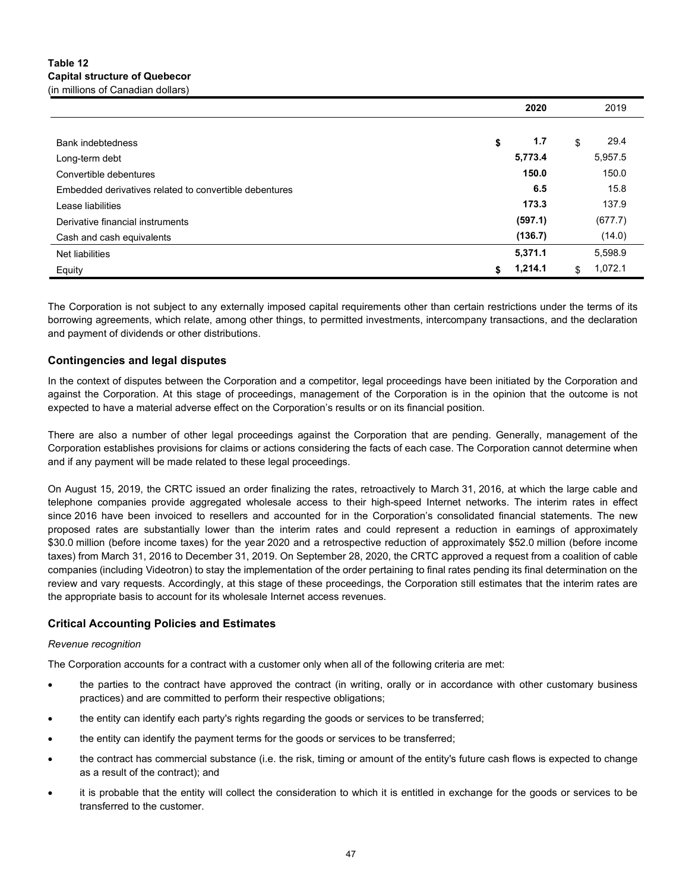**Table 12**
**Capital structure of Quebecor**
(in millions of Canadian dollars)

| | 2020 | 2019 |
|---|---|---|
| Bank indebtedness | **$ 1.7** | $ 29.4 |
| Long-term debt | **5,773.4** | 5,957.5 |
| Convertible debentures | **150.0** | 150.0 |
| Embedded derivatives related to convertible debentures | **6.5** | 15.8 |
| Lease liabilities | **173.3** | 137.9 |
| Derivative financial instruments | **(597.1)** | (677.7) |
| Cash and cash equivalents | **(136.7)** | (14.0) |
| Net liabilities | **5,371.1** | 5,598.9 |
| Equity | **$ 1,214.1** | $ 1,072.1 |

The Corporation is not subject to any externally imposed capital requirements other than certain restrictions under the terms of its borrowing agreements, which relate, among other things, to permitted investments, intercompany transactions, and the declaration and payment of dividends or other distributions.

## Contingencies and legal disputes

In the context of disputes between the Corporation and a competitor, legal proceedings have been initiated by the Corporation and against the Corporation. At this stage of proceedings, management of the Corporation is in the opinion that the outcome is not expected to have a material adverse effect on the Corporation's results or on its financial position.

There are also a number of other legal proceedings against the Corporation that are pending. Generally, management of the Corporation establishes provisions for claims or actions considering the facts of each case. The Corporation cannot determine when and if any payment will be made related to these legal proceedings.

On August 15, 2019, the CRTC issued an order finalizing the rates, retroactively to March 31, 2016, at which the large cable and telephone companies provide aggregated wholesale access to their high-speed Internet networks. The interim rates in effect since 2016 have been invoiced to resellers and accounted for in the Corporation's consolidated financial statements. The new proposed rates are substantially lower than the interim rates and could represent a reduction in earnings of approximately $30.0 million (before income taxes) for the year 2020 and a retrospective reduction of approximately $52.0 million (before income taxes) from March 31, 2016 to December 31, 2019. On September 28, 2020, the CRTC approved a request from a coalition of cable companies (including Videotron) to stay the implementation of the order pertaining to final rates pending its final determination on the review and vary requests. Accordingly, at this stage of these proceedings, the Corporation still estimates that the interim rates are the appropriate basis to account for its wholesale Internet access revenues.

## Critical Accounting Policies and Estimates

*Revenue recognition*

The Corporation accounts for a contract with a customer only when all of the following criteria are met:

- the parties to the contract have approved the contract (in writing, orally or in accordance with other customary business practices) and are committed to perform their respective obligations;
- the entity can identify each party's rights regarding the goods or services to be transferred;
- the entity can identify the payment terms for the goods or services to be transferred;
- the contract has commercial substance (i.e. the risk, timing or amount of the entity's future cash flows is expected to change as a result of the contract); and
- it is probable that the entity will collect the consideration to which it is entitled in exchange for the goods or services to be transferred to the customer.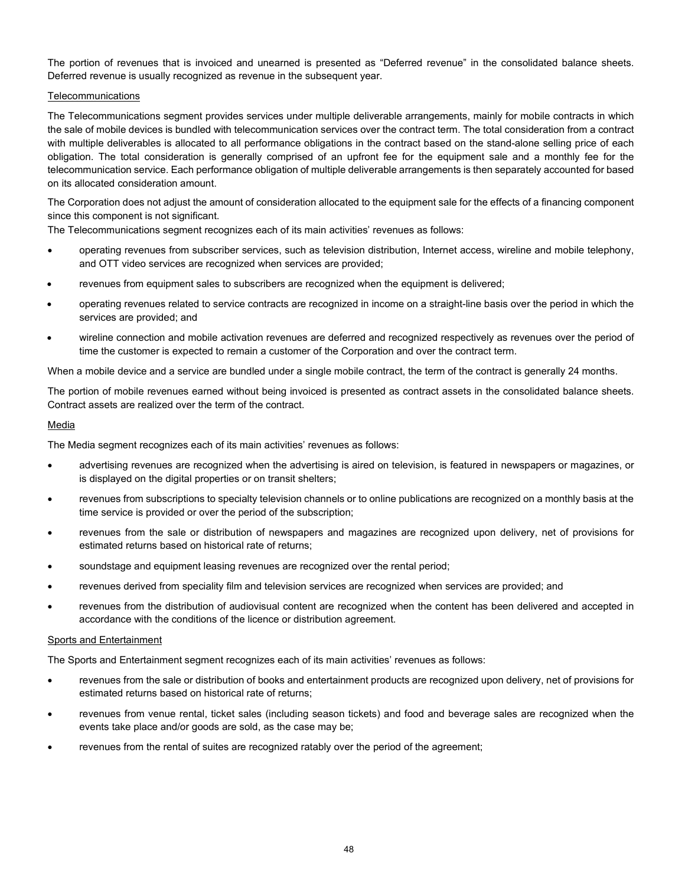The portion of revenues that is invoiced and unearned is presented as "Deferred revenue" in the consolidated balance sheets. Deferred revenue is usually recognized as revenue in the subsequent year.

Telecommunications

The Telecommunications segment provides services under multiple deliverable arrangements, mainly for mobile contracts in which the sale of mobile devices is bundled with telecommunication services over the contract term. The total consideration from a contract with multiple deliverables is allocated to all performance obligations in the contract based on the stand-alone selling price of each obligation. The total consideration is generally comprised of an upfront fee for the equipment sale and a monthly fee for the telecommunication service. Each performance obligation of multiple deliverable arrangements is then separately accounted for based on its allocated consideration amount.

The Corporation does not adjust the amount of consideration allocated to the equipment sale for the effects of a financing component since this component is not significant.

The Telecommunications segment recognizes each of its main activities' revenues as follows:

- operating revenues from subscriber services, such as television distribution, Internet access, wireline and mobile telephony, and OTT video services are recognized when services are provided;
- revenues from equipment sales to subscribers are recognized when the equipment is delivered;
- operating revenues related to service contracts are recognized in income on a straight-line basis over the period in which the services are provided; and
- wireline connection and mobile activation revenues are deferred and recognized respectively as revenues over the period of time the customer is expected to remain a customer of the Corporation and over the contract term.

When a mobile device and a service are bundled under a single mobile contract, the term of the contract is generally 24 months.

The portion of mobile revenues earned without being invoiced is presented as contract assets in the consolidated balance sheets. Contract assets are realized over the term of the contract.

Media

The Media segment recognizes each of its main activities' revenues as follows:

- advertising revenues are recognized when the advertising is aired on television, is featured in newspapers or magazines, or is displayed on the digital properties or on transit shelters;
- revenues from subscriptions to specialty television channels or to online publications are recognized on a monthly basis at the time service is provided or over the period of the subscription;
- revenues from the sale or distribution of newspapers and magazines are recognized upon delivery, net of provisions for estimated returns based on historical rate of returns;
- soundstage and equipment leasing revenues are recognized over the rental period;
- revenues derived from speciality film and television services are recognized when services are provided; and
- revenues from the distribution of audiovisual content are recognized when the content has been delivered and accepted in accordance with the conditions of the licence or distribution agreement.

Sports and Entertainment

The Sports and Entertainment segment recognizes each of its main activities' revenues as follows:

- revenues from the sale or distribution of books and entertainment products are recognized upon delivery, net of provisions for estimated returns based on historical rate of returns;
- revenues from venue rental, ticket sales (including season tickets) and food and beverage sales are recognized when the events take place and/or goods are sold, as the case may be;
- revenues from the rental of suites are recognized ratably over the period of the agreement;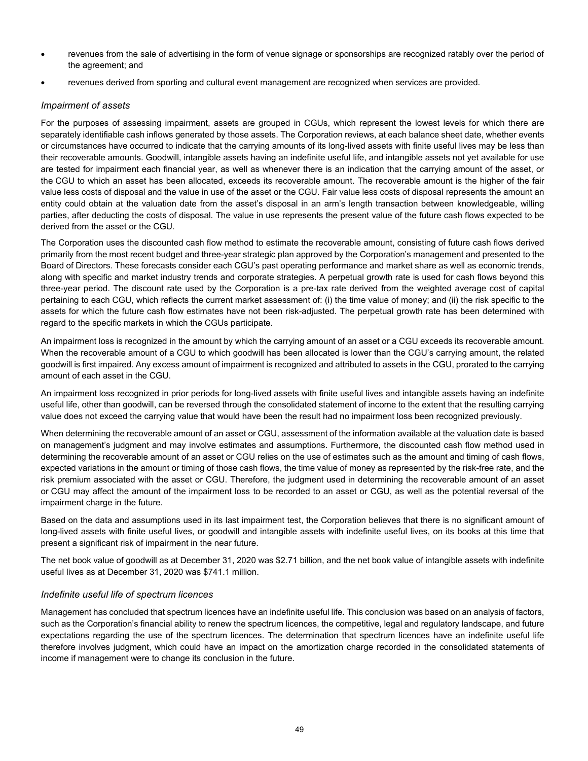- revenues from the sale of advertising in the form of venue signage or sponsorships are recognized ratably over the period of the agreement; and
- revenues derived from sporting and cultural event management are recognized when services are provided.

### *Impairment of assets*

For the purposes of assessing impairment, assets are grouped in CGUs, which represent the lowest levels for which there are separately identifiable cash inflows generated by those assets. The Corporation reviews, at each balance sheet date, whether events or circumstances have occurred to indicate that the carrying amounts of its long-lived assets with finite useful lives may be less than their recoverable amounts. Goodwill, intangible assets having an indefinite useful life, and intangible assets not yet available for use are tested for impairment each financial year, as well as whenever there is an indication that the carrying amount of the asset, or the CGU to which an asset has been allocated, exceeds its recoverable amount. The recoverable amount is the higher of the fair value less costs of disposal and the value in use of the asset or the CGU. Fair value less costs of disposal represents the amount an entity could obtain at the valuation date from the asset's disposal in an arm's length transaction between knowledgeable, willing parties, after deducting the costs of disposal. The value in use represents the present value of the future cash flows expected to be derived from the asset or the CGU.

The Corporation uses the discounted cash flow method to estimate the recoverable amount, consisting of future cash flows derived primarily from the most recent budget and three-year strategic plan approved by the Corporation's management and presented to the Board of Directors. These forecasts consider each CGU's past operating performance and market share as well as economic trends, along with specific and market industry trends and corporate strategies. A perpetual growth rate is used for cash flows beyond this three-year period. The discount rate used by the Corporation is a pre-tax rate derived from the weighted average cost of capital pertaining to each CGU, which reflects the current market assessment of: (i) the time value of money; and (ii) the risk specific to the assets for which the future cash flow estimates have not been risk-adjusted. The perpetual growth rate has been determined with regard to the specific markets in which the CGUs participate.

An impairment loss is recognized in the amount by which the carrying amount of an asset or a CGU exceeds its recoverable amount. When the recoverable amount of a CGU to which goodwill has been allocated is lower than the CGU's carrying amount, the related goodwill is first impaired. Any excess amount of impairment is recognized and attributed to assets in the CGU, prorated to the carrying amount of each asset in the CGU.

An impairment loss recognized in prior periods for long-lived assets with finite useful lives and intangible assets having an indefinite useful life, other than goodwill, can be reversed through the consolidated statement of income to the extent that the resulting carrying value does not exceed the carrying value that would have been the result had no impairment loss been recognized previously.

When determining the recoverable amount of an asset or CGU, assessment of the information available at the valuation date is based on management's judgment and may involve estimates and assumptions. Furthermore, the discounted cash flow method used in determining the recoverable amount of an asset or CGU relies on the use of estimates such as the amount and timing of cash flows, expected variations in the amount or timing of those cash flows, the time value of money as represented by the risk-free rate, and the risk premium associated with the asset or CGU. Therefore, the judgment used in determining the recoverable amount of an asset or CGU may affect the amount of the impairment loss to be recorded to an asset or CGU, as well as the potential reversal of the impairment charge in the future.

Based on the data and assumptions used in its last impairment test, the Corporation believes that there is no significant amount of long-lived assets with finite useful lives, or goodwill and intangible assets with indefinite useful lives, on its books at this time that present a significant risk of impairment in the near future.

The net book value of goodwill as at December 31, 2020 was $2.71 billion, and the net book value of intangible assets with indefinite useful lives as at December 31, 2020 was $741.1 million.

### *Indefinite useful life of spectrum licences*

Management has concluded that spectrum licences have an indefinite useful life. This conclusion was based on an analysis of factors, such as the Corporation's financial ability to renew the spectrum licences, the competitive, legal and regulatory landscape, and future expectations regarding the use of the spectrum licences. The determination that spectrum licences have an indefinite useful life therefore involves judgment, which could have an impact on the amortization charge recorded in the consolidated statements of income if management were to change its conclusion in the future.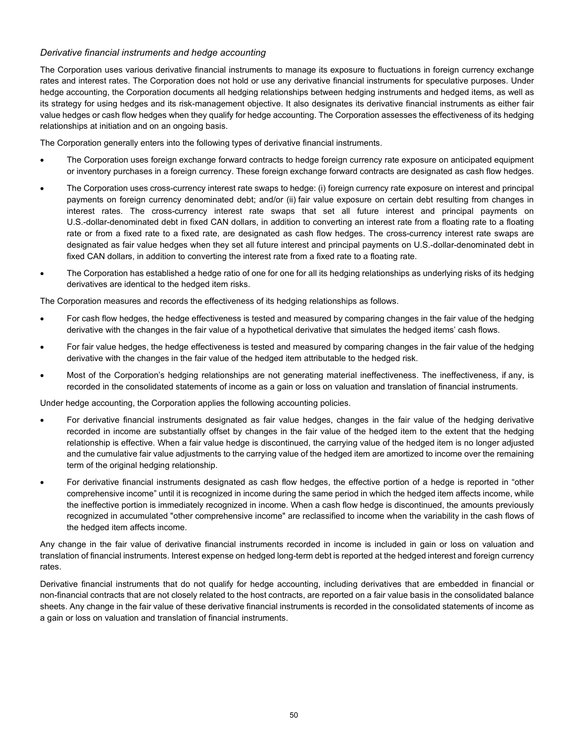*Derivative financial instruments and hedge accounting*

The Corporation uses various derivative financial instruments to manage its exposure to fluctuations in foreign currency exchange rates and interest rates. The Corporation does not hold or use any derivative financial instruments for speculative purposes. Under hedge accounting, the Corporation documents all hedging relationships between hedging instruments and hedged items, as well as its strategy for using hedges and its risk-management objective. It also designates its derivative financial instruments as either fair value hedges or cash flow hedges when they qualify for hedge accounting. The Corporation assesses the effectiveness of its hedging relationships at initiation and on an ongoing basis.

The Corporation generally enters into the following types of derivative financial instruments.

- The Corporation uses foreign exchange forward contracts to hedge foreign currency rate exposure on anticipated equipment or inventory purchases in a foreign currency. These foreign exchange forward contracts are designated as cash flow hedges.
- The Corporation uses cross-currency interest rate swaps to hedge: (i) foreign currency rate exposure on interest and principal payments on foreign currency denominated debt; and/or (ii) fair value exposure on certain debt resulting from changes in interest rates. The cross-currency interest rate swaps that set all future interest and principal payments on U.S.-dollar-denominated debt in fixed CAN dollars, in addition to converting an interest rate from a floating rate to a floating rate or from a fixed rate to a fixed rate, are designated as cash flow hedges. The cross-currency interest rate swaps are designated as fair value hedges when they set all future interest and principal payments on U.S.-dollar-denominated debt in fixed CAN dollars, in addition to converting the interest rate from a fixed rate to a floating rate.
- The Corporation has established a hedge ratio of one for one for all its hedging relationships as underlying risks of its hedging derivatives are identical to the hedged item risks.

The Corporation measures and records the effectiveness of its hedging relationships as follows.

- For cash flow hedges, the hedge effectiveness is tested and measured by comparing changes in the fair value of the hedging derivative with the changes in the fair value of a hypothetical derivative that simulates the hedged items' cash flows.
- For fair value hedges, the hedge effectiveness is tested and measured by comparing changes in the fair value of the hedging derivative with the changes in the fair value of the hedged item attributable to the hedged risk.
- Most of the Corporation's hedging relationships are not generating material ineffectiveness. The ineffectiveness, if any, is recorded in the consolidated statements of income as a gain or loss on valuation and translation of financial instruments.

Under hedge accounting, the Corporation applies the following accounting policies.

- For derivative financial instruments designated as fair value hedges, changes in the fair value of the hedging derivative recorded in income are substantially offset by changes in the fair value of the hedged item to the extent that the hedging relationship is effective. When a fair value hedge is discontinued, the carrying value of the hedged item is no longer adjusted and the cumulative fair value adjustments to the carrying value of the hedged item are amortized to income over the remaining term of the original hedging relationship.
- For derivative financial instruments designated as cash flow hedges, the effective portion of a hedge is reported in "other comprehensive income" until it is recognized in income during the same period in which the hedged item affects income, while the ineffective portion is immediately recognized in income. When a cash flow hedge is discontinued, the amounts previously recognized in accumulated "other comprehensive income" are reclassified to income when the variability in the cash flows of the hedged item affects income.

Any change in the fair value of derivative financial instruments recorded in income is included in gain or loss on valuation and translation of financial instruments. Interest expense on hedged long-term debt is reported at the hedged interest and foreign currency rates.

Derivative financial instruments that do not qualify for hedge accounting, including derivatives that are embedded in financial or non-financial contracts that are not closely related to the host contracts, are reported on a fair value basis in the consolidated balance sheets. Any change in the fair value of these derivative financial instruments is recorded in the consolidated statements of income as a gain or loss on valuation and translation of financial instruments.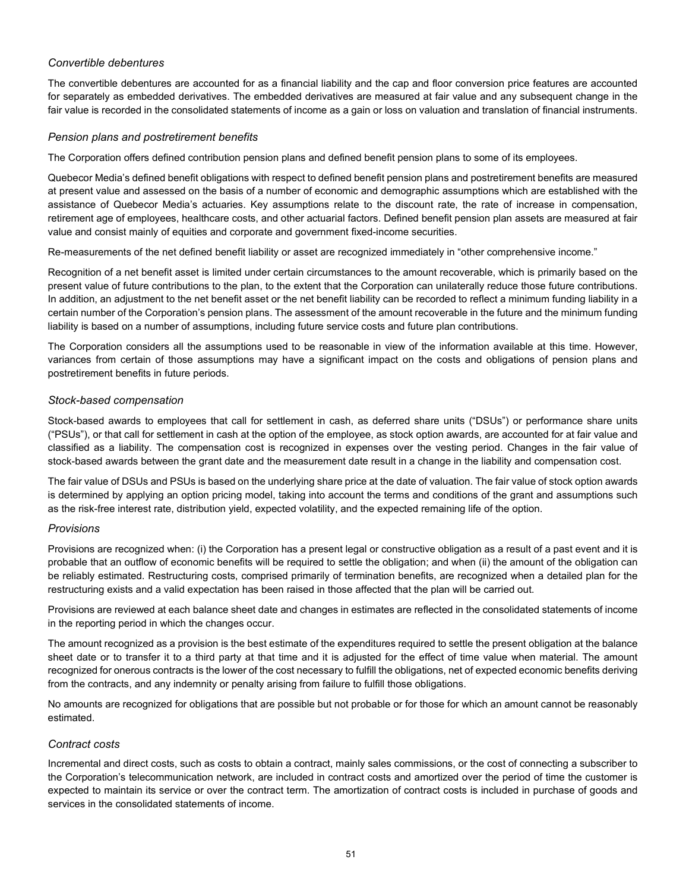*Convertible debentures*

The convertible debentures are accounted for as a financial liability and the cap and floor conversion price features are accounted for separately as embedded derivatives. The embedded derivatives are measured at fair value and any subsequent change in the fair value is recorded in the consolidated statements of income as a gain or loss on valuation and translation of financial instruments.

*Pension plans and postretirement benefits*

The Corporation offers defined contribution pension plans and defined benefit pension plans to some of its employees.

Quebecor Media's defined benefit obligations with respect to defined benefit pension plans and postretirement benefits are measured at present value and assessed on the basis of a number of economic and demographic assumptions which are established with the assistance of Quebecor Media's actuaries. Key assumptions relate to the discount rate, the rate of increase in compensation, retirement age of employees, healthcare costs, and other actuarial factors. Defined benefit pension plan assets are measured at fair value and consist mainly of equities and corporate and government fixed-income securities.

Re-measurements of the net defined benefit liability or asset are recognized immediately in "other comprehensive income."

Recognition of a net benefit asset is limited under certain circumstances to the amount recoverable, which is primarily based on the present value of future contributions to the plan, to the extent that the Corporation can unilaterally reduce those future contributions. In addition, an adjustment to the net benefit asset or the net benefit liability can be recorded to reflect a minimum funding liability in a certain number of the Corporation's pension plans. The assessment of the amount recoverable in the future and the minimum funding liability is based on a number of assumptions, including future service costs and future plan contributions.

The Corporation considers all the assumptions used to be reasonable in view of the information available at this time. However, variances from certain of those assumptions may have a significant impact on the costs and obligations of pension plans and postretirement benefits in future periods.

*Stock-based compensation*

Stock-based awards to employees that call for settlement in cash, as deferred share units ("DSUs") or performance share units ("PSUs"), or that call for settlement in cash at the option of the employee, as stock option awards, are accounted for at fair value and classified as a liability. The compensation cost is recognized in expenses over the vesting period. Changes in the fair value of stock-based awards between the grant date and the measurement date result in a change in the liability and compensation cost.

The fair value of DSUs and PSUs is based on the underlying share price at the date of valuation. The fair value of stock option awards is determined by applying an option pricing model, taking into account the terms and conditions of the grant and assumptions such as the risk-free interest rate, distribution yield, expected volatility, and the expected remaining life of the option.

*Provisions*

Provisions are recognized when: (i) the Corporation has a present legal or constructive obligation as a result of a past event and it is probable that an outflow of economic benefits will be required to settle the obligation; and when (ii) the amount of the obligation can be reliably estimated. Restructuring costs, comprised primarily of termination benefits, are recognized when a detailed plan for the restructuring exists and a valid expectation has been raised in those affected that the plan will be carried out.

Provisions are reviewed at each balance sheet date and changes in estimates are reflected in the consolidated statements of income in the reporting period in which the changes occur.

The amount recognized as a provision is the best estimate of the expenditures required to settle the present obligation at the balance sheet date or to transfer it to a third party at that time and it is adjusted for the effect of time value when material. The amount recognized for onerous contracts is the lower of the cost necessary to fulfill the obligations, net of expected economic benefits deriving from the contracts, and any indemnity or penalty arising from failure to fulfill those obligations.

No amounts are recognized for obligations that are possible but not probable or for those for which an amount cannot be reasonably estimated.

*Contract costs*

Incremental and direct costs, such as costs to obtain a contract, mainly sales commissions, or the cost of connecting a subscriber to the Corporation's telecommunication network, are included in contract costs and amortized over the period of time the customer is expected to maintain its service or over the contract term. The amortization of contract costs is included in purchase of goods and services in the consolidated statements of income.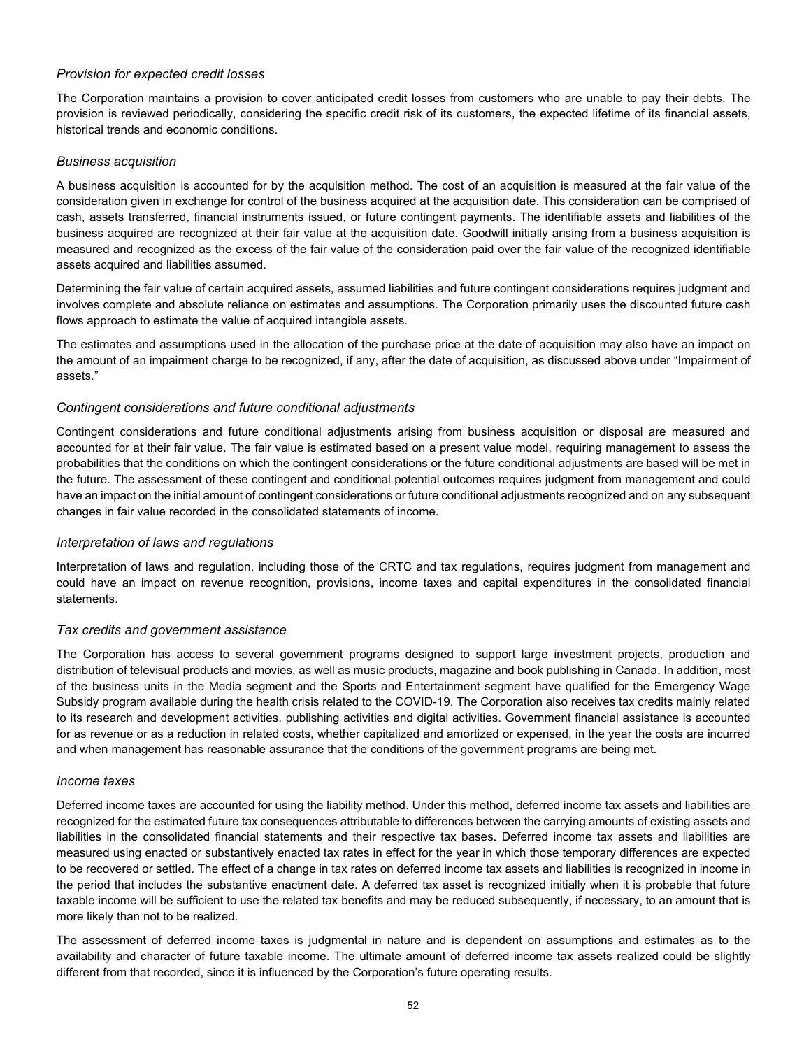### *Provision for expected credit losses*

The Corporation maintains a provision to cover anticipated credit losses from customers who are unable to pay their debts. The provision is reviewed periodically, considering the specific credit risk of its customers, the expected lifetime of its financial assets, historical trends and economic conditions.

### *Business acquisition*

A business acquisition is accounted for by the acquisition method. The cost of an acquisition is measured at the fair value of the consideration given in exchange for control of the business acquired at the acquisition date. This consideration can be comprised of cash, assets transferred, financial instruments issued, or future contingent payments. The identifiable assets and liabilities of the business acquired are recognized at their fair value at the acquisition date. Goodwill initially arising from a business acquisition is measured and recognized as the excess of the fair value of the consideration paid over the fair value of the recognized identifiable assets acquired and liabilities assumed.

Determining the fair value of certain acquired assets, assumed liabilities and future contingent considerations requires judgment and involves complete and absolute reliance on estimates and assumptions. The Corporation primarily uses the discounted future cash flows approach to estimate the value of acquired intangible assets.

The estimates and assumptions used in the allocation of the purchase price at the date of acquisition may also have an impact on the amount of an impairment charge to be recognized, if any, after the date of acquisition, as discussed above under "Impairment of assets."

### *Contingent considerations and future conditional adjustments*

Contingent considerations and future conditional adjustments arising from business acquisition or disposal are measured and accounted for at their fair value. The fair value is estimated based on a present value model, requiring management to assess the probabilities that the conditions on which the contingent considerations or the future conditional adjustments are based will be met in the future. The assessment of these contingent and conditional potential outcomes requires judgment from management and could have an impact on the initial amount of contingent considerations or future conditional adjustments recognized and on any subsequent changes in fair value recorded in the consolidated statements of income.

### *Interpretation of laws and regulations*

Interpretation of laws and regulation, including those of the CRTC and tax regulations, requires judgment from management and could have an impact on revenue recognition, provisions, income taxes and capital expenditures in the consolidated financial statements.

### *Tax credits and government assistance*

The Corporation has access to several government programs designed to support large investment projects, production and distribution of televisual products and movies, as well as music products, magazine and book publishing in Canada. In addition, most of the business units in the Media segment and the Sports and Entertainment segment have qualified for the Emergency Wage Subsidy program available during the health crisis related to the COVID-19. The Corporation also receives tax credits mainly related to its research and development activities, publishing activities and digital activities. Government financial assistance is accounted for as revenue or as a reduction in related costs, whether capitalized and amortized or expensed, in the year the costs are incurred and when management has reasonable assurance that the conditions of the government programs are being met.

### *Income taxes*

Deferred income taxes are accounted for using the liability method. Under this method, deferred income tax assets and liabilities are recognized for the estimated future tax consequences attributable to differences between the carrying amounts of existing assets and liabilities in the consolidated financial statements and their respective tax bases. Deferred income tax assets and liabilities are measured using enacted or substantively enacted tax rates in effect for the year in which those temporary differences are expected to be recovered or settled. The effect of a change in tax rates on deferred income tax assets and liabilities is recognized in income in the period that includes the substantive enactment date. A deferred tax asset is recognized initially when it is probable that future taxable income will be sufficient to use the related tax benefits and may be reduced subsequently, if necessary, to an amount that is more likely than not to be realized.

The assessment of deferred income taxes is judgmental in nature and is dependent on assumptions and estimates as to the availability and character of future taxable income. The ultimate amount of deferred income tax assets realized could be slightly different from that recorded, since it is influenced by the Corporation's future operating results.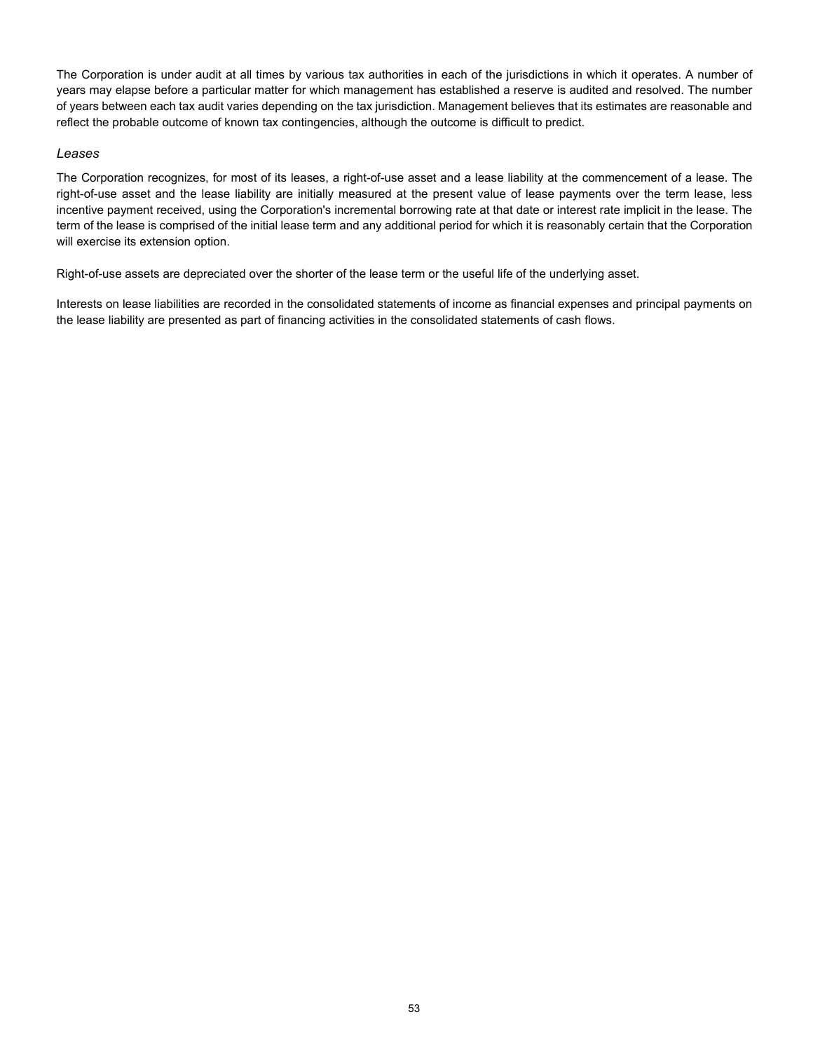The Corporation is under audit at all times by various tax authorities in each of the jurisdictions in which it operates. A number of years may elapse before a particular matter for which management has established a reserve is audited and resolved. The number of years between each tax audit varies depending on the tax jurisdiction. Management believes that its estimates are reasonable and reflect the probable outcome of known tax contingencies, although the outcome is difficult to predict.

*Leases*

The Corporation recognizes, for most of its leases, a right-of-use asset and a lease liability at the commencement of a lease. The right-of-use asset and the lease liability are initially measured at the present value of lease payments over the term lease, less incentive payment received, using the Corporation's incremental borrowing rate at that date or interest rate implicit in the lease. The term of the lease is comprised of the initial lease term and any additional period for which it is reasonably certain that the Corporation will exercise its extension option.

Right-of-use assets are depreciated over the shorter of the lease term or the useful life of the underlying asset.

Interests on lease liabilities are recorded in the consolidated statements of income as financial expenses and principal payments on the lease liability are presented as part of financing activities in the consolidated statements of cash flows.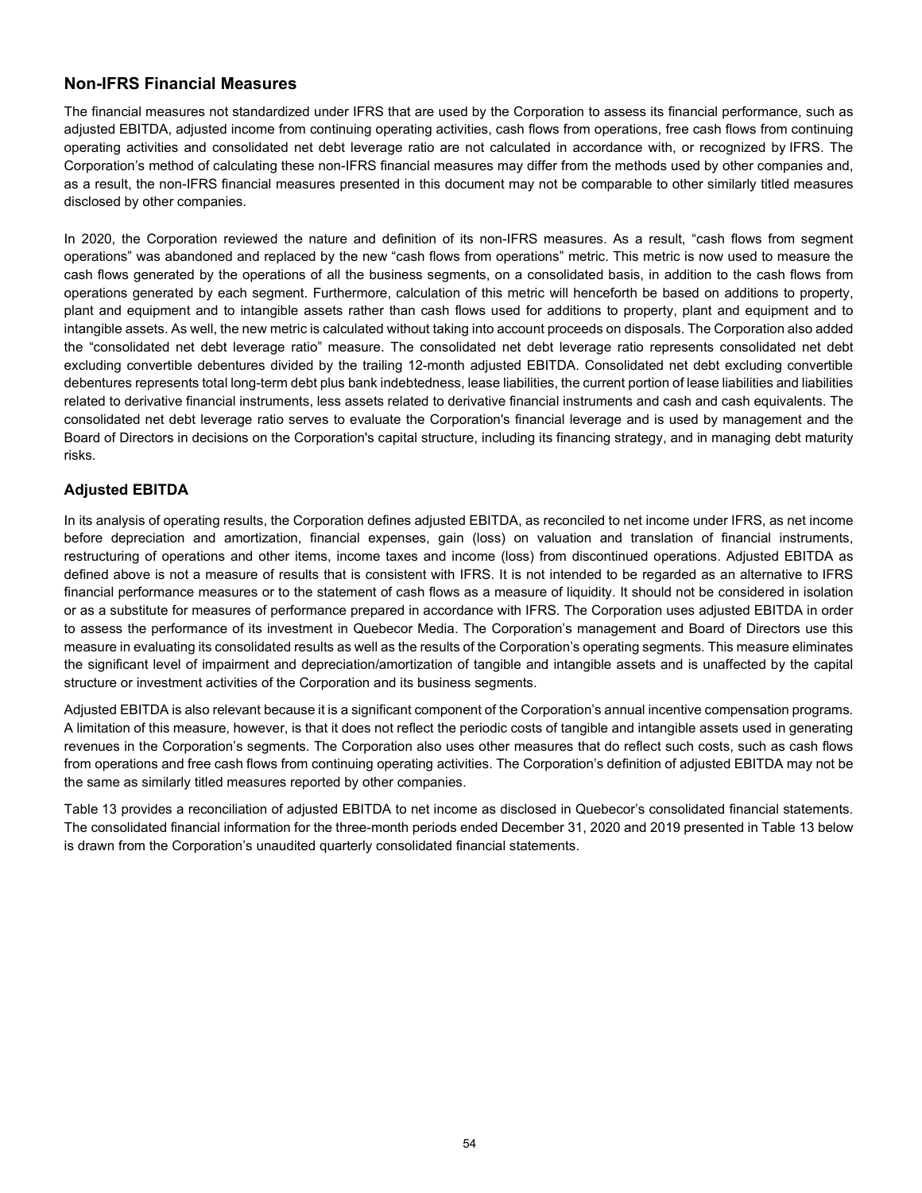## Non-IFRS Financial Measures

The financial measures not standardized under IFRS that are used by the Corporation to assess its financial performance, such as adjusted EBITDA, adjusted income from continuing operating activities, cash flows from operations, free cash flows from continuing operating activities and consolidated net debt leverage ratio are not calculated in accordance with, or recognized by IFRS. The Corporation's method of calculating these non-IFRS financial measures may differ from the methods used by other companies and, as a result, the non-IFRS financial measures presented in this document may not be comparable to other similarly titled measures disclosed by other companies.

In 2020, the Corporation reviewed the nature and definition of its non-IFRS measures. As a result, "cash flows from segment operations" was abandoned and replaced by the new "cash flows from operations" metric. This metric is now used to measure the cash flows generated by the operations of all the business segments, on a consolidated basis, in addition to the cash flows from operations generated by each segment. Furthermore, calculation of this metric will henceforth be based on additions to property, plant and equipment and to intangible assets rather than cash flows used for additions to property, plant and equipment and to intangible assets. As well, the new metric is calculated without taking into account proceeds on disposals. The Corporation also added the "consolidated net debt leverage ratio" measure. The consolidated net debt leverage ratio represents consolidated net debt excluding convertible debentures divided by the trailing 12-month adjusted EBITDA. Consolidated net debt excluding convertible debentures represents total long-term debt plus bank indebtedness, lease liabilities, the current portion of lease liabilities and liabilities related to derivative financial instruments, less assets related to derivative financial instruments and cash and cash equivalents. The consolidated net debt leverage ratio serves to evaluate the Corporation's financial leverage and is used by management and the Board of Directors in decisions on the Corporation's capital structure, including its financing strategy, and in managing debt maturity risks.

### Adjusted EBITDA

In its analysis of operating results, the Corporation defines adjusted EBITDA, as reconciled to net income under IFRS, as net income before depreciation and amortization, financial expenses, gain (loss) on valuation and translation of financial instruments, restructuring of operations and other items, income taxes and income (loss) from discontinued operations. Adjusted EBITDA as defined above is not a measure of results that is consistent with IFRS. It is not intended to be regarded as an alternative to IFRS financial performance measures or to the statement of cash flows as a measure of liquidity. It should not be considered in isolation or as a substitute for measures of performance prepared in accordance with IFRS. The Corporation uses adjusted EBITDA in order to assess the performance of its investment in Quebecor Media. The Corporation's management and Board of Directors use this measure in evaluating its consolidated results as well as the results of the Corporation's operating segments. This measure eliminates the significant level of impairment and depreciation/amortization of tangible and intangible assets and is unaffected by the capital structure or investment activities of the Corporation and its business segments.

Adjusted EBITDA is also relevant because it is a significant component of the Corporation's annual incentive compensation programs. A limitation of this measure, however, is that it does not reflect the periodic costs of tangible and intangible assets used in generating revenues in the Corporation's segments. The Corporation also uses other measures that do reflect such costs, such as cash flows from operations and free cash flows from continuing operating activities. The Corporation's definition of adjusted EBITDA may not be the same as similarly titled measures reported by other companies.

Table 13 provides a reconciliation of adjusted EBITDA to net income as disclosed in Quebecor's consolidated financial statements. The consolidated financial information for the three-month periods ended December 31, 2020 and 2019 presented in Table 13 below is drawn from the Corporation's unaudited quarterly consolidated financial statements.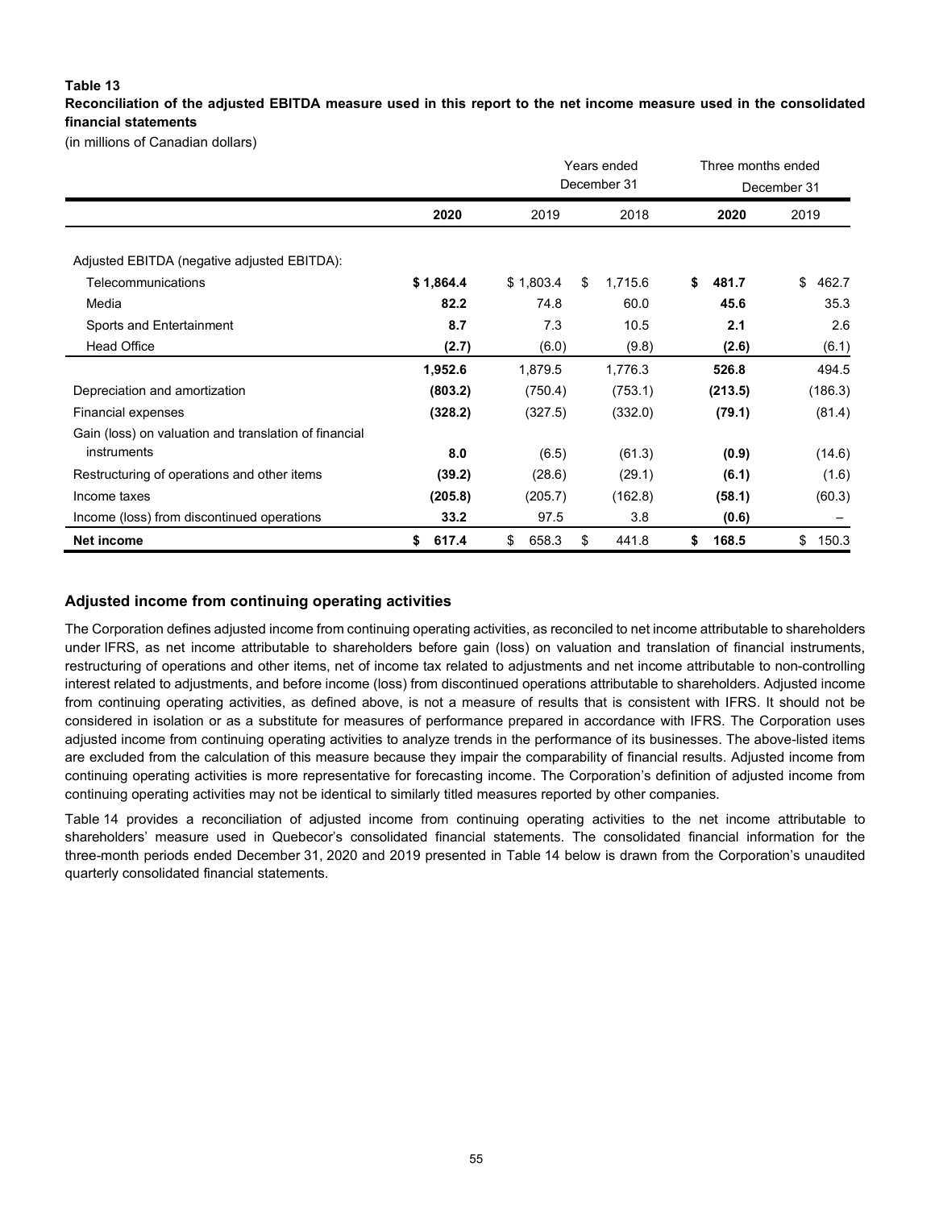**Table 13**

**Reconciliation of the adjusted EBITDA measure used in this report to the net income measure used in the consolidated financial statements**

(in millions of Canadian dollars)

| | Years ended December 31 | | | Three months ended December 31 | |
|---|---|---|---|---|---|
| | **2020** | 2019 | 2018 | **2020** | 2019 |
| Adjusted EBITDA (negative adjusted EBITDA): | | | | | |
| Telecommunications | **$ 1,864.4** | $ 1,803.4 | $ 1,715.6 | **$ 481.7** | $ 462.7 |
| Media | **82.2** | 74.8 | 60.0 | **45.6** | 35.3 |
| Sports and Entertainment | **8.7** | 7.3 | 10.5 | **2.1** | 2.6 |
| Head Office | **(2.7)** | (6.0) | (9.8) | **(2.6)** | (6.1) |
| | **1,952.6** | 1,879.5 | 1,776.3 | **526.8** | 494.5 |
| Depreciation and amortization | **(803.2)** | (750.4) | (753.1) | **(213.5)** | (186.3) |
| Financial expenses | **(328.2)** | (327.5) | (332.0) | **(79.1)** | (81.4) |
| Gain (loss) on valuation and translation of financial instruments | **8.0** | (6.5) | (61.3) | **(0.9)** | (14.6) |
| Restructuring of operations and other items | **(39.2)** | (28.6) | (29.1) | **(6.1)** | (1.6) |
| Income taxes | **(205.8)** | (205.7) | (162.8) | **(58.1)** | (60.3) |
| Income (loss) from discontinued operations | **33.2** | 97.5 | 3.8 | **(0.6)** | – |
| **Net income** | **$ 617.4** | $ 658.3 | $ 441.8 | **$ 168.5** | $ 150.3 |

## Adjusted income from continuing operating activities

The Corporation defines adjusted income from continuing operating activities, as reconciled to net income attributable to shareholders under IFRS, as net income attributable to shareholders before gain (loss) on valuation and translation of financial instruments, restructuring of operations and other items, net of income tax related to adjustments and net income attributable to non-controlling interest related to adjustments, and before income (loss) from discontinued operations attributable to shareholders. Adjusted income from continuing operating activities, as defined above, is not a measure of results that is consistent with IFRS. It should not be considered in isolation or as a substitute for measures of performance prepared in accordance with IFRS. The Corporation uses adjusted income from continuing operating activities to analyze trends in the performance of its businesses. The above-listed items are excluded from the calculation of this measure because they impair the comparability of financial results. Adjusted income from continuing operating activities is more representative for forecasting income. The Corporation's definition of adjusted income from continuing operating activities may not be identical to similarly titled measures reported by other companies.

Table 14 provides a reconciliation of adjusted income from continuing operating activities to the net income attributable to shareholders' measure used in Quebecor's consolidated financial statements. The consolidated financial information for the three-month periods ended December 31, 2020 and 2019 presented in Table 14 below is drawn from the Corporation's unaudited quarterly consolidated financial statements.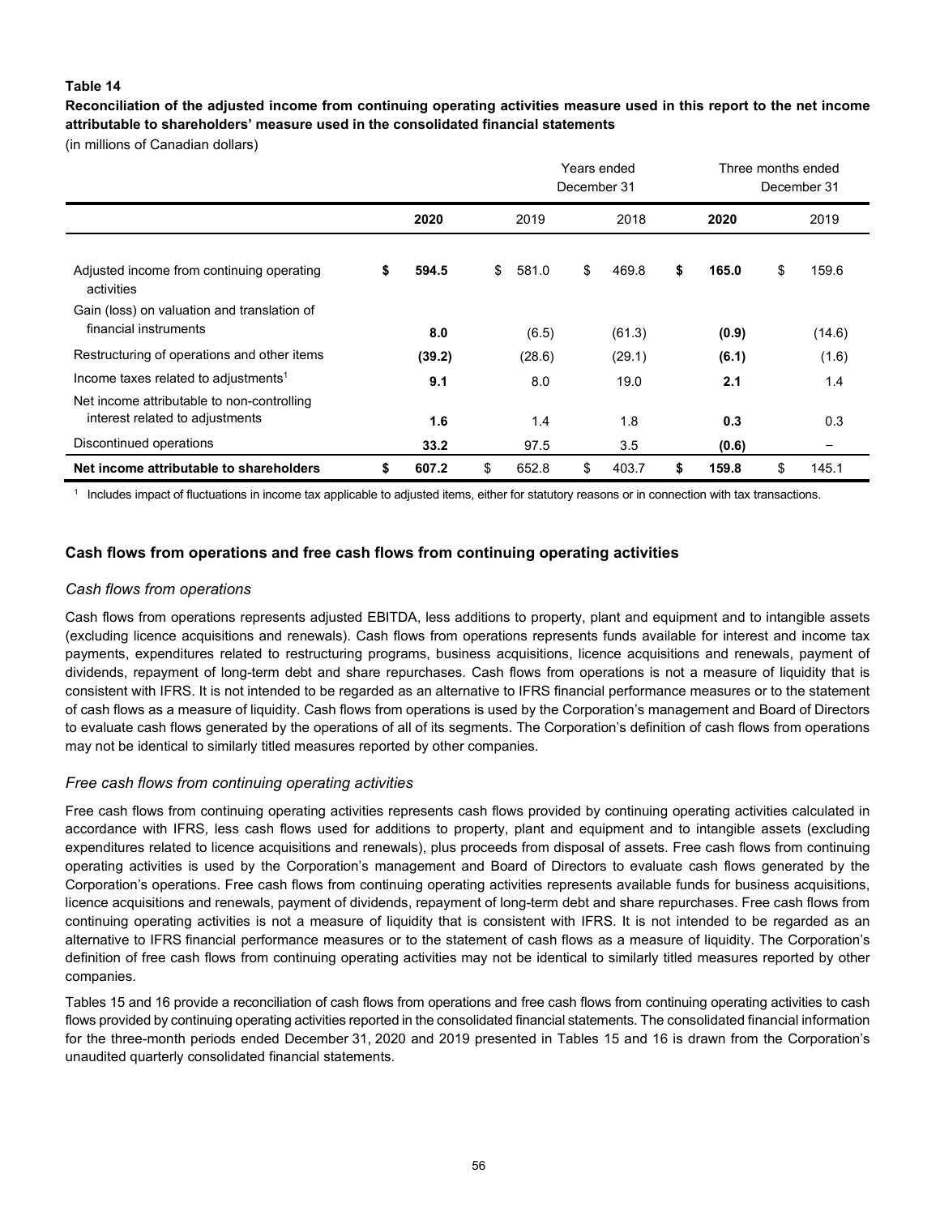**Table 14**

**Reconciliation of the adjusted income from continuing operating activities measure used in this report to the net income attributable to shareholders' measure used in the consolidated financial statements**

(in millions of Canadian dollars)

| | Years ended December 31 | | | Three months ended December 31 | |
|---|---|---|---|---|---|
| | **2020** | 2019 | 2018 | **2020** | 2019 |
| Adjusted income from continuing operating activities | **$ 594.5** | $ 581.0 | $ 469.8 | **$ 165.0** | $ 159.6 |
| Gain (loss) on valuation and translation of financial instruments | **8.0** | (6.5) | (61.3) | **(0.9)** | (14.6) |
| Restructuring of operations and other items | **(39.2)** | (28.6) | (29.1) | **(6.1)** | (1.6) |
| Income taxes related to adjustments[1] | **9.1** | 8.0 | 19.0 | **2.1** | 1.4 |
| Net income attributable to non-controlling interest related to adjustments | **1.6** | 1.4 | 1.8 | **0.3** | 0.3 |
| Discontinued operations | **33.2** | 97.5 | 3.5 | **(0.6)** | – |
| **Net income attributable to shareholders** | **$ 607.2** | $ 652.8 | $ 403.7 | **$ 159.8** | $ 145.1 |

[1] Includes impact of fluctuations in income tax applicable to adjusted items, either for statutory reasons or in connection with tax transactions.

## Cash flows from operations and free cash flows from continuing operating activities

### *Cash flows from operations*

Cash flows from operations represents adjusted EBITDA, less additions to property, plant and equipment and to intangible assets (excluding licence acquisitions and renewals). Cash flows from operations represents funds available for interest and income tax payments, expenditures related to restructuring programs, business acquisitions, licence acquisitions and renewals, payment of dividends, repayment of long-term debt and share repurchases. Cash flows from operations is not a measure of liquidity that is consistent with IFRS. It is not intended to be regarded as an alternative to IFRS financial performance measures or to the statement of cash flows as a measure of liquidity. Cash flows from operations is used by the Corporation's management and Board of Directors to evaluate cash flows generated by the operations of all of its segments. The Corporation's definition of cash flows from operations may not be identical to similarly titled measures reported by other companies.

### *Free cash flows from continuing operating activities*

Free cash flows from continuing operating activities represents cash flows provided by continuing operating activities calculated in accordance with IFRS, less cash flows used for additions to property, plant and equipment and to intangible assets (excluding expenditures related to licence acquisitions and renewals), plus proceeds from disposal of assets. Free cash flows from continuing operating activities is used by the Corporation's management and Board of Directors to evaluate cash flows generated by the Corporation's operations. Free cash flows from continuing operating activities represents available funds for business acquisitions, licence acquisitions and renewals, payment of dividends, repayment of long-term debt and share repurchases. Free cash flows from continuing operating activities is not a measure of liquidity that is consistent with IFRS. It is not intended to be regarded as an alternative to IFRS financial performance measures or to the statement of cash flows as a measure of liquidity. The Corporation's definition of free cash flows from continuing operating activities may not be identical to similarly titled measures reported by other companies.

Tables 15 and 16 provide a reconciliation of cash flows from operations and free cash flows from continuing operating activities to cash flows provided by continuing operating activities reported in the consolidated financial statements. The consolidated financial information for the three-month periods ended December 31, 2020 and 2019 presented in Tables 15 and 16 is drawn from the Corporation's unaudited quarterly consolidated financial statements.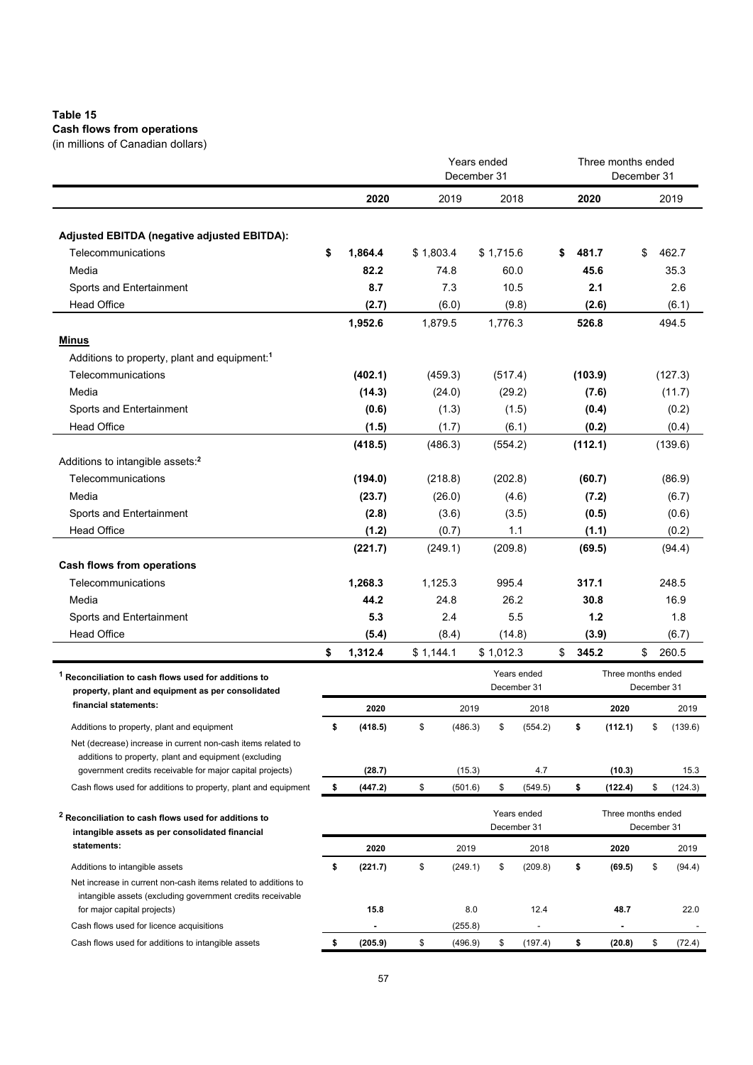**Table 15**
**Cash flows from operations**
(in millions of Canadian dollars)

| | Years ended December 31 | | | Three months ended December 31 | |
|---|---|---|---|---|---|
| | **2020** | 2019 | 2018 | **2020** | 2019 |
| **Adjusted EBITDA (negative adjusted EBITDA):** | | | | | |
| Telecommunications | **$ 1,864.4** | $ 1,803.4 | $ 1,715.6 | **$ 481.7** | $ 462.7 |
| Media | **82.2** | 74.8 | 60.0 | **45.6** | 35.3 |
| Sports and Entertainment | **8.7** | 7.3 | 10.5 | **2.1** | 2.6 |
| Head Office | **(2.7)** | (6.0) | (9.8) | **(2.6)** | (6.1) |
| | **1,952.6** | 1,879.5 | 1,776.3 | **526.8** | 494.5 |
| **Minus** | | | | | |
| Additions to property, plant and equipment:[1] | | | | | |
| Telecommunications | **(402.1)** | (459.3) | (517.4) | **(103.9)** | (127.3) |
| Media | **(14.3)** | (24.0) | (29.2) | **(7.6)** | (11.7) |
| Sports and Entertainment | **(0.6)** | (1.3) | (1.5) | **(0.4)** | (0.2) |
| Head Office | **(1.5)** | (1.7) | (6.1) | **(0.2)** | (0.4) |
| | **(418.5)** | (486.3) | (554.2) | **(112.1)** | (139.6) |
| Additions to intangible assets:[2] | | | | | |
| Telecommunications | **(194.0)** | (218.8) | (202.8) | **(60.7)** | (86.9) |
| Media | **(23.7)** | (26.0) | (4.6) | **(7.2)** | (6.7) |
| Sports and Entertainment | **(2.8)** | (3.6) | (3.5) | **(0.5)** | (0.6) |
| Head Office | **(1.2)** | (0.7) | 1.1 | **(1.1)** | (0.2) |
| | **(221.7)** | (249.1) | (209.8) | **(69.5)** | (94.4) |
| **Cash flows from operations** | | | | | |
| Telecommunications | **1,268.3** | 1,125.3 | 995.4 | **317.1** | 248.5 |
| Media | **44.2** | 24.8 | 26.2 | **30.8** | 16.9 |
| Sports and Entertainment | **5.3** | 2.4 | 5.5 | **1.2** | 1.8 |
| Head Office | **(5.4)** | (8.4) | (14.8) | **(3.9)** | (6.7) |
| | **$ 1,312.4** | $ 1,144.1 | $ 1,012.3 | **$ 345.2** | $ 260.5 |

| [1] Reconciliation to cash flows used for additions to property, plant and equipment as per consolidated financial statements: | Years ended December 31 | | | Three months ended December 31 | |
|---|---|---|---|---|---|
| | **2020** | 2019 | 2018 | **2020** | 2019 |
| Additions to property, plant and equipment | **$ (418.5)** | $ (486.3) | $ (554.2) | **$ (112.1)** | $ (139.6) |
| Net (decrease) increase in current non-cash items related to additions to property, plant and equipment (excluding government credits receivable for major capital projects) | **(28.7)** | (15.3) | 4.7 | **(10.3)** | 15.3 |
| Cash flows used for additions to property, plant and equipment | **$ (447.2)** | $ (501.6) | $ (549.5) | **$ (122.4)** | $ (124.3) |

| [2] Reconciliation to cash flows used for additions to intangible assets as per consolidated financial statements: | Years ended December 31 | | | Three months ended December 31 | |
|---|---|---|---|---|---|
| | **2020** | 2019 | 2018 | **2020** | 2019 |
| Additions to intangible assets | **$ (221.7)** | $ (249.1) | $ (209.8) | **$ (69.5)** | $ (94.4) |
| Net increase in current non-cash items related to additions to intangible assets (excluding government credits receivable for major capital projects) | **15.8** | 8.0 | 12.4 | **48.7** | 22.0 |
| Cash flows used for licence acquisitions | **-** | (255.8) | - | **-** | - |
| Cash flows used for additions to intangible assets | **$ (205.9)** | $ (496.9) | $ (197.4) | **$ (20.8)** | $ (72.4) |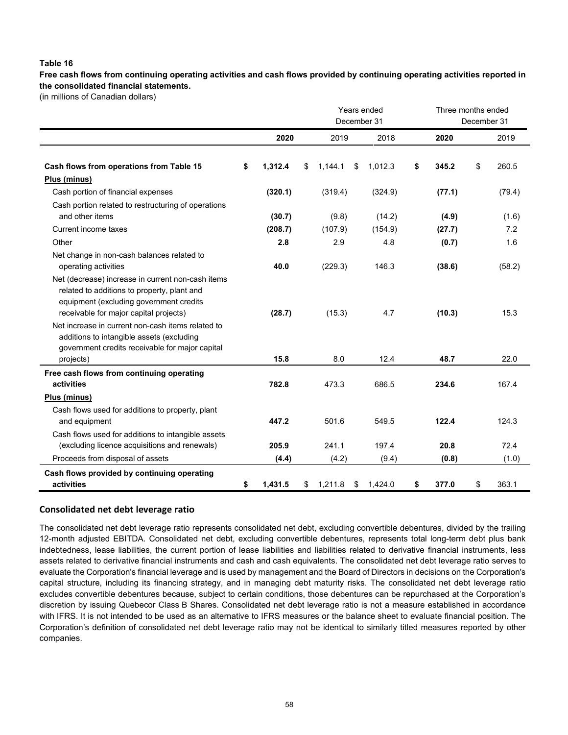**Table 16**

**Free cash flows from continuing operating activities and cash flows provided by continuing operating activities reported in the consolidated financial statements.**

(in millions of Canadian dollars)

| | Years ended December 31 | | | Three months ended December 31 | |
|---|---|---|---|---|---|
| | **2020** | 2019 | 2018 | **2020** | 2019 |
| **Cash flows from operations from Table 15** | **$ 1,312.4** | $ 1,144.1 | $ 1,012.3 | **$ 345.2** | $ 260.5 |
| **Plus (minus)** | | | | | |
| Cash portion of financial expenses | **(320.1)** | (319.4) | (324.9) | **(77.1)** | (79.4) |
| Cash portion related to restructuring of operations and other items | **(30.7)** | (9.8) | (14.2) | **(4.9)** | (1.6) |
| Current income taxes | **(208.7)** | (107.9) | (154.9) | **(27.7)** | 7.2 |
| Other | **2.8** | 2.9 | 4.8 | **(0.7)** | 1.6 |
| Net change in non-cash balances related to operating activities | **40.0** | (229.3) | 146.3 | **(38.6)** | (58.2) |
| Net (decrease) increase in current non-cash items related to additions to property, plant and equipment (excluding government credits receivable for major capital projects) | **(28.7)** | (15.3) | 4.7 | **(10.3)** | 15.3 |
| Net increase in current non-cash items related to additions to intangible assets (excluding government credits receivable for major capital projects) | **15.8** | 8.0 | 12.4 | **48.7** | 22.0 |
| **Free cash flows from continuing operating activities** | **782.8** | 473.3 | 686.5 | **234.6** | 167.4 |
| **Plus (minus)** | | | | | |
| Cash flows used for additions to property, plant and equipment | **447.2** | 501.6 | 549.5 | **122.4** | 124.3 |
| Cash flows used for additions to intangible assets (excluding licence acquisitions and renewals) | **205.9** | 241.1 | 197.4 | **20.8** | 72.4 |
| Proceeds from disposal of assets | **(4.4)** | (4.2) | (9.4) | **(0.8)** | (1.0) |
| **Cash flows provided by continuing operating activities** | **$ 1,431.5** | $ 1,211.8 | $ 1,424.0 | **$ 377.0** | $ 363.1 |

## Consolidated net debt leverage ratio

The consolidated net debt leverage ratio represents consolidated net debt, excluding convertible debentures, divided by the trailing 12-month adjusted EBITDA. Consolidated net debt, excluding convertible debentures, represents total long-term debt plus bank indebtedness, lease liabilities, the current portion of lease liabilities and liabilities related to derivative financial instruments, less assets related to derivative financial instruments and cash and cash equivalents. The consolidated net debt leverage ratio serves to evaluate the Corporation's financial leverage and is used by management and the Board of Directors in decisions on the Corporation's capital structure, including its financing strategy, and in managing debt maturity risks. The consolidated net debt leverage ratio excludes convertible debentures because, subject to certain conditions, those debentures can be repurchased at the Corporation's discretion by issuing Quebecor Class B Shares. Consolidated net debt leverage ratio is not a measure established in accordance with IFRS. It is not intended to be used as an alternative to IFRS measures or the balance sheet to evaluate financial position. The Corporation's definition of consolidated net debt leverage ratio may not be identical to similarly titled measures reported by other companies.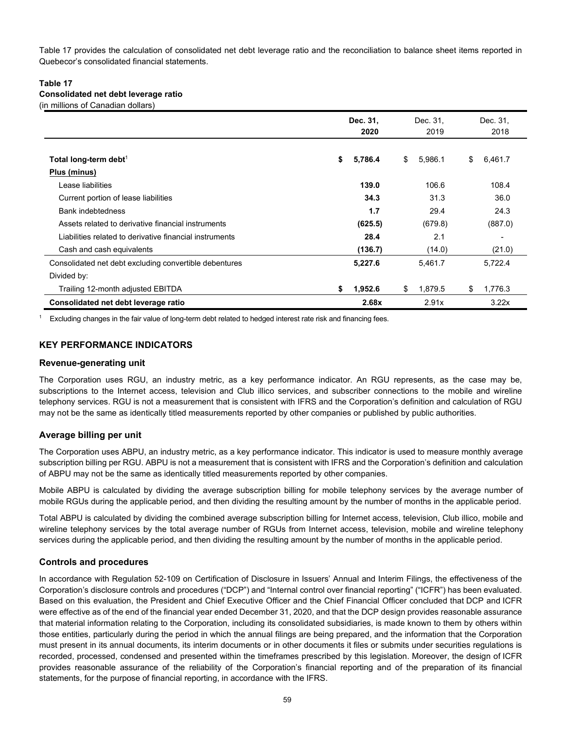Table 17 provides the calculation of consolidated net debt leverage ratio and the reconciliation to balance sheet items reported in Quebecor's consolidated financial statements.

**Table 17**
**Consolidated net debt leverage ratio**
(in millions of Canadian dollars)

| | **Dec. 31, 2020** | Dec. 31, 2019 | Dec. 31, 2018 |
|---|---|---|---|
| **Total long-term debt**[1] | **$ 5,786.4** | $ 5,986.1 | $ 6,461.7 |
| **Plus (minus)** | | | |
| Lease liabilities | **139.0** | 106.6 | 108.4 |
| Current portion of lease liabilities | **34.3** | 31.3 | 36.0 |
| Bank indebtedness | **1.7** | 29.4 | 24.3 |
| Assets related to derivative financial instruments | **(625.5)** | (679.8) | (887.0) |
| Liabilities related to derivative financial instruments | **28.4** | 2.1 | - |
| Cash and cash equivalents | **(136.7)** | (14.0) | (21.0) |
| Consolidated net debt excluding convertible debentures | **5,227.6** | 5,461.7 | 5,722.4 |
| Divided by: | | | |
| Trailing 12-month adjusted EBITDA | **$ 1,952.6** | $ 1,879.5 | $ 1,776.3 |
| **Consolidated net debt leverage ratio** | **2.68x** | 2.91x | 3.22x |

[1] Excluding changes in the fair value of long-term debt related to hedged interest rate risk and financing fees.

## KEY PERFORMANCE INDICATORS

### Revenue-generating unit

The Corporation uses RGU, an industry metric, as a key performance indicator. An RGU represents, as the case may be, subscriptions to the Internet access, television and Club illico services, and subscriber connections to the mobile and wireline telephony services. RGU is not a measurement that is consistent with IFRS and the Corporation's definition and calculation of RGU may not be the same as identically titled measurements reported by other companies or published by public authorities.

### Average billing per unit

The Corporation uses ABPU, an industry metric, as a key performance indicator. This indicator is used to measure monthly average subscription billing per RGU. ABPU is not a measurement that is consistent with IFRS and the Corporation's definition and calculation of ABPU may not be the same as identically titled measurements reported by other companies.

Mobile ABPU is calculated by dividing the average subscription billing for mobile telephony services by the average number of mobile RGUs during the applicable period, and then dividing the resulting amount by the number of months in the applicable period.

Total ABPU is calculated by dividing the combined average subscription billing for Internet access, television, Club illico, mobile and wireline telephony services by the total average number of RGUs from Internet access, television, mobile and wireline telephony services during the applicable period, and then dividing the resulting amount by the number of months in the applicable period.

### Controls and procedures

In accordance with Regulation 52-109 on Certification of Disclosure in Issuers' Annual and Interim Filings, the effectiveness of the Corporation's disclosure controls and procedures ("DCP") and "Internal control over financial reporting" ("ICFR") has been evaluated. Based on this evaluation, the President and Chief Executive Officer and the Chief Financial Officer concluded that DCP and ICFR were effective as of the end of the financial year ended December 31, 2020, and that the DCP design provides reasonable assurance that material information relating to the Corporation, including its consolidated subsidiaries, is made known to them by others within those entities, particularly during the period in which the annual filings are being prepared, and the information that the Corporation must present in its annual documents, its interim documents or in other documents it files or submits under securities regulations is recorded, processed, condensed and presented within the timeframes prescribed by this legislation. Moreover, the design of ICFR provides reasonable assurance of the reliability of the Corporation's financial reporting and of the preparation of its financial statements, for the purpose of financial reporting, in accordance with the IFRS.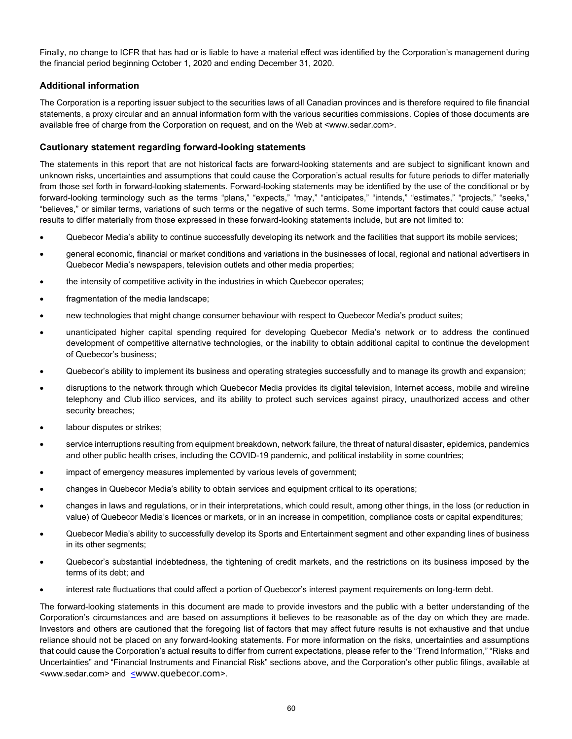Finally, no change to ICFR that has had or is liable to have a material effect was identified by the Corporation's management during the financial period beginning October 1, 2020 and ending December 31, 2020.

### Additional information

The Corporation is a reporting issuer subject to the securities laws of all Canadian provinces and is therefore required to file financial statements, a proxy circular and an annual information form with the various securities commissions. Copies of those documents are available free of charge from the Corporation on request, and on the Web at <www.sedar.com>.

### Cautionary statement regarding forward-looking statements

The statements in this report that are not historical facts are forward-looking statements and are subject to significant known and unknown risks, uncertainties and assumptions that could cause the Corporation's actual results for future periods to differ materially from those set forth in forward-looking statements. Forward-looking statements may be identified by the use of the conditional or by forward-looking terminology such as the terms "plans," "expects," "may," "anticipates," "intends," "estimates," "projects," "seeks," "believes," or similar terms, variations of such terms or the negative of such terms. Some important factors that could cause actual results to differ materially from those expressed in these forward-looking statements include, but are not limited to:

- Quebecor Media's ability to continue successfully developing its network and the facilities that support its mobile services;
- general economic, financial or market conditions and variations in the businesses of local, regional and national advertisers in Quebecor Media's newspapers, television outlets and other media properties;
- the intensity of competitive activity in the industries in which Quebecor operates;
- fragmentation of the media landscape;
- new technologies that might change consumer behaviour with respect to Quebecor Media's product suites;
- unanticipated higher capital spending required for developing Quebecor Media's network or to address the continued development of competitive alternative technologies, or the inability to obtain additional capital to continue the development of Quebecor's business;
- Quebecor's ability to implement its business and operating strategies successfully and to manage its growth and expansion;
- disruptions to the network through which Quebecor Media provides its digital television, Internet access, mobile and wireline telephony and Club illico services, and its ability to protect such services against piracy, unauthorized access and other security breaches;
- labour disputes or strikes;
- service interruptions resulting from equipment breakdown, network failure, the threat of natural disaster, epidemics, pandemics and other public health crises, including the COVID-19 pandemic, and political instability in some countries;
- impact of emergency measures implemented by various levels of government;
- changes in Quebecor Media's ability to obtain services and equipment critical to its operations;
- changes in laws and regulations, or in their interpretations, which could result, among other things, in the loss (or reduction in value) of Quebecor Media's licences or markets, or in an increase in competition, compliance costs or capital expenditures;
- Quebecor Media's ability to successfully develop its Sports and Entertainment segment and other expanding lines of business in its other segments;
- Quebecor's substantial indebtedness, the tightening of credit markets, and the restrictions on its business imposed by the terms of its debt; and
- interest rate fluctuations that could affect a portion of Quebecor's interest payment requirements on long-term debt.

The forward-looking statements in this document are made to provide investors and the public with a better understanding of the Corporation's circumstances and are based on assumptions it believes to be reasonable as of the day on which they are made. Investors and others are cautioned that the foregoing list of factors that may affect future results is not exhaustive and that undue reliance should not be placed on any forward-looking statements. For more information on the risks, uncertainties and assumptions that could cause the Corporation's actual results to differ from current expectations, please refer to the "Trend Information," "Risks and Uncertainties" and "Financial Instruments and Financial Risk" sections above, and the Corporation's other public filings, available at <www.sedar.com> and <www.quebecor.com>.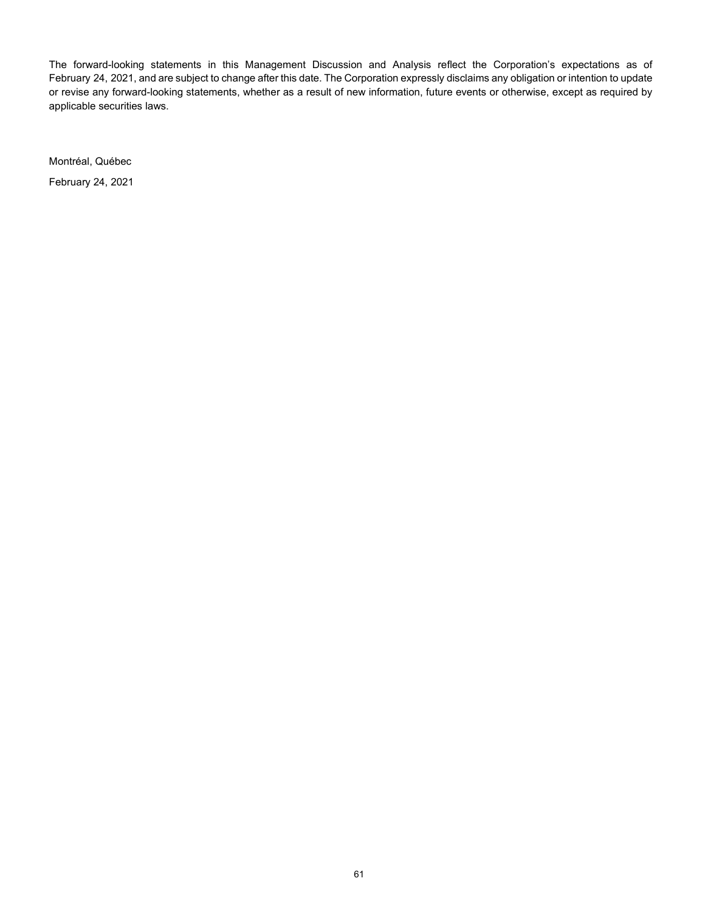The forward-looking statements in this Management Discussion and Analysis reflect the Corporation's expectations as of February 24, 2021, and are subject to change after this date. The Corporation expressly disclaims any obligation or intention to update or revise any forward-looking statements, whether as a result of new information, future events or otherwise, except as required by applicable securities laws.

Montréal, Québec

February 24, 2021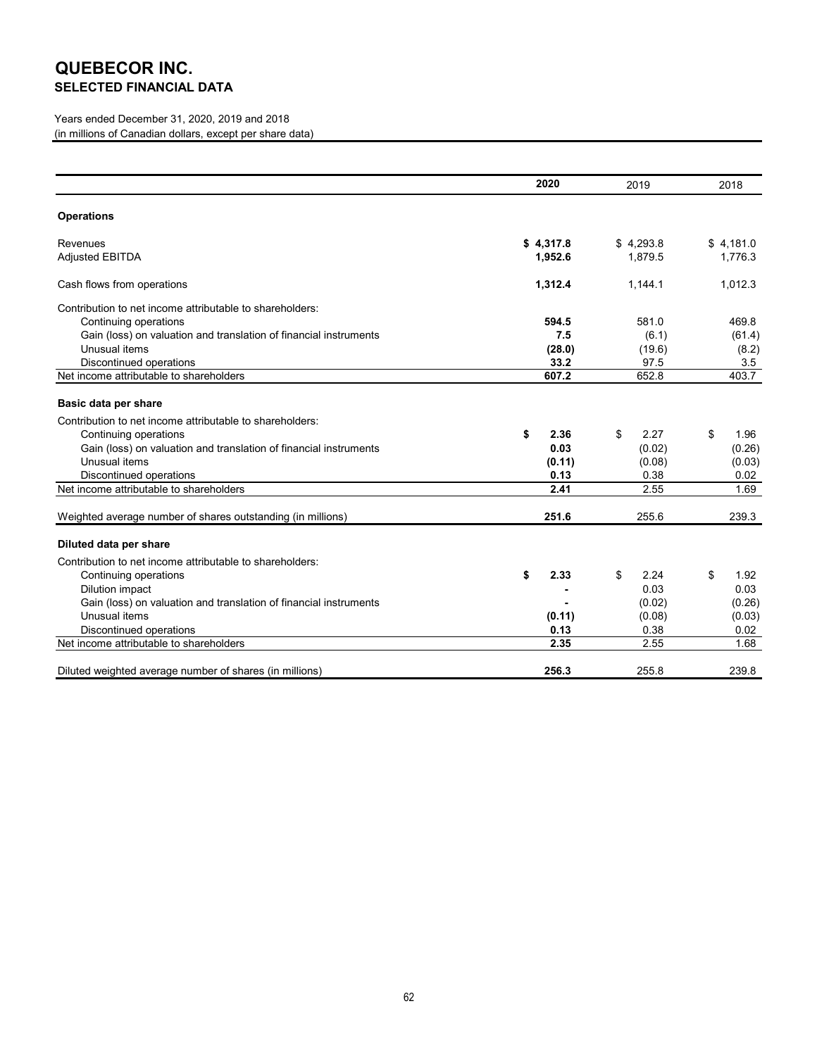# QUEBECOR INC.
## SELECTED FINANCIAL DATA

Years ended December 31, 2020, 2019 and 2018
(in millions of Canadian dollars, except per share data)

| | 2020 | 2019 | 2018 |
|---|---|---|---|
| **Operations** | | | |
| Revenues | **$ 4,317.8** | $ 4,293.8 | $ 4,181.0 |
| Adjusted EBITDA | **1,952.6** | 1,879.5 | 1,776.3 |
| Cash flows from operations | **1,312.4** | 1,144.1 | 1,012.3 |
| Contribution to net income attributable to shareholders: | | | |
| Continuing operations | **594.5** | 581.0 | 469.8 |
| Gain (loss) on valuation and translation of financial instruments | **7.5** | (6.1) | (61.4) |
| Unusual items | **(28.0)** | (19.6) | (8.2) |
| Discontinued operations | **33.2** | 97.5 | 3.5 |
| Net income attributable to shareholders | **607.2** | 652.8 | 403.7 |
| **Basic data per share** | | | |
| Contribution to net income attributable to shareholders: | | | |
| Continuing operations | **$ 2.36** | $ 2.27 | $ 1.96 |
| Gain (loss) on valuation and translation of financial instruments | **0.03** | (0.02) | (0.26) |
| Unusual items | **(0.11)** | (0.08) | (0.03) |
| Discontinued operations | **0.13** | 0.38 | 0.02 |
| Net income attributable to shareholders | **2.41** | 2.55 | 1.69 |
| Weighted average number of shares outstanding (in millions) | **251.6** | 255.6 | 239.3 |
| **Diluted data per share** | | | |
| Contribution to net income attributable to shareholders: | | | |
| Continuing operations | **$ 2.33** | $ 2.24 | $ 1.92 |
| Dilution impact | **-** | 0.03 | 0.03 |
| Gain (loss) on valuation and translation of financial instruments | **-** | (0.02) | (0.26) |
| Unusual items | **(0.11)** | (0.08) | (0.03) |
| Discontinued operations | **0.13** | 0.38 | 0.02 |
| Net income attributable to shareholders | **2.35** | 2.55 | 1.68 |
| Diluted weighted average number of shares (in millions) | **256.3** | 255.8 | 239.8 |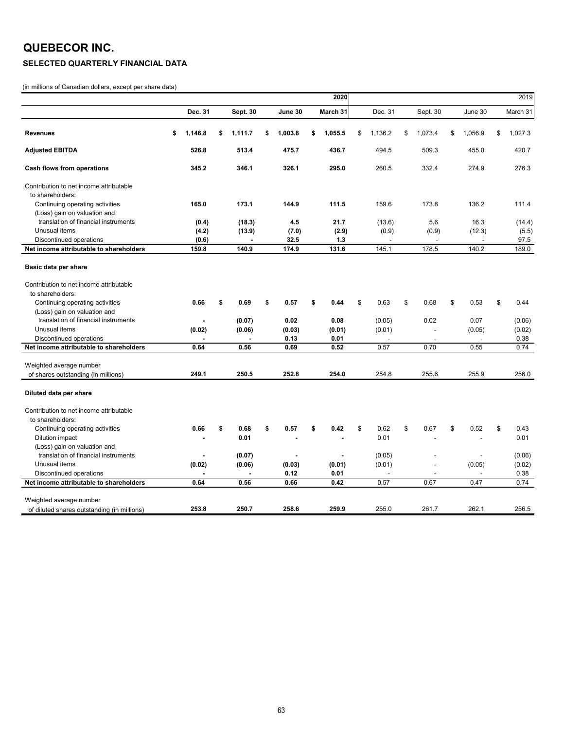# QUEBECOR INC.

### SELECTED QUARTERLY FINANCIAL DATA

(in millions of Canadian dollars, except per share data)

| | | | | 2020 | | | | 2019 |
|---|---|---|---|---|---|---|---|---|
| | Dec. 31 | Sept. 30 | June 30 | March 31 | Dec. 31 | Sept. 30 | June 30 | March 31 |
| **Revenues** | $ 1,146.8 | $ 1,111.7 | $ 1,003.8 | $ 1,055.5 | $ 1,136.2 | $ 1,073.4 | $ 1,056.9 | $ 1,027.3 |
| **Adjusted EBITDA** | 526.8 | 513.4 | 475.7 | 436.7 | 494.5 | 509.3 | 455.0 | 420.7 |
| **Cash flows from operations** | 345.2 | 346.1 | 326.1 | 295.0 | 260.5 | 332.4 | 274.9 | 276.3 |
| Contribution to net income attributable to shareholders: | | | | | | | | |
| Continuing operating activities | 165.0 | 173.1 | 144.9 | 111.5 | 159.6 | 173.8 | 136.2 | 111.4 |
| (Loss) gain on valuation and translation of financial instruments | (0.4) | (18.3) | 4.5 | 21.7 | (13.6) | 5.6 | 16.3 | (14.4) |
| Unusual items | (4.2) | (13.9) | (7.0) | (2.9) | (0.9) | (0.9) | (12.3) | (5.5) |
| Discontinued operations | (0.6) | - | 32.5 | 1.3 | - | - | - | 97.5 |
| **Net income attributable to shareholders** | 159.8 | 140.9 | 174.9 | 131.6 | 145.1 | 178.5 | 140.2 | 189.0 |
| **Basic data per share** | | | | | | | | |
| Contribution to net income attributable to shareholders: | | | | | | | | |
| Continuing operating activities | 0.66 | $ 0.69 | $ 0.57 | $ 0.44 | $ 0.63 | $ 0.68 | $ 0.53 | $ 0.44 |
| (Loss) gain on valuation and translation of financial instruments | - | (0.07) | 0.02 | 0.08 | (0.05) | 0.02 | 0.07 | (0.06) |
| Unusual items | (0.02) | (0.06) | (0.03) | (0.01) | (0.01) | - | (0.05) | (0.02) |
| Discontinued operations | - | - | 0.13 | 0.01 | - | - | - | 0.38 |
| **Net income attributable to shareholders** | 0.64 | 0.56 | 0.69 | 0.52 | 0.57 | 0.70 | 0.55 | 0.74 |
| Weighted average number of shares outstanding (in millions) | 249.1 | 250.5 | 252.8 | 254.0 | 254.8 | 255.6 | 255.9 | 256.0 |
| **Diluted data per share** | | | | | | | | |
| Contribution to net income attributable to shareholders: | | | | | | | | |
| Continuing operating activities | 0.66 | $ 0.68 | $ 0.57 | $ 0.42 | $ 0.62 | $ 0.67 | $ 0.52 | $ 0.43 |
| Dilution impact | - | 0.01 | - | - | 0.01 | - | - | 0.01 |
| (Loss) gain on valuation and translation of financial instruments | - | (0.07) | - | - | (0.05) | - | - | (0.06) |
| Unusual items | (0.02) | (0.06) | (0.03) | (0.01) | (0.01) | - | (0.05) | (0.02) |
| Discontinued operations | - | - | 0.12 | 0.01 | - | - | - | 0.38 |
| **Net income attributable to shareholders** | 0.64 | 0.56 | 0.66 | 0.42 | 0.57 | 0.67 | 0.47 | 0.74 |
| Weighted average number of diluted shares outstanding (in millions) | 253.8 | 250.7 | 258.6 | 259.9 | 255.0 | 261.7 | 262.1 | 256.5 |